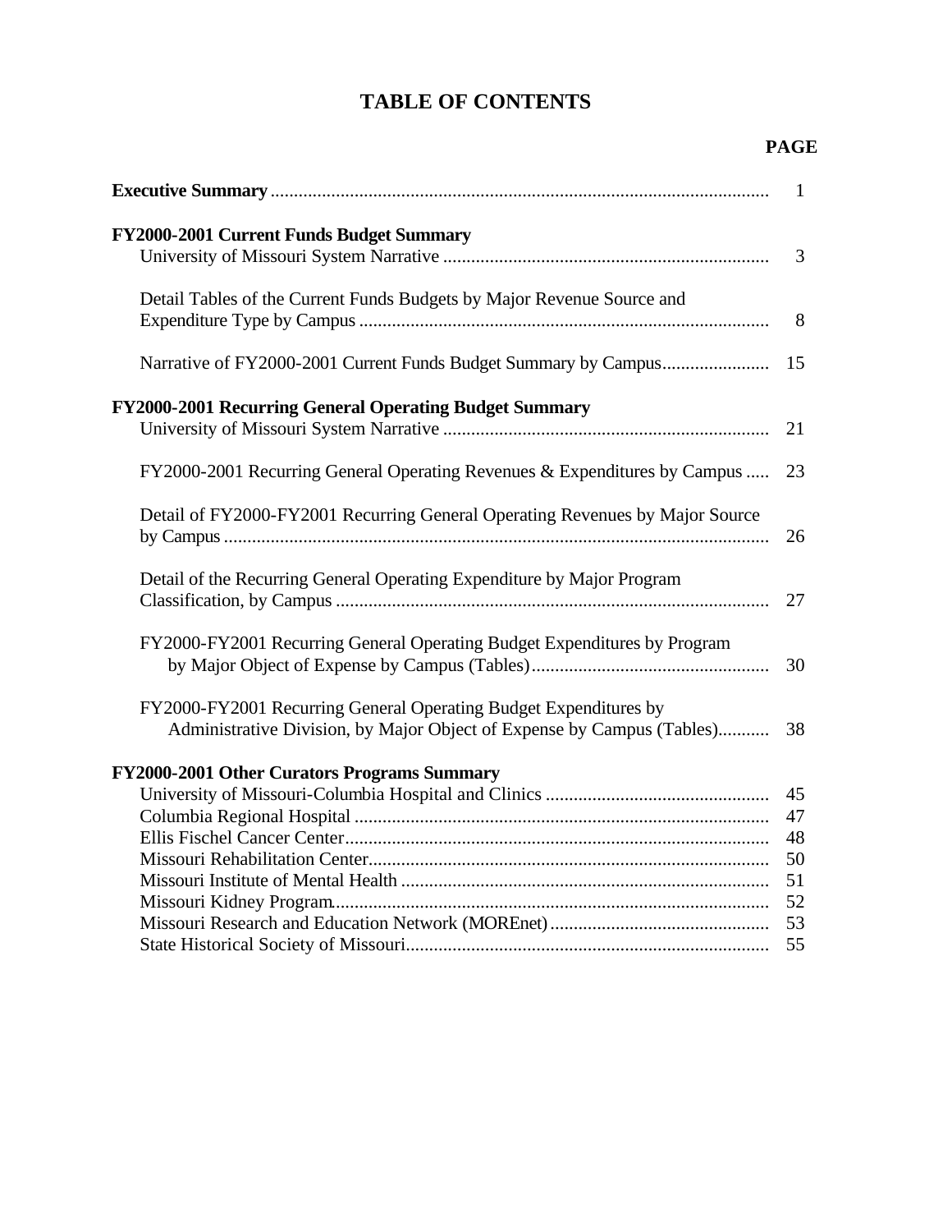# TABLE OF CONTENTS

| | PAGE |
|---|---|
| **Executive Summary** | 1 |
| **FY2000-2001 Current Funds Budget Summary** | |
| University of Missouri System Narrative | 3 |
| Detail Tables of the Current Funds Budgets by Major Revenue Source and Expenditure Type by Campus | 8 |
| Narrative of FY2000-2001 Current Funds Budget Summary by Campus | 15 |
| **FY2000-2001 Recurring General Operating Budget Summary** | |
| University of Missouri System Narrative | 21 |
| FY2000-2001 Recurring General Operating Revenues & Expenditures by Campus | 23 |
| Detail of FY2000-FY2001 Recurring General Operating Revenues by Major Source by Campus | 26 |
| Detail of the Recurring General Operating Expenditure by Major Program Classification, by Campus | 27 |
| FY2000-FY2001 Recurring General Operating Budget Expenditures by Program by Major Object of Expense by Campus (Tables) | 30 |
| FY2000-FY2001 Recurring General Operating Budget Expenditures by Administrative Division, by Major Object of Expense by Campus (Tables) | 38 |
| **FY2000-2001 Other Curators Programs Summary** | |
| University of Missouri-Columbia Hospital and Clinics | 45 |
| Columbia Regional Hospital | 47 |
| Ellis Fischel Cancer Center | 48 |
| Missouri Rehabilitation Center | 50 |
| Missouri Institute of Mental Health | 51 |
| Missouri Kidney Program | 52 |
| Missouri Research and Education Network (MOREnet) | 53 |
| State Historical Society of Missouri | 55 |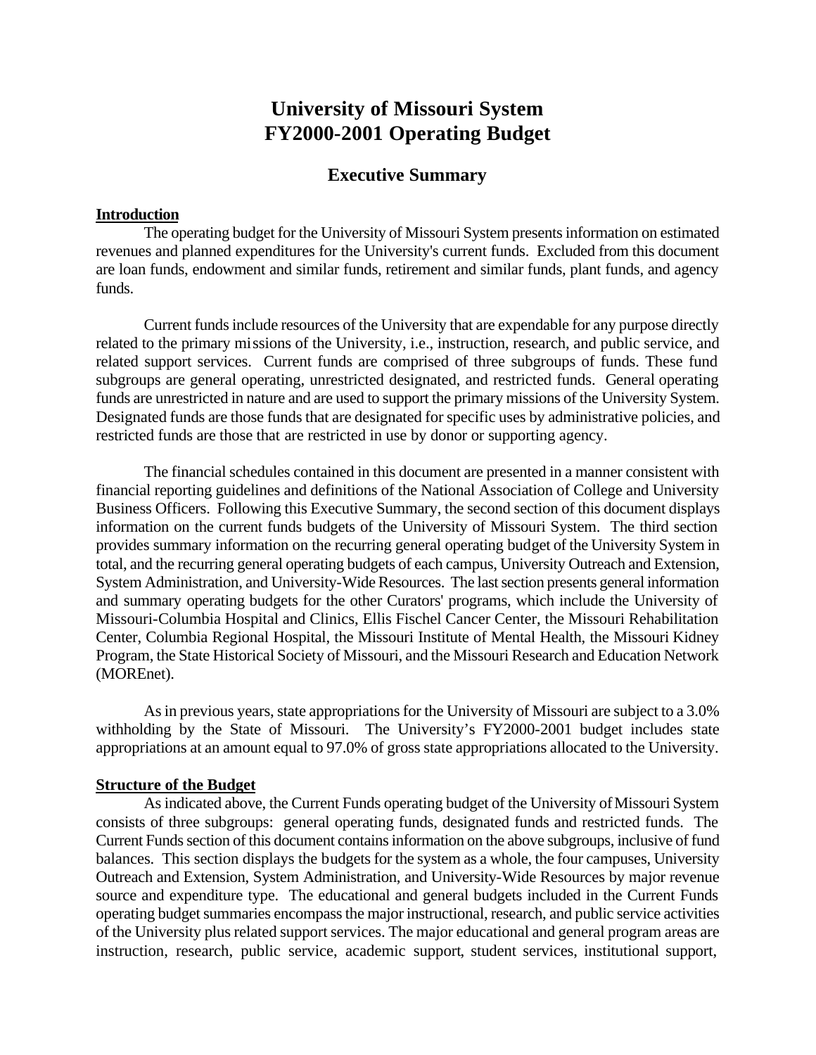# University of Missouri System
# FY2000-2001 Operating Budget

## Executive Summary

**Introduction**

The operating budget for the University of Missouri System presents information on estimated revenues and planned expenditures for the University's current funds. Excluded from this document are loan funds, endowment and similar funds, retirement and similar funds, plant funds, and agency funds.

Current funds include resources of the University that are expendable for any purpose directly related to the primary missions of the University, i.e., instruction, research, and public service, and related support services. Current funds are comprised of three subgroups of funds. These fund subgroups are general operating, unrestricted designated, and restricted funds. General operating funds are unrestricted in nature and are used to support the primary missions of the University System. Designated funds are those funds that are designated for specific uses by administrative policies, and restricted funds are those that are restricted in use by donor or supporting agency.

The financial schedules contained in this document are presented in a manner consistent with financial reporting guidelines and definitions of the National Association of College and University Business Officers. Following this Executive Summary, the second section of this document displays information on the current funds budgets of the University of Missouri System. The third section provides summary information on the recurring general operating budget of the University System in total, and the recurring general operating budgets of each campus, University Outreach and Extension, System Administration, and University-Wide Resources. The last section presents general information and summary operating budgets for the other Curators' programs, which include the University of Missouri-Columbia Hospital and Clinics, Ellis Fischel Cancer Center, the Missouri Rehabilitation Center, Columbia Regional Hospital, the Missouri Institute of Mental Health, the Missouri Kidney Program, the State Historical Society of Missouri, and the Missouri Research and Education Network (MOREnet).

As in previous years, state appropriations for the University of Missouri are subject to a 3.0% withholding by the State of Missouri. The University's FY2000-2001 budget includes state appropriations at an amount equal to 97.0% of gross state appropriations allocated to the University.

**Structure of the Budget**

As indicated above, the Current Funds operating budget of the University of Missouri System consists of three subgroups: general operating funds, designated funds and restricted funds. The Current Funds section of this document contains information on the above subgroups, inclusive of fund balances. This section displays the budgets for the system as a whole, the four campuses, University Outreach and Extension, System Administration, and University-Wide Resources by major revenue source and expenditure type. The educational and general budgets included in the Current Funds operating budget summaries encompass the major instructional, research, and public service activities of the University plus related support services. The major educational and general program areas are instruction, research, public service, academic support, student services, institutional support,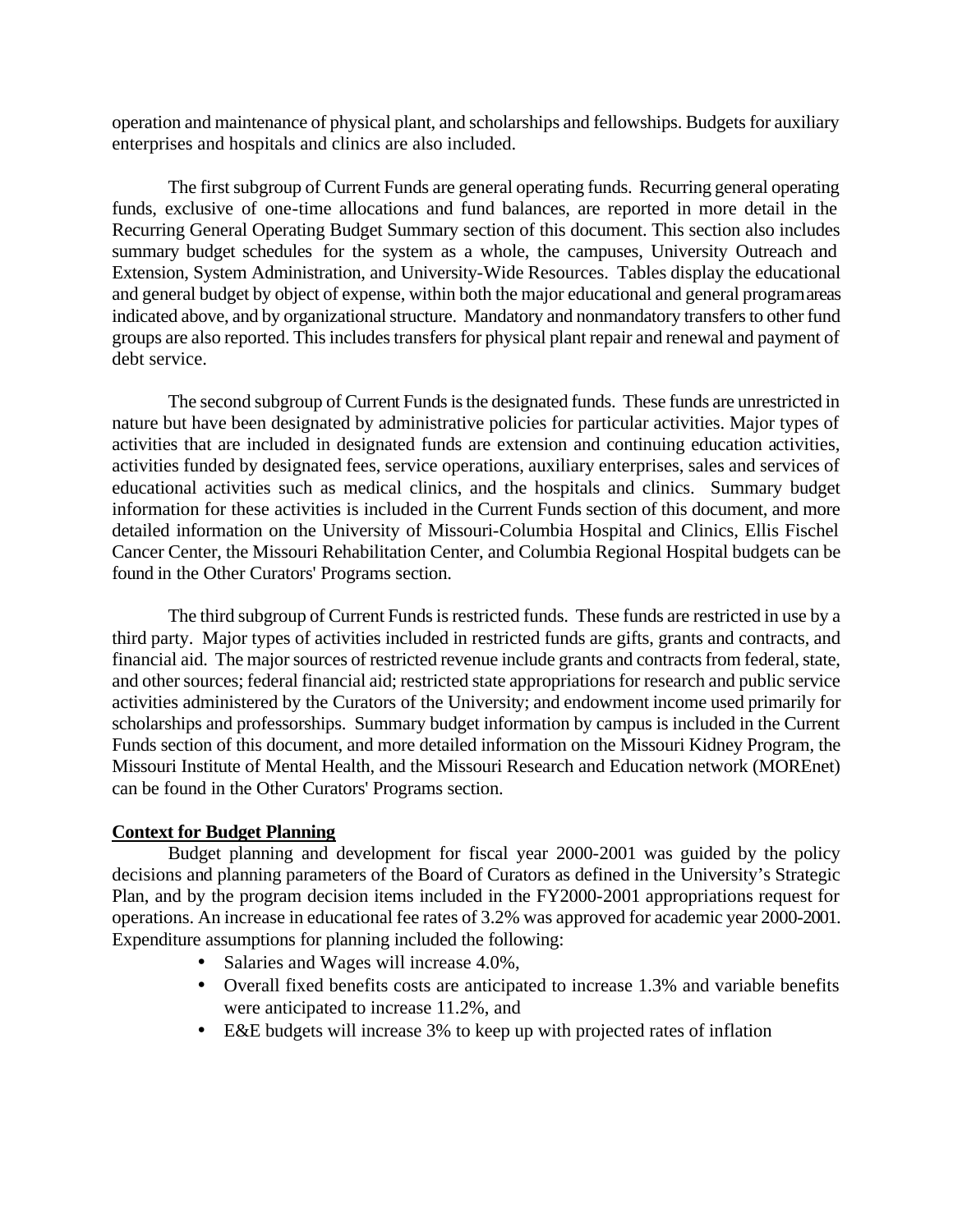operation and maintenance of physical plant, and scholarships and fellowships. Budgets for auxiliary enterprises and hospitals and clinics are also included.

The first subgroup of Current Funds are general operating funds. Recurring general operating funds, exclusive of one-time allocations and fund balances, are reported in more detail in the Recurring General Operating Budget Summary section of this document. This section also includes summary budget schedules for the system as a whole, the campuses, University Outreach and Extension, System Administration, and University-Wide Resources. Tables display the educational and general budget by object of expense, within both the major educational and general program areas indicated above, and by organizational structure. Mandatory and nonmandatory transfers to other fund groups are also reported. This includes transfers for physical plant repair and renewal and payment of debt service.

The second subgroup of Current Funds is the designated funds. These funds are unrestricted in nature but have been designated by administrative policies for particular activities. Major types of activities that are included in designated funds are extension and continuing education activities, activities funded by designated fees, service operations, auxiliary enterprises, sales and services of educational activities such as medical clinics, and the hospitals and clinics. Summary budget information for these activities is included in the Current Funds section of this document, and more detailed information on the University of Missouri-Columbia Hospital and Clinics, Ellis Fischel Cancer Center, the Missouri Rehabilitation Center, and Columbia Regional Hospital budgets can be found in the Other Curators' Programs section.

The third subgroup of Current Funds is restricted funds. These funds are restricted in use by a third party. Major types of activities included in restricted funds are gifts, grants and contracts, and financial aid. The major sources of restricted revenue include grants and contracts from federal, state, and other sources; federal financial aid; restricted state appropriations for research and public service activities administered by the Curators of the University; and endowment income used primarily for scholarships and professorships. Summary budget information by campus is included in the Current Funds section of this document, and more detailed information on the Missouri Kidney Program, the Missouri Institute of Mental Health, and the Missouri Research and Education network (MOREnet) can be found in the Other Curators' Programs section.

**Context for Budget Planning**

Budget planning and development for fiscal year 2000-2001 was guided by the policy decisions and planning parameters of the Board of Curators as defined in the University's Strategic Plan, and by the program decision items included in the FY2000-2001 appropriations request for operations. An increase in educational fee rates of 3.2% was approved for academic year 2000-2001. Expenditure assumptions for planning included the following:

- Salaries and Wages will increase 4.0%,
- Overall fixed benefits costs are anticipated to increase 1.3% and variable benefits were anticipated to increase 11.2%, and
- E&E budgets will increase 3% to keep up with projected rates of inflation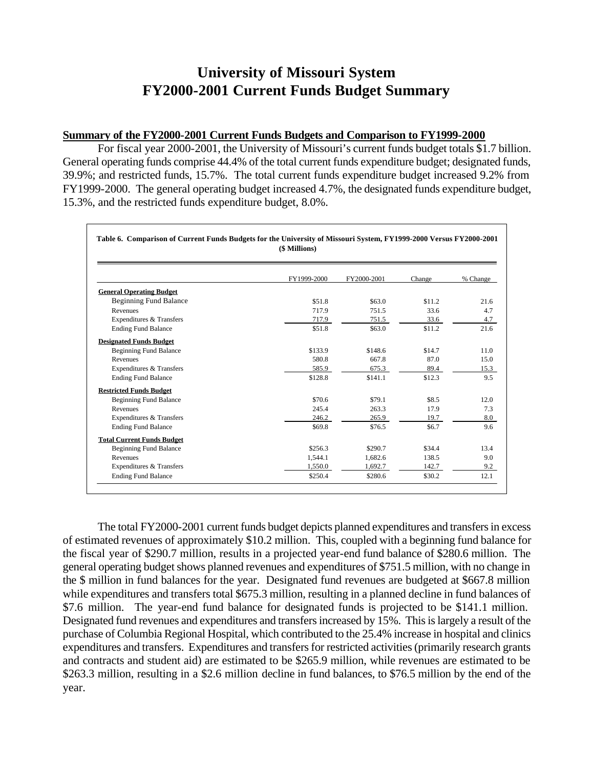# University of Missouri System
# FY2000-2001 Current Funds Budget Summary

## Summary of the FY2000-2001 Current Funds Budgets and Comparison to FY1999-2000

For fiscal year 2000-2001, the University of Missouri's current funds budget totals $1.7 billion. General operating funds comprise 44.4% of the total current funds expenditure budget; designated funds, 39.9%; and restricted funds, 15.7%. The total current funds expenditure budget increased 9.2% from FY1999-2000. The general operating budget increased 4.7%, the designated funds expenditure budget, 15.3%, and the restricted funds expenditure budget, 8.0%.

**Table 6. Comparison of Current Funds Budgets for the University of Missouri System, FY1999-2000 Versus FY2000-2001 ($ Millions)**

| | FY1999-2000 | FY2000-2001 | Change | % Change |
|---|---|---|---|---|
| **General Operating Budget** | | | | |
| Beginning Fund Balance | $51.8 | $63.0 | $11.2 | 21.6 |
| Revenues | 717.9 | 751.5 | 33.6 | 4.7 |
| Expenditures & Transfers | 717.9 | 751.5 | 33.6 | 4.7 |
| Ending Fund Balance | $51.8 | $63.0 | $11.2 | 21.6 |
| **Designated Funds Budget** | | | | |
| Beginning Fund Balance | $133.9 | $148.6 | $14.7 | 11.0 |
| Revenues | 580.8 | 667.8 | 87.0 | 15.0 |
| Expenditures & Transfers | 585.9 | 675.3 | 89.4 | 15.3 |
| Ending Fund Balance | $128.8 | $141.1 | $12.3 | 9.5 |
| **Restricted Funds Budget** | | | | |
| Beginning Fund Balance | $70.6 | $79.1 | $8.5 | 12.0 |
| Revenues | 245.4 | 263.3 | 17.9 | 7.3 |
| Expenditures & Transfers | 246.2 | 265.9 | 19.7 | 8.0 |
| Ending Fund Balance | $69.8 | $76.5 | $6.7 | 9.6 |
| **Total Current Funds Budget** | | | | |
| Beginning Fund Balance | $256.3 | $290.7 | $34.4 | 13.4 |
| Revenues | 1,544.1 | 1,682.6 | 138.5 | 9.0 |
| Expenditures & Transfers | 1,550.0 | 1,692.7 | 142.7 | 9.2 |
| Ending Fund Balance | $250.4 | $280.6 | $30.2 | 12.1 |

The total FY2000-2001 current funds budget depicts planned expenditures and transfers in excess of estimated revenues of approximately $10.2 million. This, coupled with a beginning fund balance for the fiscal year of $290.7 million, results in a projected year-end fund balance of $280.6 million. The general operating budget shows planned revenues and expenditures of $751.5 million, with no change in the $ million in fund balances for the year. Designated fund revenues are budgeted at $667.8 million while expenditures and transfers total $675.3 million, resulting in a planned decline in fund balances of $7.6 million. The year-end fund balance for designated funds is projected to be $141.1 million. Designated fund revenues and expenditures and transfers increased by 15%. This is largely a result of the purchase of Columbia Regional Hospital, which contributed to the 25.4% increase in hospital and clinics expenditures and transfers. Expenditures and transfers for restricted activities (primarily research grants and contracts and student aid) are estimated to be $265.9 million, while revenues are estimated to be $263.3 million, resulting in a $2.6 million decline in fund balances, to $76.5 million by the end of the year.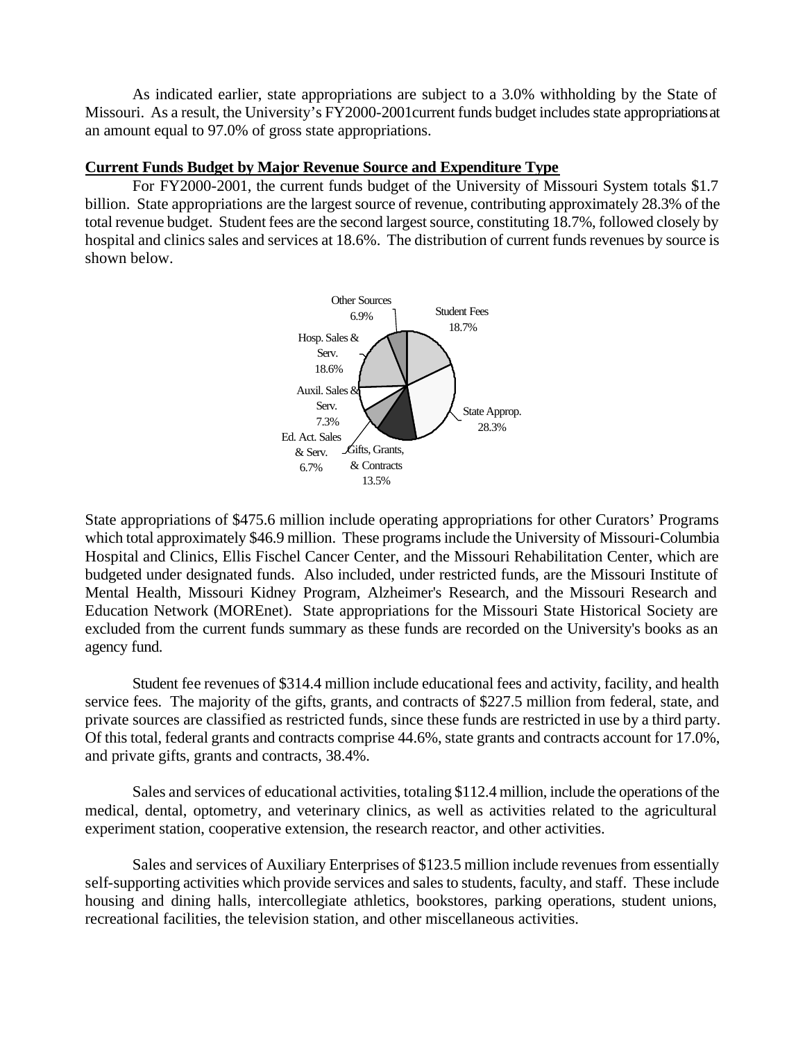As indicated earlier, state appropriations are subject to a 3.0% withholding by the State of Missouri. As a result, the University's FY2000-2001current funds budget includes state appropriations at an amount equal to 97.0% of gross state appropriations.

**Current Funds Budget by Major Revenue Source and Expenditure Type**

For FY2000-2001, the current funds budget of the University of Missouri System totals $1.7 billion. State appropriations are the largest source of revenue, contributing approximately 28.3% of the total revenue budget. Student fees are the second largest source, constituting 18.7%, followed closely by hospital and clinics sales and services at 18.6%. The distribution of current funds revenues by source is shown below.

| Source | Percent |
| --- | --- |
| Student Fees | 18.7% |
| State Approp. | 28.3% |
| Gifts, Grants, & Contracts | 13.5% |
| Ed. Act. Sales & Serv. | 6.7% |
| Auxil. Sales & Serv. | 7.3% |
| Hosp. Sales & Serv. | 18.6% |
| Other Sources | 6.9% |

State appropriations of $475.6 million include operating appropriations for other Curators' Programs which total approximately $46.9 million. These programs include the University of Missouri-Columbia Hospital and Clinics, Ellis Fischel Cancer Center, and the Missouri Rehabilitation Center, which are budgeted under designated funds. Also included, under restricted funds, are the Missouri Institute of Mental Health, Missouri Kidney Program, Alzheimer's Research, and the Missouri Research and Education Network (MOREnet). State appropriations for the Missouri State Historical Society are excluded from the current funds summary as these funds are recorded on the University's books as an agency fund.

Student fee revenues of $314.4 million include educational fees and activity, facility, and health service fees. The majority of the gifts, grants, and contracts of $227.5 million from federal, state, and private sources are classified as restricted funds, since these funds are restricted in use by a third party. Of this total, federal grants and contracts comprise 44.6%, state grants and contracts account for 17.0%, and private gifts, grants and contracts, 38.4%.

Sales and services of educational activities, totaling $112.4 million, include the operations of the medical, dental, optometry, and veterinary clinics, as well as activities related to the agricultural experiment station, cooperative extension, the research reactor, and other activities.

Sales and services of Auxiliary Enterprises of $123.5 million include revenues from essentially self-supporting activities which provide services and sales to students, faculty, and staff. These include housing and dining halls, intercollegiate athletics, bookstores, parking operations, student unions, recreational facilities, the television station, and other miscellaneous activities.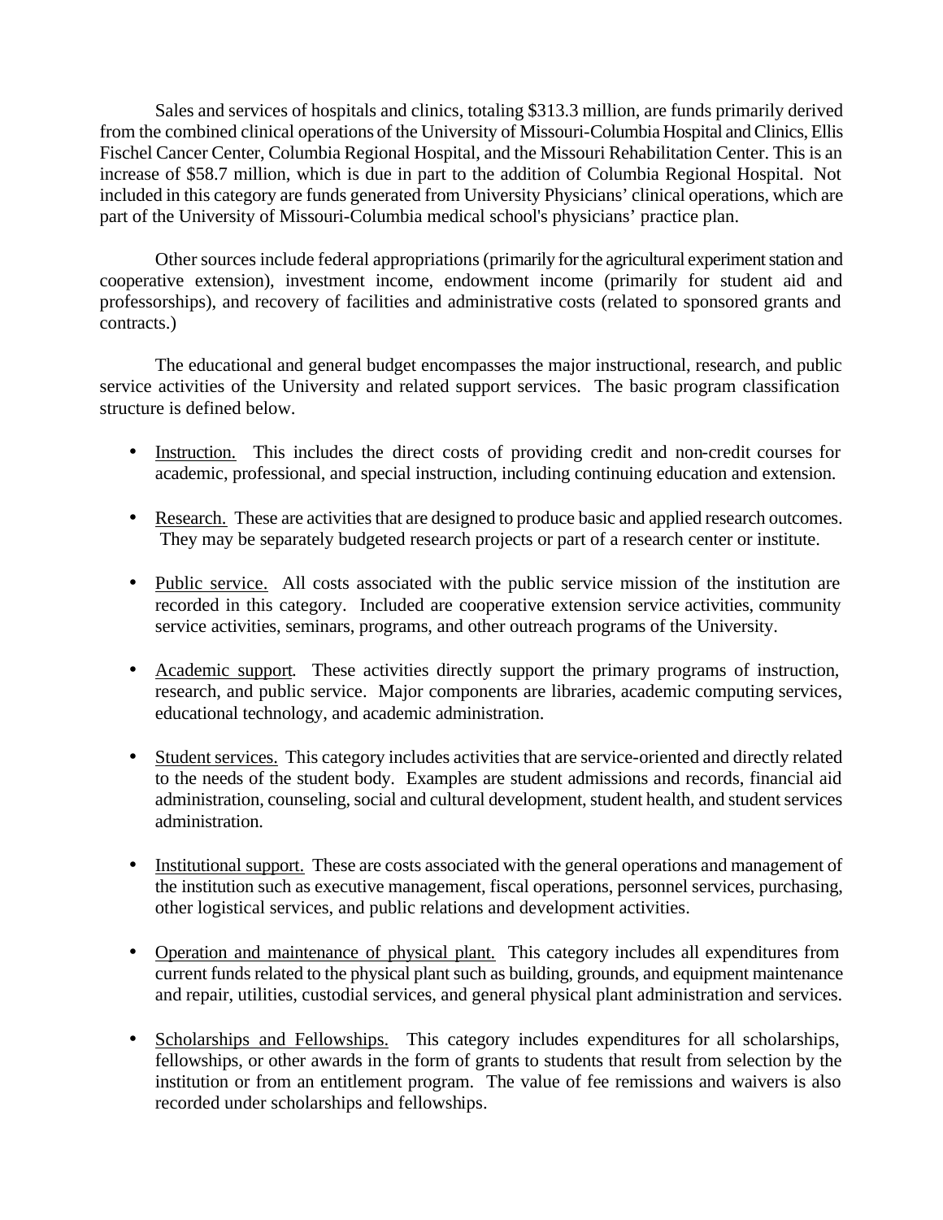Sales and services of hospitals and clinics, totaling $313.3 million, are funds primarily derived from the combined clinical operations of the University of Missouri-Columbia Hospital and Clinics, Ellis Fischel Cancer Center, Columbia Regional Hospital, and the Missouri Rehabilitation Center. This is an increase of $58.7 million, which is due in part to the addition of Columbia Regional Hospital. Not included in this category are funds generated from University Physicians' clinical operations, which are part of the University of Missouri-Columbia medical school's physicians' practice plan.

Other sources include federal appropriations (primarily for the agricultural experiment station and cooperative extension), investment income, endowment income (primarily for student aid and professorships), and recovery of facilities and administrative costs (related to sponsored grants and contracts.)

The educational and general budget encompasses the major instructional, research, and public service activities of the University and related support services. The basic program classification structure is defined below.

- Instruction. This includes the direct costs of providing credit and non-credit courses for academic, professional, and special instruction, including continuing education and extension.

- Research. These are activities that are designed to produce basic and applied research outcomes. They may be separately budgeted research projects or part of a research center or institute.

- Public service. All costs associated with the public service mission of the institution are recorded in this category. Included are cooperative extension service activities, community service activities, seminars, programs, and other outreach programs of the University.

- Academic support. These activities directly support the primary programs of instruction, research, and public service. Major components are libraries, academic computing services, educational technology, and academic administration.

- Student services. This category includes activities that are service-oriented and directly related to the needs of the student body. Examples are student admissions and records, financial aid administration, counseling, social and cultural development, student health, and student services administration.

- Institutional support. These are costs associated with the general operations and management of the institution such as executive management, fiscal operations, personnel services, purchasing, other logistical services, and public relations and development activities.

- Operation and maintenance of physical plant. This category includes all expenditures from current funds related to the physical plant such as building, grounds, and equipment maintenance and repair, utilities, custodial services, and general physical plant administration and services.

- Scholarships and Fellowships. This category includes expenditures for all scholarships, fellowships, or other awards in the form of grants to students that result from selection by the institution or from an entitlement program. The value of fee remissions and waivers is also recorded under scholarships and fellowships.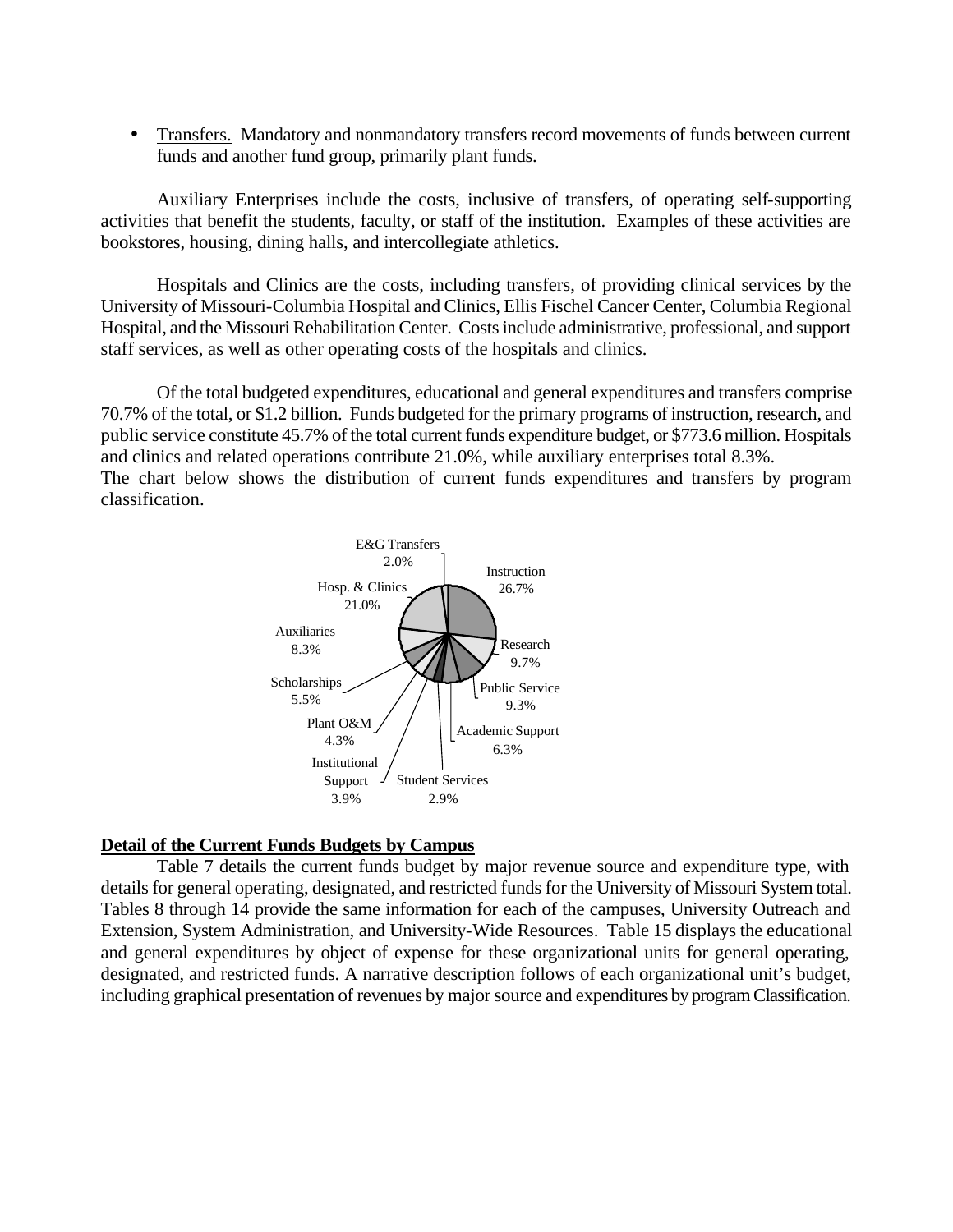- Transfers. Mandatory and nonmandatory transfers record movements of funds between current funds and another fund group, primarily plant funds.

Auxiliary Enterprises include the costs, inclusive of transfers, of operating self-supporting activities that benefit the students, faculty, or staff of the institution. Examples of these activities are bookstores, housing, dining halls, and intercollegiate athletics.

Hospitals and Clinics are the costs, including transfers, of providing clinical services by the University of Missouri-Columbia Hospital and Clinics, Ellis Fischel Cancer Center, Columbia Regional Hospital, and the Missouri Rehabilitation Center. Costs include administrative, professional, and support staff services, as well as other operating costs of the hospitals and clinics.

Of the total budgeted expenditures, educational and general expenditures and transfers comprise 70.7% of the total, or $1.2 billion. Funds budgeted for the primary programs of instruction, research, and public service constitute 45.7% of the total current funds expenditure budget, or $773.6 million. Hospitals and clinics and related operations contribute 21.0%, while auxiliary enterprises total 8.3%.
The chart below shows the distribution of current funds expenditures and transfers by program classification.

| Program | Percent |
|---|---|
| Instruction | 26.7% |
| Research | 9.7% |
| Public Service | 9.3% |
| Academic Support | 6.3% |
| Student Services | 2.9% |
| Institutional Support | 3.9% |
| Plant O&M | 4.3% |
| Scholarships | 5.5% |
| Auxiliaries | 8.3% |
| Hosp. & Clinics | 21.0% |
| E&G Transfers | 2.0% |

## Detail of the Current Funds Budgets by Campus

Table 7 details the current funds budget by major revenue source and expenditure type, with details for general operating, designated, and restricted funds for the University of Missouri System total. Tables 8 through 14 provide the same information for each of the campuses, University Outreach and Extension, System Administration, and University-Wide Resources. Table 15 displays the educational and general expenditures by object of expense for these organizational units for general operating, designated, and restricted funds. A narrative description follows of each organizational unit's budget, including graphical presentation of revenues by major source and expenditures by program Classification.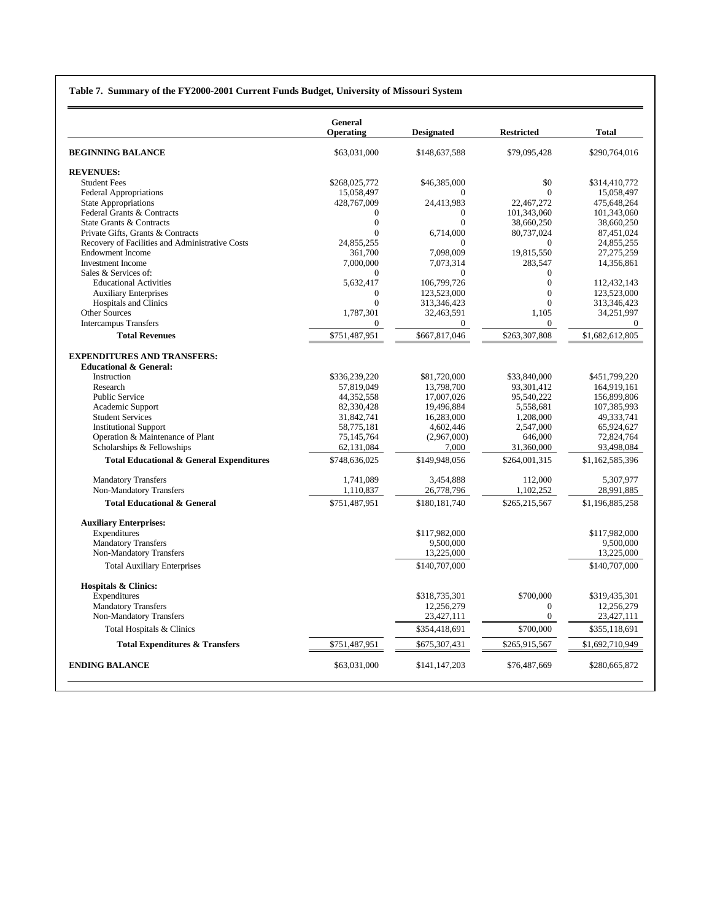**Table 7. Summary of the FY2000-2001 Current Funds Budget, University of Missouri System**

| | General Operating | Designated | Restricted | Total |
|---|---|---|---|---|
| **BEGINNING BALANCE** | $63,031,000 | $148,637,588 | $79,095,428 | $290,764,016 |
| **REVENUES:** | | | | |
| Student Fees | $268,025,772 | $46,385,000 | $0 | $314,410,772 |
| Federal Appropriations | 15,058,497 | 0 | 0 | 15,058,497 |
| State Appropriations | 428,767,009 | 24,413,983 | 22,467,272 | 475,648,264 |
| Federal Grants & Contracts | 0 | 0 | 101,343,060 | 101,343,060 |
| State Grants & Contracts | 0 | 0 | 38,660,250 | 38,660,250 |
| Private Gifts, Grants & Contracts | 0 | 6,714,000 | 80,737,024 | 87,451,024 |
| Recovery of Facilities and Administrative Costs | 24,855,255 | 0 | 0 | 24,855,255 |
| Endowment Income | 361,700 | 7,098,009 | 19,815,550 | 27,275,259 |
| Investment Income | 7,000,000 | 7,073,314 | 283,547 | 14,356,861 |
| Sales & Services of: | 0 | 0 | 0 | |
| Educational Activities | 5,632,417 | 106,799,726 | 0 | 112,432,143 |
| Auxiliary Enterprises | 0 | 123,523,000 | 0 | 123,523,000 |
| Hospitals and Clinics | 0 | 313,346,423 | 0 | 313,346,423 |
| Other Sources | 1,787,301 | 32,463,591 | 1,105 | 34,251,997 |
| Intercampus Transfers | 0 | 0 | 0 | 0 |
| **Total Revenues** | $751,487,951 | $667,817,046 | $263,307,808 | $1,682,612,805 |
| **EXPENDITURES AND TRANSFERS:** | | | | |
| **Educational & General:** | | | | |
| Instruction | $336,239,220 | $81,720,000 | $33,840,000 | $451,799,220 |
| Research | 57,819,049 | 13,798,700 | 93,301,412 | 164,919,161 |
| Public Service | 44,352,558 | 17,007,026 | 95,540,222 | 156,899,806 |
| Academic Support | 82,330,428 | 19,496,884 | 5,558,681 | 107,385,993 |
| Student Services | 31,842,741 | 16,283,000 | 1,208,000 | 49,333,741 |
| Institutional Support | 58,775,181 | 4,602,446 | 2,547,000 | 65,924,627 |
| Operation & Maintenance of Plant | 75,145,764 | (2,967,000) | 646,000 | 72,824,764 |
| Scholarships & Fellowships | 62,131,084 | 7,000 | 31,360,000 | 93,498,084 |
| **Total Educational & General Expenditures** | $748,636,025 | $149,948,056 | $264,001,315 | $1,162,585,396 |
| Mandatory Transfers | 1,741,089 | 3,454,888 | 112,000 | 5,307,977 |
| Non-Mandatory Transfers | 1,110,837 | 26,778,796 | 1,102,252 | 28,991,885 |
| **Total Educational & General** | $751,487,951 | $180,181,740 | $265,215,567 | $1,196,885,258 |
| **Auxiliary Enterprises:** | | | | |
| Expenditures | | $117,982,000 | | $117,982,000 |
| Mandatory Transfers | | 9,500,000 | | 9,500,000 |
| Non-Mandatory Transfers | | 13,225,000 | | 13,225,000 |
| Total Auxiliary Enterprises | | $140,707,000 | | $140,707,000 |
| **Hospitals & Clinics:** | | | | |
| Expenditures | | $318,735,301 | $700,000 | $319,435,301 |
| Mandatory Transfers | | 12,256,279 | 0 | 12,256,279 |
| Non-Mandatory Transfers | | 23,427,111 | 0 | 23,427,111 |
| Total Hospitals & Clinics | | $354,418,691 | $700,000 | $355,118,691 |
| **Total Expenditures & Transfers** | $751,487,951 | $675,307,431 | $265,915,567 | $1,692,710,949 |
| **ENDING BALANCE** | $63,031,000 | $141,147,203 | $76,487,669 | $280,665,872 |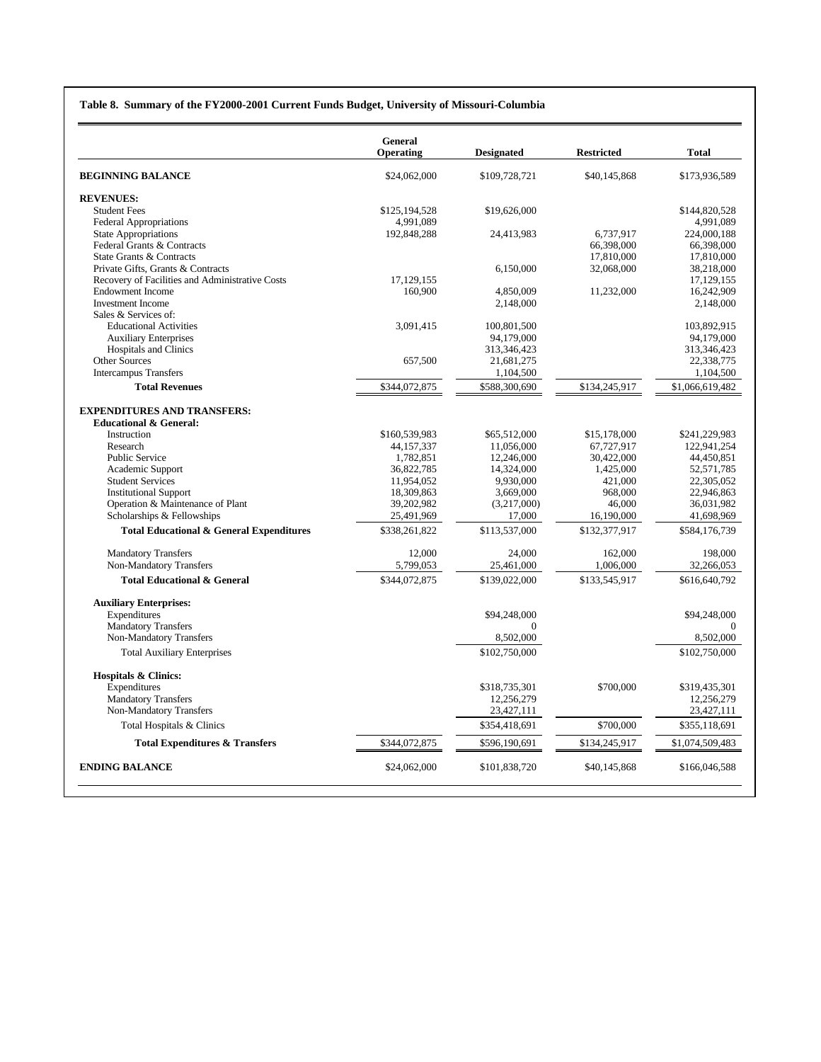**Table 8. Summary of the FY2000-2001 Current Funds Budget, University of Missouri-Columbia**

| | General Operating | Designated | Restricted | Total |
|---|---|---|---|---|
| **BEGINNING BALANCE** | $24,062,000 | $109,728,721 | $40,145,868 | $173,936,589 |
| **REVENUES:** | | | | |
| Student Fees | $125,194,528 | $19,626,000 | | $144,820,528 |
| Federal Appropriations | 4,991,089 | | | 4,991,089 |
| State Appropriations | 192,848,288 | 24,413,983 | 6,737,917 | 224,000,188 |
| Federal Grants & Contracts | | | 66,398,000 | 66,398,000 |
| State Grants & Contracts | | | 17,810,000 | 17,810,000 |
| Private Gifts, Grants & Contracts | | 6,150,000 | 32,068,000 | 38,218,000 |
| Recovery of Facilities and Administrative Costs | 17,129,155 | | | 17,129,155 |
| Endowment Income | 160,900 | 4,850,009 | 11,232,000 | 16,242,909 |
| Investment Income | | 2,148,000 | | 2,148,000 |
| Sales & Services of: | | | | |
| Educational Activities | 3,091,415 | 100,801,500 | | 103,892,915 |
| Auxiliary Enterprises | | 94,179,000 | | 94,179,000 |
| Hospitals and Clinics | | 313,346,423 | | 313,346,423 |
| Other Sources | 657,500 | 21,681,275 | | 22,338,775 |
| Intercampus Transfers | | 1,104,500 | | 1,104,500 |
| **Total Revenues** | $344,072,875 | $588,300,690 | $134,245,917 | $1,066,619,482 |
| **EXPENDITURES AND TRANSFERS:** | | | | |
| **Educational & General:** | | | | |
| Instruction | $160,539,983 | $65,512,000 | $15,178,000 | $241,229,983 |
| Research | 44,157,337 | 11,056,000 | 67,727,917 | 122,941,254 |
| Public Service | 1,782,851 | 12,246,000 | 30,422,000 | 44,450,851 |
| Academic Support | 36,822,785 | 14,324,000 | 1,425,000 | 52,571,785 |
| Student Services | 11,954,052 | 9,930,000 | 421,000 | 22,305,052 |
| Institutional Support | 18,309,863 | 3,669,000 | 968,000 | 22,946,863 |
| Operation & Maintenance of Plant | 39,202,982 | (3,217,000) | 46,000 | 36,031,982 |
| Scholarships & Fellowships | 25,491,969 | 17,000 | 16,190,000 | 41,698,969 |
| **Total Educational & General Expenditures** | $338,261,822 | $113,537,000 | $132,377,917 | $584,176,739 |
| Mandatory Transfers | 12,000 | 24,000 | 162,000 | 198,000 |
| Non-Mandatory Transfers | 5,799,053 | 25,461,000 | 1,006,000 | 32,266,053 |
| **Total Educational & General** | $344,072,875 | $139,022,000 | $133,545,917 | $616,640,792 |
| **Auxiliary Enterprises:** | | | | |
| Expenditures | | $94,248,000 | | $94,248,000 |
| Mandatory Transfers | | 0 | | 0 |
| Non-Mandatory Transfers | | 8,502,000 | | 8,502,000 |
| Total Auxiliary Enterprises | | $102,750,000 | | $102,750,000 |
| **Hospitals & Clinics:** | | | | |
| Expenditures | | $318,735,301 | $700,000 | $319,435,301 |
| Mandatory Transfers | | 12,256,279 | | 12,256,279 |
| Non-Mandatory Transfers | | 23,427,111 | | 23,427,111 |
| Total Hospitals & Clinics | | $354,418,691 | $700,000 | $355,118,691 |
| **Total Expenditures & Transfers** | $344,072,875 | $596,190,691 | $134,245,917 | $1,074,509,483 |
| **ENDING BALANCE** | $24,062,000 | $101,838,720 | $40,145,868 | $166,046,588 |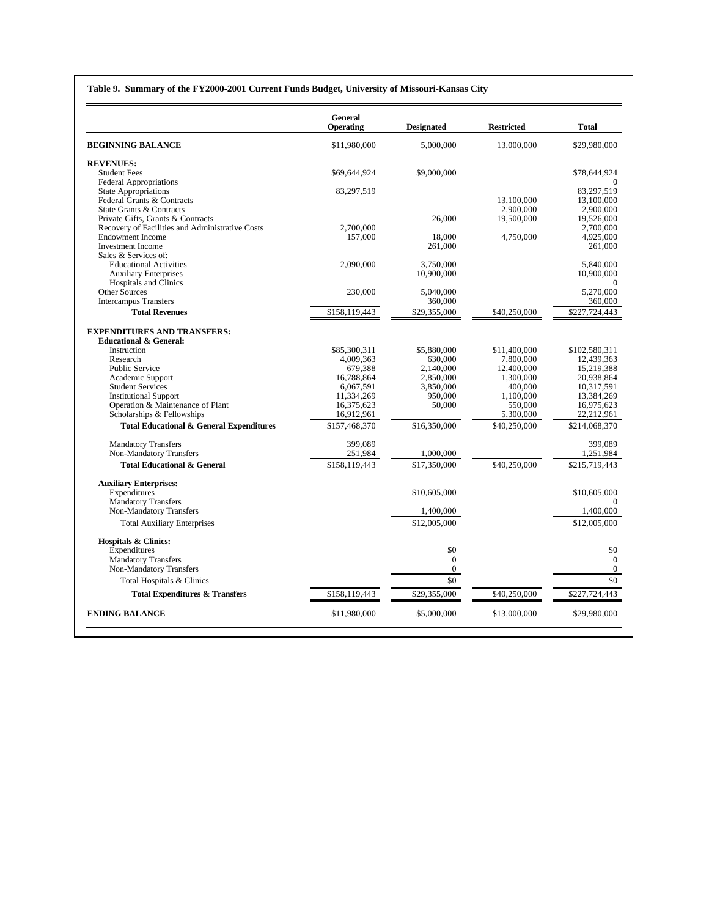**Table 9. Summary of the FY2000-2001 Current Funds Budget, University of Missouri-Kansas City**

| | General Operating | Designated | Restricted | Total |
|---|---|---|---|---|
| **BEGINNING BALANCE** | $11,980,000 | 5,000,000 | 13,000,000 | $29,980,000 |
| **REVENUES:** | | | | |
| Student Fees | $69,644,924 | $9,000,000 | | $78,644,924 |
| Federal Appropriations | | | | 0 |
| State Appropriations | 83,297,519 | | | 83,297,519 |
| Federal Grants & Contracts | | | 13,100,000 | 13,100,000 |
| State Grants & Contracts | | | 2,900,000 | 2,900,000 |
| Private Gifts, Grants & Contracts | | 26,000 | 19,500,000 | 19,526,000 |
| Recovery of Facilities and Administrative Costs | 2,700,000 | | | 2,700,000 |
| Endowment Income | 157,000 | 18,000 | 4,750,000 | 4,925,000 |
| Investment Income | | 261,000 | | 261,000 |
| Sales & Services of: | | | | |
| Educational Activities | 2,090,000 | 3,750,000 | | 5,840,000 |
| Auxiliary Enterprises | | 10,900,000 | | 10,900,000 |
| Hospitals and Clinics | | | | 0 |
| Other Sources | 230,000 | 5,040,000 | | 5,270,000 |
| Intercampus Transfers | | 360,000 | | 360,000 |
| **Total Revenues** | $158,119,443 | $29,355,000 | $40,250,000 | $227,724,443 |
| **EXPENDITURES AND TRANSFERS:** | | | | |
| **Educational & General:** | | | | |
| Instruction | $85,300,311 | $5,880,000 | $11,400,000 | $102,580,311 |
| Research | 4,009,363 | 630,000 | 7,800,000 | 12,439,363 |
| Public Service | 679,388 | 2,140,000 | 12,400,000 | 15,219,388 |
| Academic Support | 16,788,864 | 2,850,000 | 1,300,000 | 20,938,864 |
| Student Services | 6,067,591 | 3,850,000 | 400,000 | 10,317,591 |
| Institutional Support | 11,334,269 | 950,000 | 1,100,000 | 13,384,269 |
| Operation & Maintenance of Plant | 16,375,623 | 50,000 | 550,000 | 16,975,623 |
| Scholarships & Fellowships | 16,912,961 | | 5,300,000 | 22,212,961 |
| **Total Educational & General Expenditures** | $157,468,370 | $16,350,000 | $40,250,000 | $214,068,370 |
| Mandatory Transfers | 399,089 | | | 399,089 |
| Non-Mandatory Transfers | 251,984 | 1,000,000 | | 1,251,984 |
| **Total Educational & General** | $158,119,443 | $17,350,000 | $40,250,000 | $215,719,443 |
| **Auxiliary Enterprises:** | | | | |
| Expenditures | | $10,605,000 | | $10,605,000 |
| Mandatory Transfers | | | | 0 |
| Non-Mandatory Transfers | | 1,400,000 | | 1,400,000 |
| Total Auxiliary Enterprises | | $12,005,000 | | $12,005,000 |
| **Hospitals & Clinics:** | | | | |
| Expenditures | | $0 | | $0 |
| Mandatory Transfers | | 0 | | 0 |
| Non-Mandatory Transfers | | 0 | | 0 |
| Total Hospitals & Clinics | | $0 | | $0 |
| **Total Expenditures & Transfers** | $158,119,443 | $29,355,000 | $40,250,000 | $227,724,443 |
| **ENDING BALANCE** | $11,980,000 | $5,000,000 | $13,000,000 | $29,980,000 |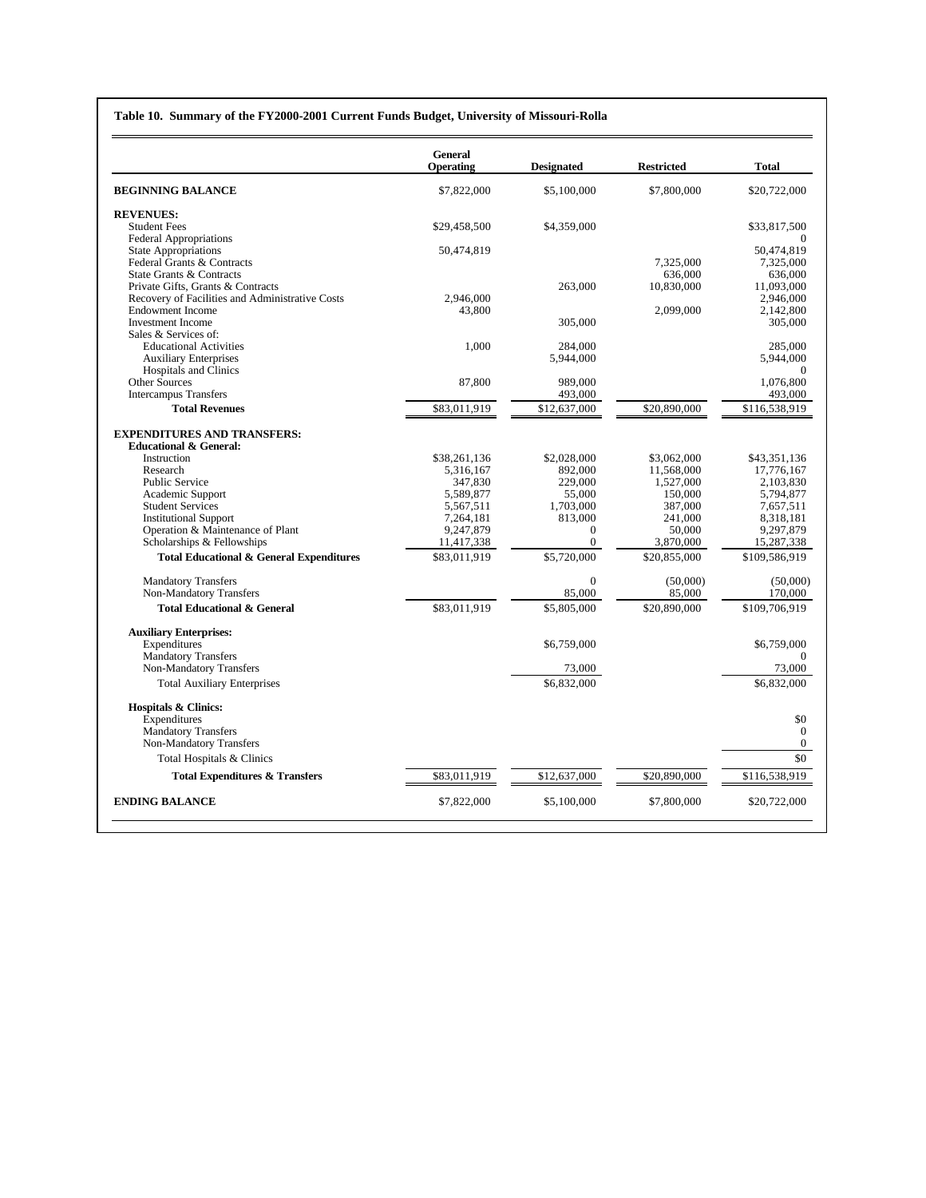**Table 10. Summary of the FY2000-2001 Current Funds Budget, University of Missouri-Rolla**

| | General Operating | Designated | Restricted | Total |
|---|---|---|---|---|
| **BEGINNING BALANCE** | $7,822,000 | $5,100,000 | $7,800,000 | $20,722,000 |
| **REVENUES:** | | | | |
| Student Fees | $29,458,500 | $4,359,000 | | $33,817,500 |
| Federal Appropriations | | | | 0 |
| State Appropriations | 50,474,819 | | | 50,474,819 |
| Federal Grants & Contracts | | | 7,325,000 | 7,325,000 |
| State Grants & Contracts | | | 636,000 | 636,000 |
| Private Gifts, Grants & Contracts | | 263,000 | 10,830,000 | 11,093,000 |
| Recovery of Facilities and Administrative Costs | 2,946,000 | | | 2,946,000 |
| Endowment Income | 43,800 | | 2,099,000 | 2,142,800 |
| Investment Income | | 305,000 | | 305,000 |
| Sales & Services of: | | | | |
| Educational Activities | 1,000 | 284,000 | | 285,000 |
| Auxiliary Enterprises | | 5,944,000 | | 5,944,000 |
| Hospitals and Clinics | | | | 0 |
| Other Sources | 87,800 | 989,000 | | 1,076,800 |
| Intercampus Transfers | | 493,000 | | 493,000 |
| **Total Revenues** | $83,011,919 | $12,637,000 | $20,890,000 | $116,538,919 |
| **EXPENDITURES AND TRANSFERS:** | | | | |
| **Educational & General:** | | | | |
| Instruction | $38,261,136 | $2,028,000 | $3,062,000 | $43,351,136 |
| Research | 5,316,167 | 892,000 | 11,568,000 | 17,776,167 |
| Public Service | 347,830 | 229,000 | 1,527,000 | 2,103,830 |
| Academic Support | 5,589,877 | 55,000 | 150,000 | 5,794,877 |
| Student Services | 5,567,511 | 1,703,000 | 387,000 | 7,657,511 |
| Institutional Support | 7,264,181 | 813,000 | 241,000 | 8,318,181 |
| Operation & Maintenance of Plant | 9,247,879 | 0 | 50,000 | 9,297,879 |
| Scholarships & Fellowships | 11,417,338 | 0 | 3,870,000 | 15,287,338 |
| **Total Educational & General Expenditures** | $83,011,919 | $5,720,000 | $20,855,000 | $109,586,919 |
| Mandatory Transfers | | 0 | (50,000) | (50,000) |
| Non-Mandatory Transfers | | 85,000 | 85,000 | 170,000 |
| **Total Educational & General** | $83,011,919 | $5,805,000 | $20,890,000 | $109,706,919 |
| **Auxiliary Enterprises:** | | | | |
| Expenditures | | $6,759,000 | | $6,759,000 |
| Mandatory Transfers | | | | 0 |
| Non-Mandatory Transfers | | 73,000 | | 73,000 |
| Total Auxiliary Enterprises | | $6,832,000 | | $6,832,000 |
| **Hospitals & Clinics:** | | | | |
| Expenditures | | | | $0 |
| Mandatory Transfers | | | | 0 |
| Non-Mandatory Transfers | | | | 0 |
| Total Hospitals & Clinics | | | | $0 |
| **Total Expenditures & Transfers** | $83,011,919 | $12,637,000 | $20,890,000 | $116,538,919 |
| **ENDING BALANCE** | $7,822,000 | $5,100,000 | $7,800,000 | $20,722,000 |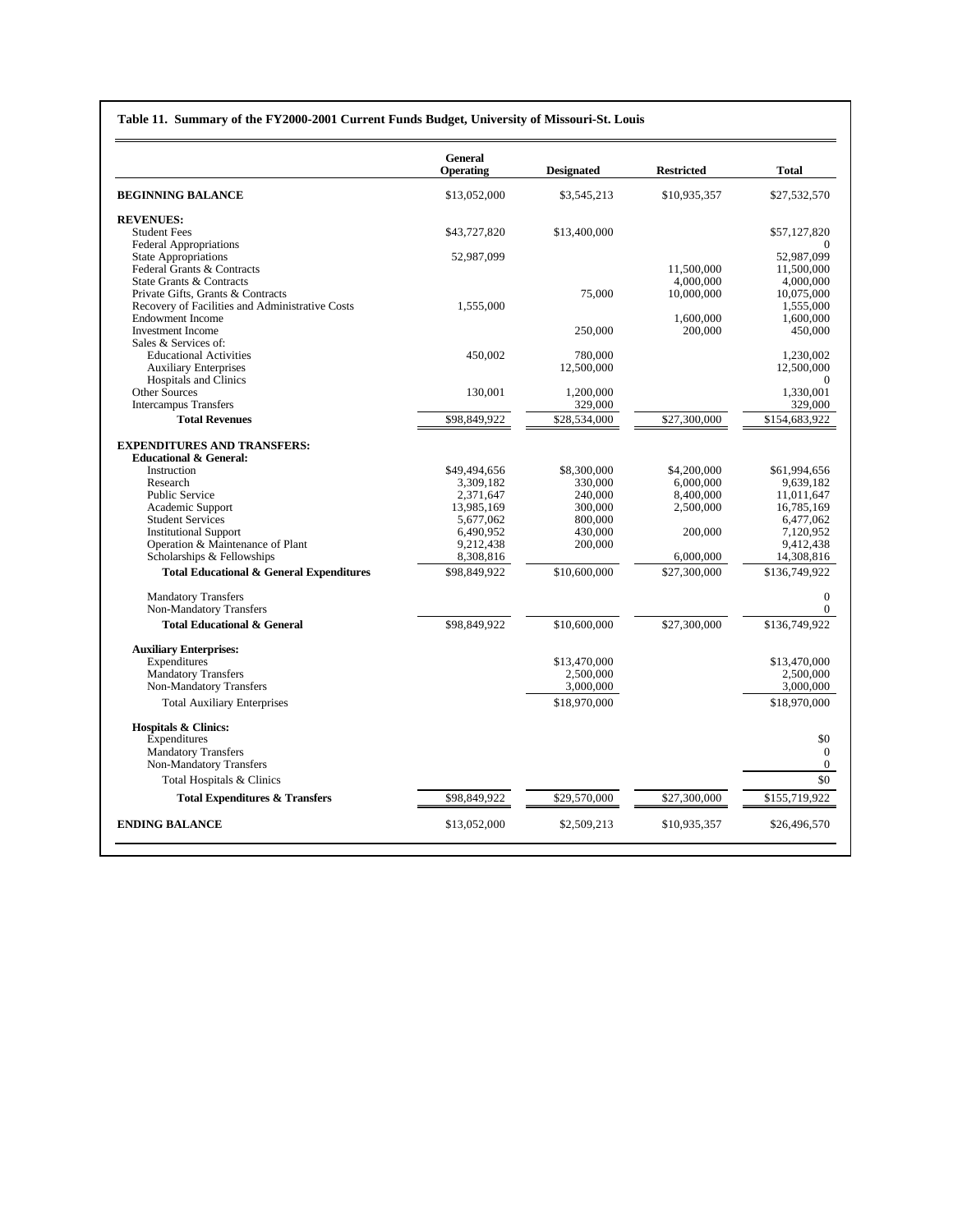**Table 11. Summary of the FY2000-2001 Current Funds Budget, University of Missouri-St. Louis**

| | General Operating | Designated | Restricted | Total |
|---|---|---|---|---|
| **BEGINNING BALANCE** | $13,052,000 | $3,545,213 | $10,935,357 | $27,532,570 |
| **REVENUES:** | | | | |
| Student Fees | $43,727,820 | $13,400,000 | | $57,127,820 |
| Federal Appropriations | | | | 0 |
| State Appropriations | 52,987,099 | | | 52,987,099 |
| Federal Grants & Contracts | | | 11,500,000 | 11,500,000 |
| State Grants & Contracts | | | 4,000,000 | 4,000,000 |
| Private Gifts, Grants & Contracts | | 75,000 | 10,000,000 | 10,075,000 |
| Recovery of Facilities and Administrative Costs | 1,555,000 | | | 1,555,000 |
| Endowment Income | | | 1,600,000 | 1,600,000 |
| Investment Income | | 250,000 | 200,000 | 450,000 |
| Sales & Services of: | | | | |
| Educational Activities | 450,002 | 780,000 | | 1,230,002 |
| Auxiliary Enterprises | | 12,500,000 | | 12,500,000 |
| Hospitals and Clinics | | | | 0 |
| Other Sources | 130,001 | 1,200,000 | | 1,330,001 |
| Intercampus Transfers | | 329,000 | | 329,000 |
| **Total Revenues** | $98,849,922 | $28,534,000 | $27,300,000 | $154,683,922 |
| **EXPENDITURES AND TRANSFERS:** | | | | |
| **Educational & General:** | | | | |
| Instruction | $49,494,656 | $8,300,000 | $4,200,000 | $61,994,656 |
| Research | 3,309,182 | 330,000 | 6,000,000 | 9,639,182 |
| Public Service | 2,371,647 | 240,000 | 8,400,000 | 11,011,647 |
| Academic Support | 13,985,169 | 300,000 | 2,500,000 | 16,785,169 |
| Student Services | 5,677,062 | 800,000 | | 6,477,062 |
| Institutional Support | 6,490,952 | 430,000 | 200,000 | 7,120,952 |
| Operation & Maintenance of Plant | 9,212,438 | 200,000 | | 9,412,438 |
| Scholarships & Fellowships | 8,308,816 | | 6,000,000 | 14,308,816 |
| **Total Educational & General Expenditures** | $98,849,922 | $10,600,000 | $27,300,000 | $136,749,922 |
| Mandatory Transfers | | | | 0 |
| Non-Mandatory Transfers | | | | 0 |
| **Total Educational & General** | $98,849,922 | $10,600,000 | $27,300,000 | $136,749,922 |
| **Auxiliary Enterprises:** | | | | |
| Expenditures | | $13,470,000 | | $13,470,000 |
| Mandatory Transfers | | 2,500,000 | | 2,500,000 |
| Non-Mandatory Transfers | | 3,000,000 | | 3,000,000 |
| Total Auxiliary Enterprises | | $18,970,000 | | $18,970,000 |
| **Hospitals & Clinics:** | | | | |
| Expenditures | | | | $0 |
| Mandatory Transfers | | | | 0 |
| Non-Mandatory Transfers | | | | 0 |
| Total Hospitals & Clinics | | | | $0 |
| **Total Expenditures & Transfers** | $98,849,922 | $29,570,000 | $27,300,000 | $155,719,922 |
| **ENDING BALANCE** | $13,052,000 | $2,509,213 | $10,935,357 | $26,496,570 |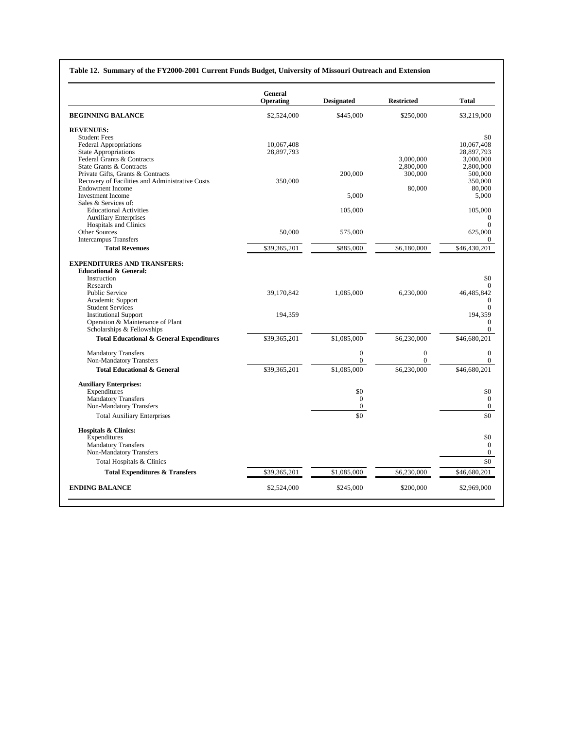**Table 12. Summary of the FY2000-2001 Current Funds Budget, University of Missouri Outreach and Extension**

| | General Operating | Designated | Restricted | Total |
|---|---|---|---|---|
| **BEGINNING BALANCE** | $2,524,000 | $445,000 | $250,000 | $3,219,000 |
| **REVENUES:** | | | | |
| Student Fees | | | | $0 |
| Federal Appropriations | 10,067,408 | | | 10,067,408 |
| State Appropriations | 28,897,793 | | | 28,897,793 |
| Federal Grants & Contracts | | | 3,000,000 | 3,000,000 |
| State Grants & Contracts | | | 2,800,000 | 2,800,000 |
| Private Gifts, Grants & Contracts | | 200,000 | 300,000 | 500,000 |
| Recovery of Facilities and Administrative Costs | 350,000 | | | 350,000 |
| Endowment Income | | | 80,000 | 80,000 |
| Investment Income | | 5,000 | | 5,000 |
| Sales & Services of: | | | | |
| Educational Activities | | 105,000 | | 105,000 |
| Auxiliary Enterprises | | | | 0 |
| Hospitals and Clinics | | | | 0 |
| Other Sources | 50,000 | 575,000 | | 625,000 |
| Intercampus Transfers | | | | 0 |
| **Total Revenues** | $39,365,201 | $885,000 | $6,180,000 | $46,430,201 |
| **EXPENDITURES AND TRANSFERS:** | | | | |
| **Educational & General:** | | | | |
| Instruction | | | | $0 |
| Research | | | | 0 |
| Public Service | 39,170,842 | 1,085,000 | 6,230,000 | 46,485,842 |
| Academic Support | | | | 0 |
| Student Services | | | | 0 |
| Institutional Support | 194,359 | | | 194,359 |
| Operation & Maintenance of Plant | | | | 0 |
| Scholarships & Fellowships | | | | 0 |
| **Total Educational & General Expenditures** | $39,365,201 | $1,085,000 | $6,230,000 | $46,680,201 |
| Mandatory Transfers | | 0 | 0 | 0 |
| Non-Mandatory Transfers | | 0 | 0 | 0 |
| **Total Educational & General** | $39,365,201 | $1,085,000 | $6,230,000 | $46,680,201 |
| **Auxiliary Enterprises:** | | | | |
| Expenditures | | $0 | | $0 |
| Mandatory Transfers | | 0 | | 0 |
| Non-Mandatory Transfers | | 0 | | 0 |
| Total Auxiliary Enterprises | | $0 | | $0 |
| **Hospitals & Clinics:** | | | | |
| Expenditures | | | | $0 |
| Mandatory Transfers | | | | 0 |
| Non-Mandatory Transfers | | | | 0 |
| Total Hospitals & Clinics | | | | $0 |
| **Total Expenditures & Transfers** | $39,365,201 | $1,085,000 | $6,230,000 | $46,680,201 |
| **ENDING BALANCE** | $2,524,000 | $245,000 | $200,000 | $2,969,000 |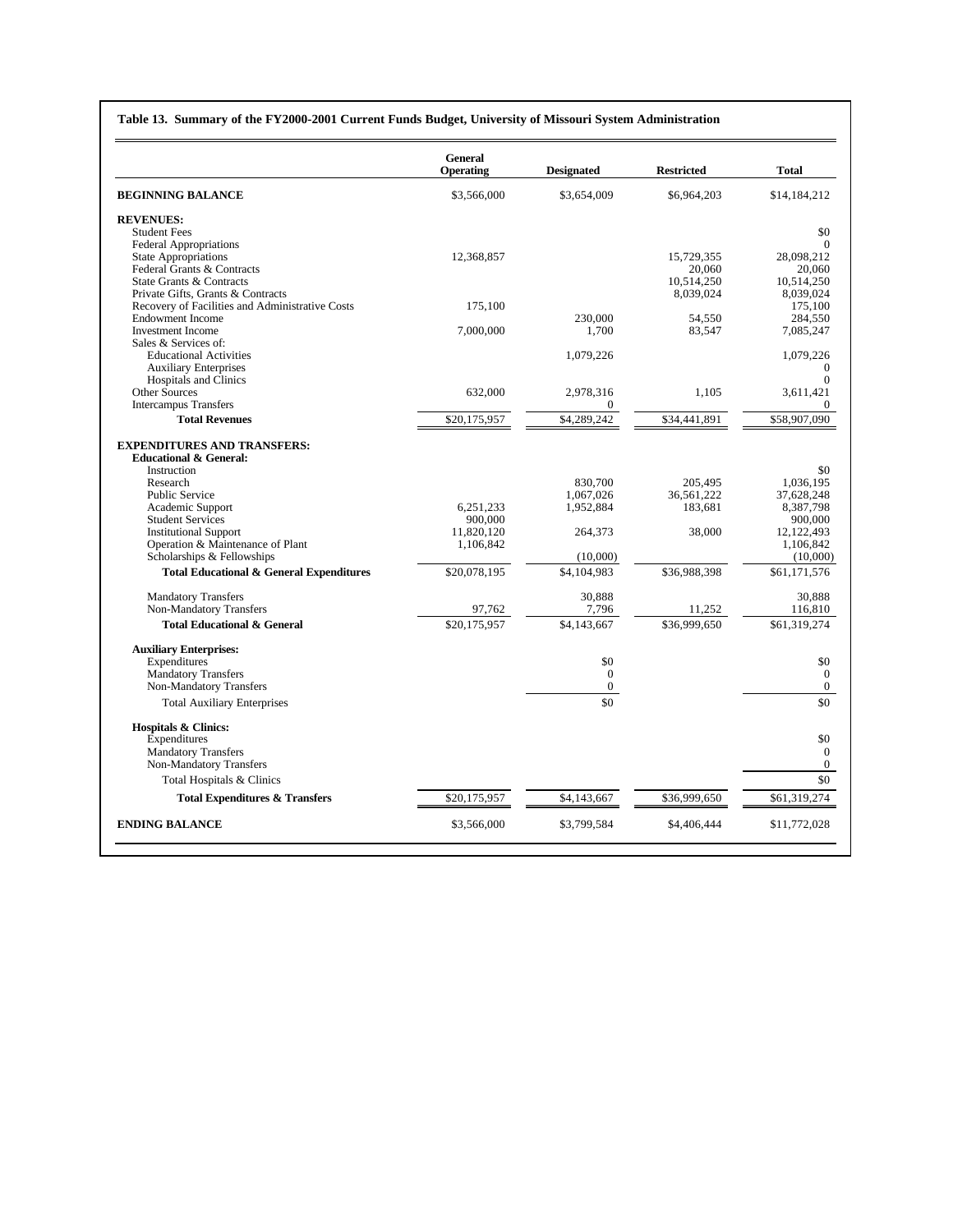**Table 13. Summary of the FY2000-2001 Current Funds Budget, University of Missouri System Administration**

| | General Operating | Designated | Restricted | Total |
|---|---|---|---|---|
| **BEGINNING BALANCE** | $3,566,000 | $3,654,009 | $6,964,203 | $14,184,212 |
| **REVENUES:** | | | | |
| Student Fees | | | | $0 |
| Federal Appropriations | | | | 0 |
| State Appropriations | 12,368,857 | | 15,729,355 | 28,098,212 |
| Federal Grants & Contracts | | | 20,060 | 20,060 |
| State Grants & Contracts | | | 10,514,250 | 10,514,250 |
| Private Gifts, Grants & Contracts | | | 8,039,024 | 8,039,024 |
| Recovery of Facilities and Administrative Costs | 175,100 | | | 175,100 |
| Endowment Income | | 230,000 | 54,550 | 284,550 |
| Investment Income | 7,000,000 | 1,700 | 83,547 | 7,085,247 |
| Sales & Services of: | | | | |
| Educational Activities | | 1,079,226 | | 1,079,226 |
| Auxiliary Enterprises | | | | 0 |
| Hospitals and Clinics | | | | 0 |
| Other Sources | 632,000 | 2,978,316 | 1,105 | 3,611,421 |
| Intercampus Transfers | | 0 | | 0 |
| **Total Revenues** | $20,175,957 | $4,289,242 | $34,441,891 | $58,907,090 |
| **EXPENDITURES AND TRANSFERS:** | | | | |
| **Educational & General:** | | | | |
| Instruction | | | | $0 |
| Research | | 830,700 | 205,495 | 1,036,195 |
| Public Service | | 1,067,026 | 36,561,222 | 37,628,248 |
| Academic Support | 6,251,233 | 1,952,884 | 183,681 | 8,387,798 |
| Student Services | 900,000 | | | 900,000 |
| Institutional Support | 11,820,120 | 264,373 | 38,000 | 12,122,493 |
| Operation & Maintenance of Plant | 1,106,842 | | | 1,106,842 |
| Scholarships & Fellowships | | (10,000) | | (10,000) |
| **Total Educational & General Expenditures** | $20,078,195 | $4,104,983 | $36,988,398 | $61,171,576 |
| Mandatory Transfers | | 30,888 | | 30,888 |
| Non-Mandatory Transfers | 97,762 | 7,796 | 11,252 | 116,810 |
| **Total Educational & General** | $20,175,957 | $4,143,667 | $36,999,650 | $61,319,274 |
| **Auxiliary Enterprises:** | | | | |
| Expenditures | | $0 | | $0 |
| Mandatory Transfers | | 0 | | 0 |
| Non-Mandatory Transfers | | 0 | | 0 |
| Total Auxiliary Enterprises | | $0 | | $0 |
| **Hospitals & Clinics:** | | | | |
| Expenditures | | | | $0 |
| Mandatory Transfers | | | | 0 |
| Non-Mandatory Transfers | | | | 0 |
| Total Hospitals & Clinics | | | | $0 |
| **Total Expenditures & Transfers** | $20,175,957 | $4,143,667 | $36,999,650 | $61,319,274 |
| **ENDING BALANCE** | $3,566,000 | $3,799,584 | $4,406,444 | $11,772,028 |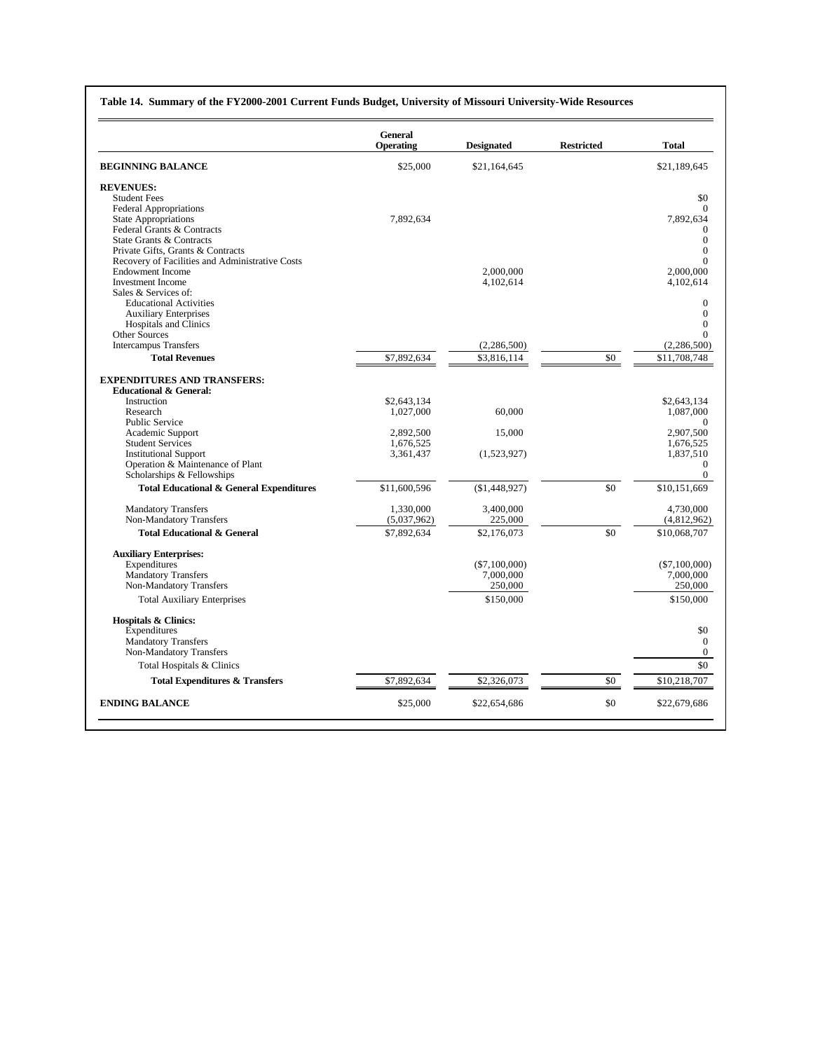**Table 14. Summary of the FY2000-2001 Current Funds Budget, University of Missouri University-Wide Resources**

| | General Operating | Designated | Restricted | Total |
|---|---|---|---|---|
| **BEGINNING BALANCE** | $25,000 | $21,164,645 | | $21,189,645 |
| **REVENUES:** | | | | |
| Student Fees | | | | $0 |
| Federal Appropriations | | | | 0 |
| State Appropriations | 7,892,634 | | | 7,892,634 |
| Federal Grants & Contracts | | | | 0 |
| State Grants & Contracts | | | | 0 |
| Private Gifts, Grants & Contracts | | | | 0 |
| Recovery of Facilities and Administrative Costs | | | | 0 |
| Endowment Income | | 2,000,000 | | 2,000,000 |
| Investment Income | | 4,102,614 | | 4,102,614 |
| Sales & Services of: | | | | |
| Educational Activities | | | | 0 |
| Auxiliary Enterprises | | | | 0 |
| Hospitals and Clinics | | | | 0 |
| Other Sources | | | | 0 |
| Intercampus Transfers | | (2,286,500) | | (2,286,500) |
| **Total Revenues** | $7,892,634 | $3,816,114 | $0 | $11,708,748 |
| **EXPENDITURES AND TRANSFERS:** | | | | |
| **Educational & General:** | | | | |
| Instruction | $2,643,134 | | | $2,643,134 |
| Research | 1,027,000 | 60,000 | | 1,087,000 |
| Public Service | | | | 0 |
| Academic Support | 2,892,500 | 15,000 | | 2,907,500 |
| Student Services | 1,676,525 | | | 1,676,525 |
| Institutional Support | 3,361,437 | (1,523,927) | | 1,837,510 |
| Operation & Maintenance of Plant | | | | 0 |
| Scholarships & Fellowships | | | | 0 |
| **Total Educational & General Expenditures** | $11,600,596 | ($1,448,927) | $0 | $10,151,669 |
| Mandatory Transfers | 1,330,000 | 3,400,000 | | 4,730,000 |
| Non-Mandatory Transfers | (5,037,962) | 225,000 | | (4,812,962) |
| **Total Educational & General** | $7,892,634 | $2,176,073 | $0 | $10,068,707 |
| **Auxiliary Enterprises:** | | | | |
| Expenditures | | ($7,100,000) | | ($7,100,000) |
| Mandatory Transfers | | 7,000,000 | | 7,000,000 |
| Non-Mandatory Transfers | | 250,000 | | 250,000 |
| Total Auxiliary Enterprises | | $150,000 | | $150,000 |
| **Hospitals & Clinics:** | | | | |
| Expenditures | | | | $0 |
| Mandatory Transfers | | | | 0 |
| Non-Mandatory Transfers | | | | 0 |
| Total Hospitals & Clinics | | | | $0 |
| **Total Expenditures & Transfers** | $7,892,634 | $2,326,073 | $0 | $10,218,707 |
| **ENDING BALANCE** | $25,000 | $22,654,686 | $0 | $22,679,686 |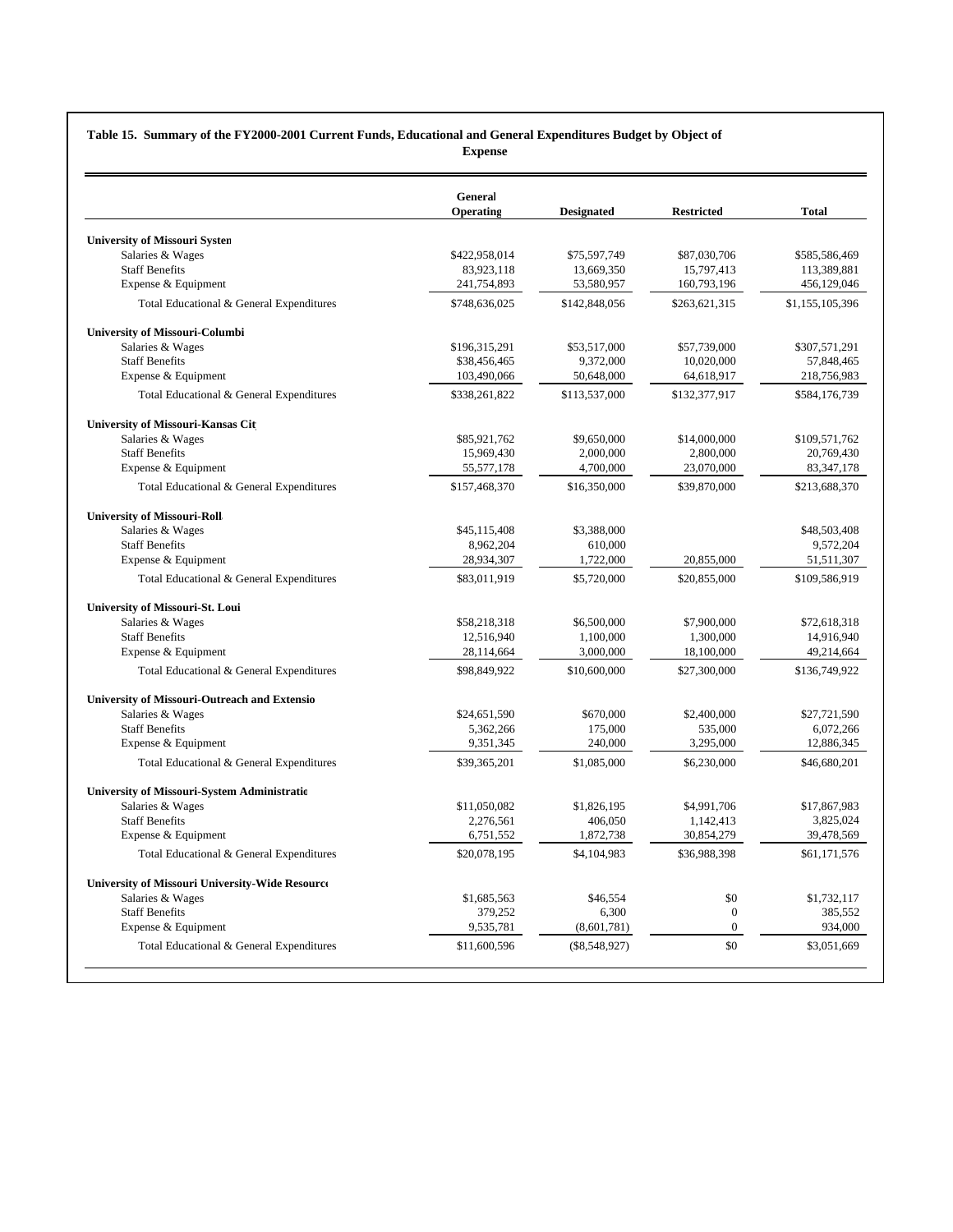**Table 15. Summary of the FY2000-2001 Current Funds, Educational and General Expenditures Budget by Object of Expense**

| | General Operating | Designated | Restricted | Total |
|---|---|---|---|---|
| **University of Missouri Systen** | | | | |
| Salaries & Wages | $422,958,014 | $75,597,749 | $87,030,706 | $585,586,469 |
| Staff Benefits | 83,923,118 | 13,669,350 | 15,797,413 | 113,389,881 |
| Expense & Equipment | 241,754,893 | 53,580,957 | 160,793,196 | 456,129,046 |
| Total Educational & General Expenditures | $748,636,025 | $142,848,056 | $263,621,315 | $1,155,105,396 |
| **University of Missouri-Columbi** | | | | |
| Salaries & Wages | $196,315,291 | $53,517,000 | $57,739,000 | $307,571,291 |
| Staff Benefits | $38,456,465 | 9,372,000 | 10,020,000 | 57,848,465 |
| Expense & Equipment | 103,490,066 | 50,648,000 | 64,618,917 | 218,756,983 |
| Total Educational & General Expenditures | $338,261,822 | $113,537,000 | $132,377,917 | $584,176,739 |
| **University of Missouri-Kansas Cit** | | | | |
| Salaries & Wages | $85,921,762 | $9,650,000 | $14,000,000 | $109,571,762 |
| Staff Benefits | 15,969,430 | 2,000,000 | 2,800,000 | 20,769,430 |
| Expense & Equipment | 55,577,178 | 4,700,000 | 23,070,000 | 83,347,178 |
| Total Educational & General Expenditures | $157,468,370 | $16,350,000 | $39,870,000 | $213,688,370 |
| **University of Missouri-Roll** | | | | |
| Salaries & Wages | $45,115,408 | $3,388,000 | | $48,503,408 |
| Staff Benefits | 8,962,204 | 610,000 | | 9,572,204 |
| Expense & Equipment | 28,934,307 | 1,722,000 | 20,855,000 | 51,511,307 |
| Total Educational & General Expenditures | $83,011,919 | $5,720,000 | $20,855,000 | $109,586,919 |
| **University of Missouri-St. Loui** | | | | |
| Salaries & Wages | $58,218,318 | $6,500,000 | $7,900,000 | $72,618,318 |
| Staff Benefits | 12,516,940 | 1,100,000 | 1,300,000 | 14,916,940 |
| Expense & Equipment | 28,114,664 | 3,000,000 | 18,100,000 | 49,214,664 |
| Total Educational & General Expenditures | $98,849,922 | $10,600,000 | $27,300,000 | $136,749,922 |
| **University of Missouri-Outreach and Extensio** | | | | |
| Salaries & Wages | $24,651,590 | $670,000 | $2,400,000 | $27,721,590 |
| Staff Benefits | 5,362,266 | 175,000 | 535,000 | 6,072,266 |
| Expense & Equipment | 9,351,345 | 240,000 | 3,295,000 | 12,886,345 |
| Total Educational & General Expenditures | $39,365,201 | $1,085,000 | $6,230,000 | $46,680,201 |
| **University of Missouri-System Administratio** | | | | |
| Salaries & Wages | $11,050,082 | $1,826,195 | $4,991,706 | $17,867,983 |
| Staff Benefits | 2,276,561 | 406,050 | 1,142,413 | 3,825,024 |
| Expense & Equipment | 6,751,552 | 1,872,738 | 30,854,279 | 39,478,569 |
| Total Educational & General Expenditures | $20,078,195 | $4,104,983 | $36,988,398 | $61,171,576 |
| **University of Missouri University-Wide Resourc** | | | | |
| Salaries & Wages | $1,685,563 | $46,554 | $0 | $1,732,117 |
| Staff Benefits | 379,252 | 6,300 | 0 | 385,552 |
| Expense & Equipment | 9,535,781 | (8,601,781) | 0 | 934,000 |
| Total Educational & General Expenditures | $11,600,596 | ($8,548,927) | $0 | $3,051,669 |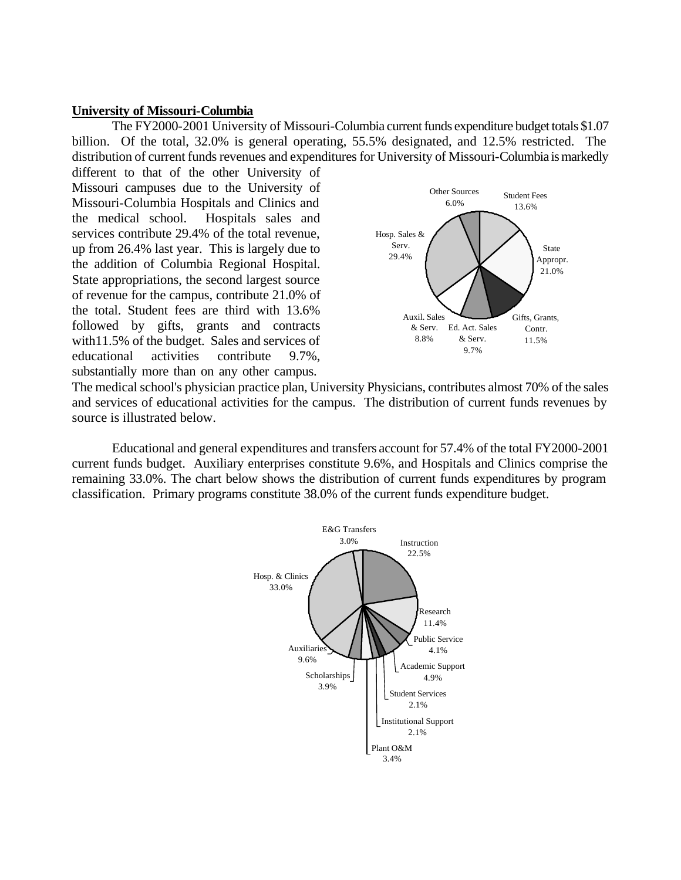**University of Missouri-Columbia**

The FY2000-2001 University of Missouri-Columbia current funds expenditure budget totals $1.07 billion. Of the total, 32.0% is general operating, 55.5% designated, and 12.5% restricted. The distribution of current funds revenues and expenditures for University of Missouri-Columbia is markedly different to that of the other University of Missouri campuses due to the University of Missouri-Columbia Hospitals and Clinics and the medical school. Hospitals sales and services contribute 29.4% of the total revenue, up from 26.4% last year. This is largely due to the addition of Columbia Regional Hospital. State appropriations, the second largest source of revenue for the campus, contribute 21.0% of the total. Student fees are third with 13.6% followed by gifts, grants and contracts with11.5% of the budget. Sales and services of educational activities contribute 9.7%, substantially more than on any other campus. The medical school's physician practice plan, University Physicians, contributes almost 70% of the sales and services of educational activities for the campus. The distribution of current funds revenues by source is illustrated below.

Other Sources 6.0%
Student Fees 13.6%
State Appropr. 21.0%
Gifts, Grants, Contr. 11.5%
Ed. Act. Sales & Serv. 9.7%
Auxil. Sales & Serv. 8.8%
Hosp. Sales & Serv. 29.4%

Educational and general expenditures and transfers account for 57.4% of the total FY2000-2001 current funds budget. Auxiliary enterprises constitute 9.6%, and Hospitals and Clinics comprise the remaining 33.0%. The chart below shows the distribution of current funds expenditures by program classification. Primary programs constitute 38.0% of the current funds expenditure budget.

E&G Transfers 3.0%
Instruction 22.5%
Research 11.4%
Public Service 4.1%
Academic Support 4.9%
Student Services 2.1%
Institutional Support 2.1%
Plant O&M 3.4%
Scholarships 3.9%
Auxiliaries 9.6%
Hosp. & Clinics 33.0%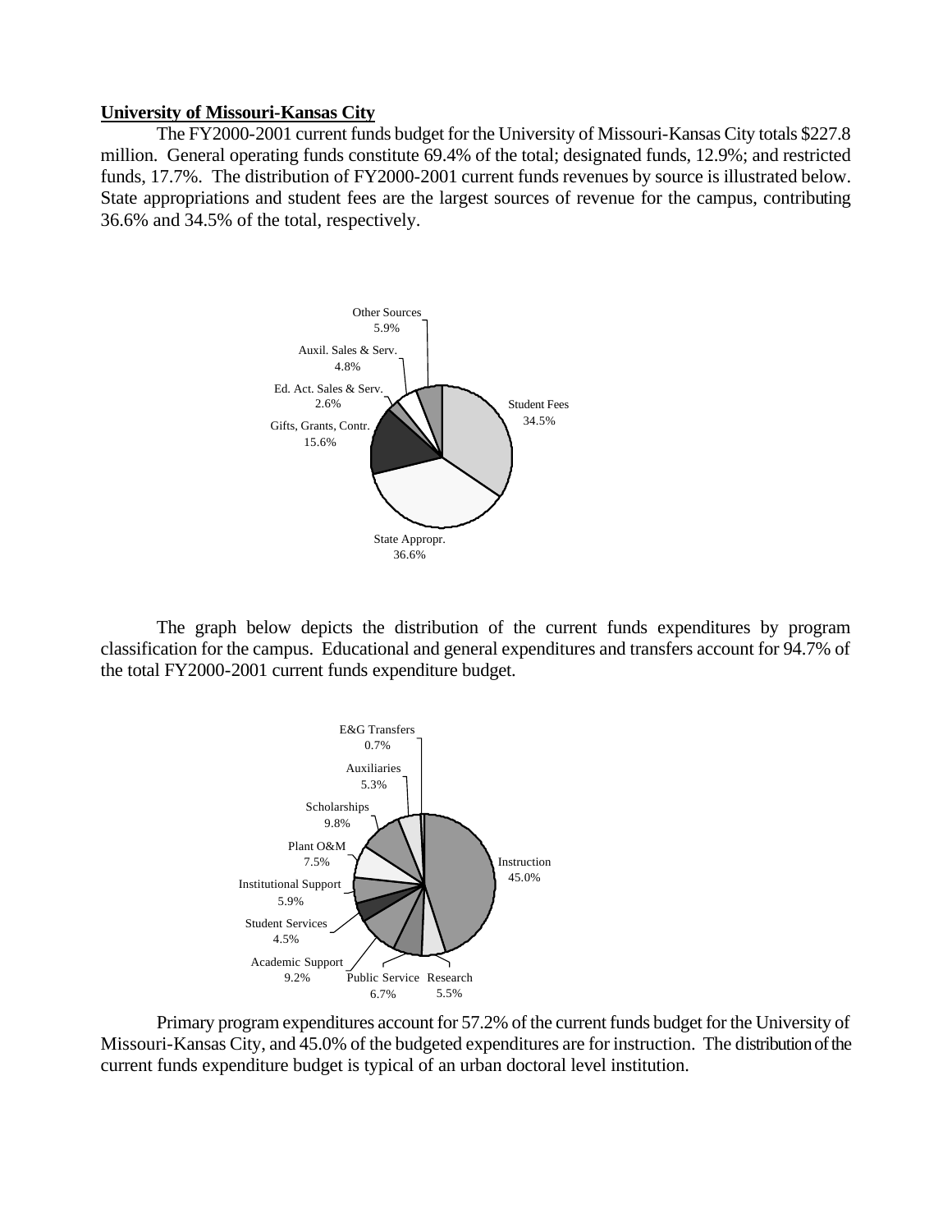**University of Missouri-Kansas City**

The FY2000-2001 current funds budget for the University of Missouri-Kansas City totals $227.8 million. General operating funds constitute 69.4% of the total; designated funds, 12.9%; and restricted funds, 17.7%. The distribution of FY2000-2001 current funds revenues by source is illustrated below. State appropriations and student fees are the largest sources of revenue for the campus, contributing 36.6% and 34.5% of the total, respectively.

The graph below depicts the distribution of the current funds expenditures by program classification for the campus. Educational and general expenditures and transfers account for 94.7% of the total FY2000-2001 current funds expenditure budget.

Primary program expenditures account for 57.2% of the current funds budget for the University of Missouri-Kansas City, and 45.0% of the budgeted expenditures are for instruction. The distribution of the current funds expenditure budget is typical of an urban doctoral level institution.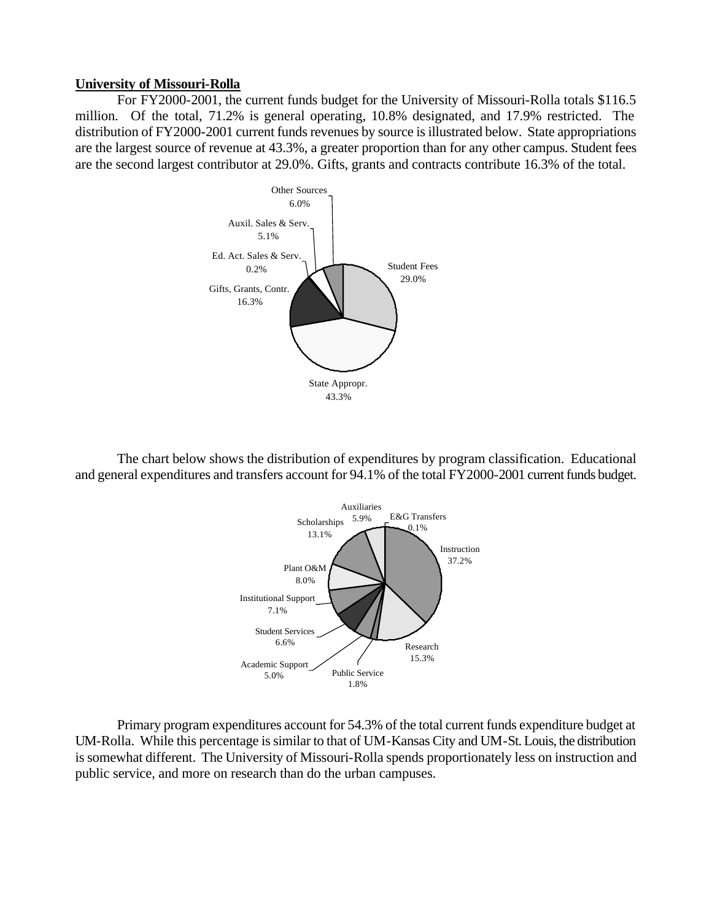**University of Missouri-Rolla**

For FY2000-2001, the current funds budget for the University of Missouri-Rolla totals $116.5 million. Of the total, 71.2% is general operating, 10.8% designated, and 17.9% restricted. The distribution of FY2000-2001 current funds revenues by source is illustrated below. State appropriations are the largest source of revenue at 43.3%, a greater proportion than for any other campus. Student fees are the second largest contributor at 29.0%. Gifts, grants and contracts contribute 16.3% of the total.

Other Sources 6.0%
Auxil. Sales & Serv. 5.1%
Ed. Act. Sales & Serv. 0.2%
Gifts, Grants, Contr. 16.3%
Student Fees 29.0%
State Appropr. 43.3%

The chart below shows the distribution of expenditures by program classification. Educational and general expenditures and transfers account for 94.1% of the total FY2000-2001 current funds budget.

Auxiliaries 5.9%
E&G Transfers 0.1%
Scholarships 13.1%
Instruction 37.2%
Plant O&M 8.0%
Institutional Support 7.1%
Student Services 6.6%
Research 15.3%
Academic Support 5.0%
Public Service 1.8%

Primary program expenditures account for 54.3% of the total current funds expenditure budget at UM-Rolla. While this percentage is similar to that of UM-Kansas City and UM-St. Louis, the distribution is somewhat different. The University of Missouri-Rolla spends proportionately less on instruction and public service, and more on research than do the urban campuses.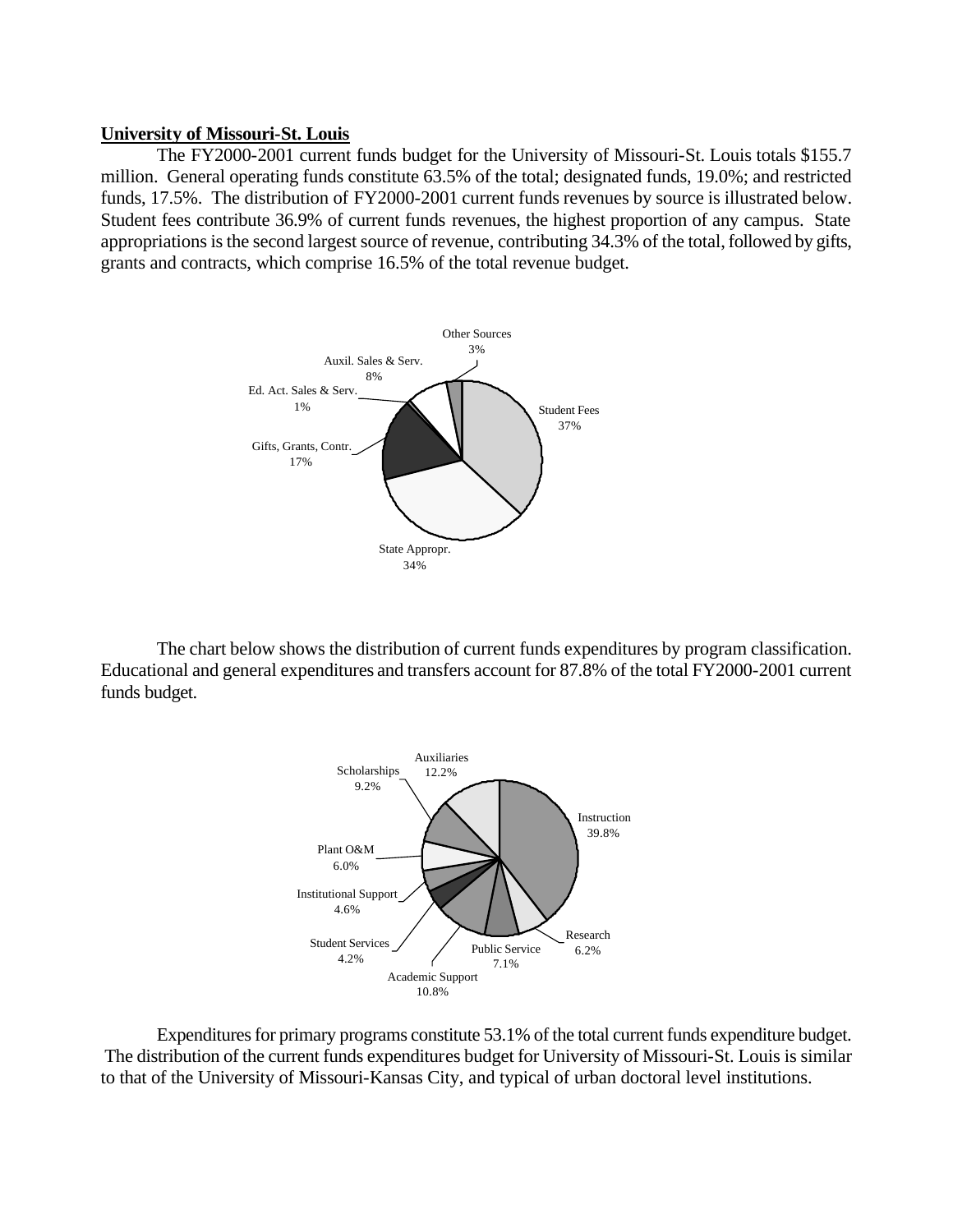**University of Missouri-St. Louis**

The FY2000-2001 current funds budget for the University of Missouri-St. Louis totals $155.7 million. General operating funds constitute 63.5% of the total; designated funds, 19.0%; and restricted funds, 17.5%. The distribution of FY2000-2001 current funds revenues by source is illustrated below. Student fees contribute 36.9% of current funds revenues, the highest proportion of any campus. State appropriations is the second largest source of revenue, contributing 34.3% of the total, followed by gifts, grants and contracts, which comprise 16.5% of the total revenue budget.

| Source | Percent |
|---|---|
| Student Fees | 37% |
| State Appropr. | 34% |
| Gifts, Grants, Contr. | 17% |
| Ed. Act. Sales & Serv. | 1% |
| Auxil. Sales & Serv. | 8% |
| Other Sources | 3% |

The chart below shows the distribution of current funds expenditures by program classification. Educational and general expenditures and transfers account for 87.8% of the total FY2000-2001 current funds budget.

| Program | Percent |
|---|---|
| Instruction | 39.8% |
| Research | 6.2% |
| Public Service | 7.1% |
| Academic Support | 10.8% |
| Student Services | 4.2% |
| Institutional Support | 4.6% |
| Plant O&M | 6.0% |
| Scholarships | 9.2% |
| Auxiliaries | 12.2% |

Expenditures for primary programs constitute 53.1% of the total current funds expenditure budget. The distribution of the current funds expenditures budget for University of Missouri-St. Louis is similar to that of the University of Missouri-Kansas City, and typical of urban doctoral level institutions.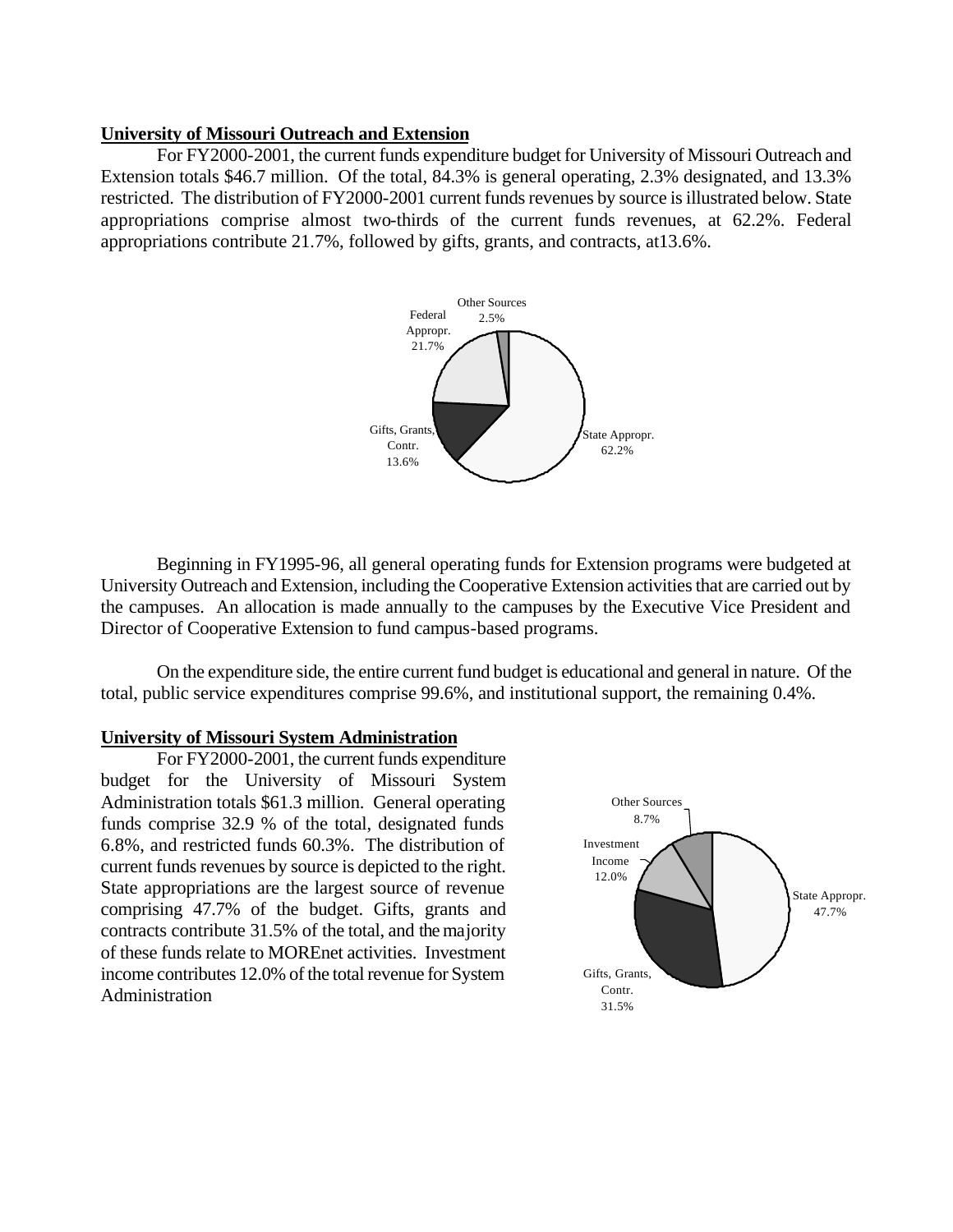**University of Missouri Outreach and Extension**

For FY2000-2001, the current funds expenditure budget for University of Missouri Outreach and Extension totals \$46.7 million. Of the total, 84.3% is general operating, 2.3% designated, and 13.3% restricted. The distribution of FY2000-2001 current funds revenues by source is illustrated below. State appropriations comprise almost two-thirds of the current funds revenues, at 62.2%. Federal appropriations contribute 21.7%, followed by gifts, grants, and contracts, at13.6%.

Other Sources 2.5%

Federal Appropr. 21.7%

Gifts, Grants, Contr. 13.6%

State Appropr. 62.2%

Beginning in FY1995-96, all general operating funds for Extension programs were budgeted at University Outreach and Extension, including the Cooperative Extension activities that are carried out by the campuses. An allocation is made annually to the campuses by the Executive Vice President and Director of Cooperative Extension to fund campus-based programs.

On the expenditure side, the entire current fund budget is educational and general in nature. Of the total, public service expenditures comprise 99.6%, and institutional support, the remaining 0.4%.

**University of Missouri System Administration**

For FY2000-2001, the current funds expenditure budget for the University of Missouri System Administration totals \$61.3 million. General operating funds comprise 32.9 % of the total, designated funds 6.8%, and restricted funds 60.3%. The distribution of current funds revenues by source is depicted to the right. State appropriations are the largest source of revenue comprising 47.7% of the budget. Gifts, grants and contracts contribute 31.5% of the total, and the majority of these funds relate to MOREnet activities. Investment income contributes 12.0% of the total revenue for System Administration

Other Sources 8.7%

Investment Income 12.0%

State Appropr. 47.7%

Gifts, Grants, Contr. 31.5%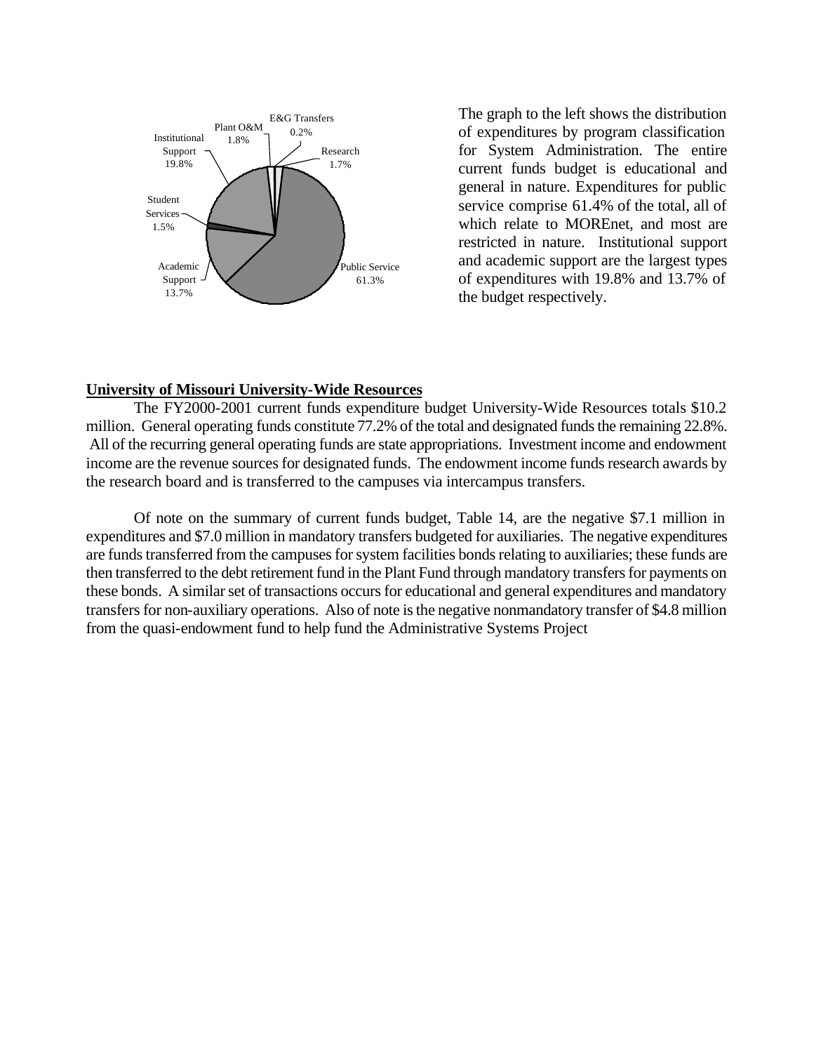The graph to the left shows the distribution of expenditures by program classification for System Administration. The entire current funds budget is educational and general in nature. Expenditures for public service comprise 61.4% of the total, all of which relate to MOREnet, and most are restricted in nature. Institutional support and academic support are the largest types of expenditures with 19.8% and 13.7% of the budget respectively.

**University of Missouri University-Wide Resources**

The FY2000-2001 current funds expenditure budget University-Wide Resources totals $10.2 million. General operating funds constitute 77.2% of the total and designated funds the remaining 22.8%. All of the recurring general operating funds are state appropriations. Investment income and endowment income are the revenue sources for designated funds. The endowment income funds research awards by the research board and is transferred to the campuses via intercampus transfers.

Of note on the summary of current funds budget, Table 14, are the negative $7.1 million in expenditures and $7.0 million in mandatory transfers budgeted for auxiliaries. The negative expenditures are funds transferred from the campuses for system facilities bonds relating to auxiliaries; these funds are then transferred to the debt retirement fund in the Plant Fund through mandatory transfers for payments on these bonds. A similar set of transactions occurs for educational and general expenditures and mandatory transfers for non-auxiliary operations. Also of note is the negative nonmandatory transfer of $4.8 million from the quasi-endowment fund to help fund the Administrative Systems Project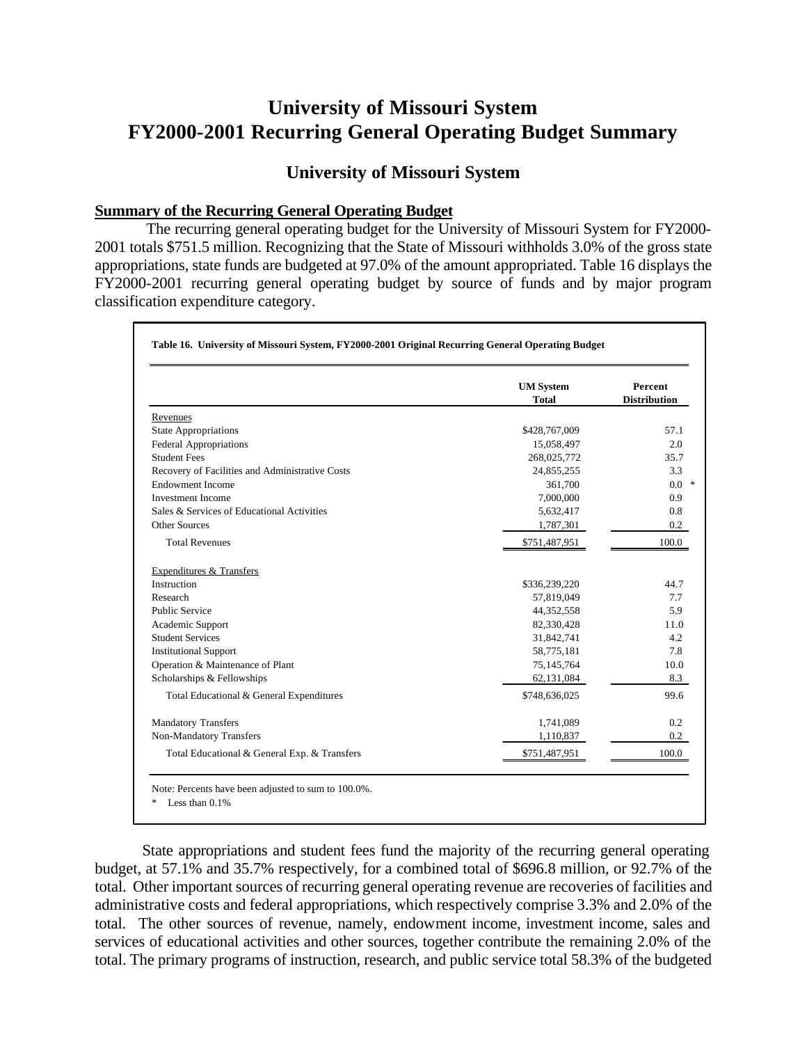# University of Missouri System
# FY2000-2001 Recurring General Operating Budget Summary

## University of Missouri System

**Summary of the Recurring General Operating Budget**

The recurring general operating budget for the University of Missouri System for FY2000-2001 totals $751.5 million. Recognizing that the State of Missouri withholds 3.0% of the gross state appropriations, state funds are budgeted at 97.0% of the amount appropriated. Table 16 displays the FY2000-2001 recurring general operating budget by source of funds and by major program classification expenditure category.

**Table 16. University of Missouri System, FY2000-2001 Original Recurring General Operating Budget**

| | UM System Total | Percent Distribution |
|---|---|---|
| Revenues | | |
| State Appropriations | $428,767,009 | 57.1 |
| Federal Appropriations | 15,058,497 | 2.0 |
| Student Fees | 268,025,772 | 35.7 |
| Recovery of Facilities and Administrative Costs | 24,855,255 | 3.3 |
| Endowment Income | 361,700 | 0.0 * |
| Investment Income | 7,000,000 | 0.9 |
| Sales & Services of Educational Activities | 5,632,417 | 0.8 |
| Other Sources | 1,787,301 | 0.2 |
| Total Revenues | $751,487,951 | 100.0 |
| Expenditures & Transfers | | |
| Instruction | $336,239,220 | 44.7 |
| Research | 57,819,049 | 7.7 |
| Public Service | 44,352,558 | 5.9 |
| Academic Support | 82,330,428 | 11.0 |
| Student Services | 31,842,741 | 4.2 |
| Institutional Support | 58,775,181 | 7.8 |
| Operation & Maintenance of Plant | 75,145,764 | 10.0 |
| Scholarships & Fellowships | 62,131,084 | 8.3 |
| Total Educational & General Expenditures | $748,636,025 | 99.6 |
| Mandatory Transfers | 1,741,089 | 0.2 |
| Non-Mandatory Transfers | 1,110,837 | 0.2 |
| Total Educational & General Exp. & Transfers | $751,487,951 | 100.0 |

Note: Percents have been adjusted to sum to 100.0%.

\* Less than 0.1%

State appropriations and student fees fund the majority of the recurring general operating budget, at 57.1% and 35.7% respectively, for a combined total of $696.8 million, or 92.7% of the total. Other important sources of recurring general operating revenue are recoveries of facilities and administrative costs and federal appropriations, which respectively comprise 3.3% and 2.0% of the total. The other sources of revenue, namely, endowment income, investment income, sales and services of educational activities and other sources, together contribute the remaining 2.0% of the total. The primary programs of instruction, research, and public service total 58.3% of the budgeted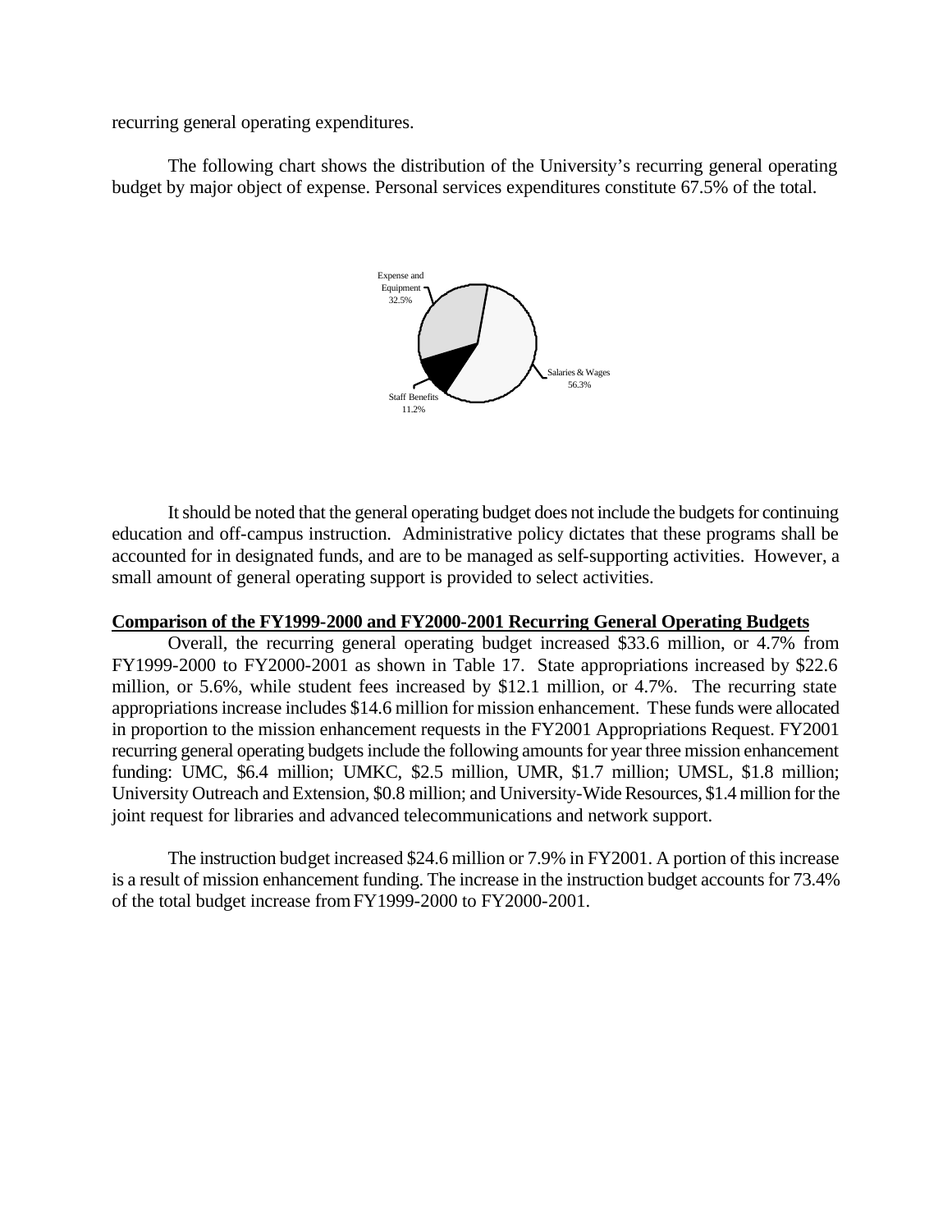recurring general operating expenditures.

The following chart shows the distribution of the University's recurring general operating budget by major object of expense. Personal services expenditures constitute 67.5% of the total.

Expense and Equipment 32.5%

Salaries & Wages 56.3%

Staff Benefits 11.2%

It should be noted that the general operating budget does not include the budgets for continuing education and off-campus instruction. Administrative policy dictates that these programs shall be accounted for in designated funds, and are to be managed as self-supporting activities. However, a small amount of general operating support is provided to select activities.

**Comparison of the FY1999-2000 and FY2000-2001 Recurring General Operating Budgets**

Overall, the recurring general operating budget increased $33.6 million, or 4.7% from FY1999-2000 to FY2000-2001 as shown in Table 17. State appropriations increased by $22.6 million, or 5.6%, while student fees increased by $12.1 million, or 4.7%. The recurring state appropriations increase includes $14.6 million for mission enhancement. These funds were allocated in proportion to the mission enhancement requests in the FY2001 Appropriations Request. FY2001 recurring general operating budgets include the following amounts for year three mission enhancement funding: UMC, $6.4 million; UMKC, $2.5 million, UMR, $1.7 million; UMSL, $1.8 million; University Outreach and Extension, $0.8 million; and University-Wide Resources, $1.4 million for the joint request for libraries and advanced telecommunications and network support.

The instruction budget increased $24.6 million or 7.9% in FY2001. A portion of this increase is a result of mission enhancement funding. The increase in the instruction budget accounts for 73.4% of the total budget increase from FY1999-2000 to FY2000-2001.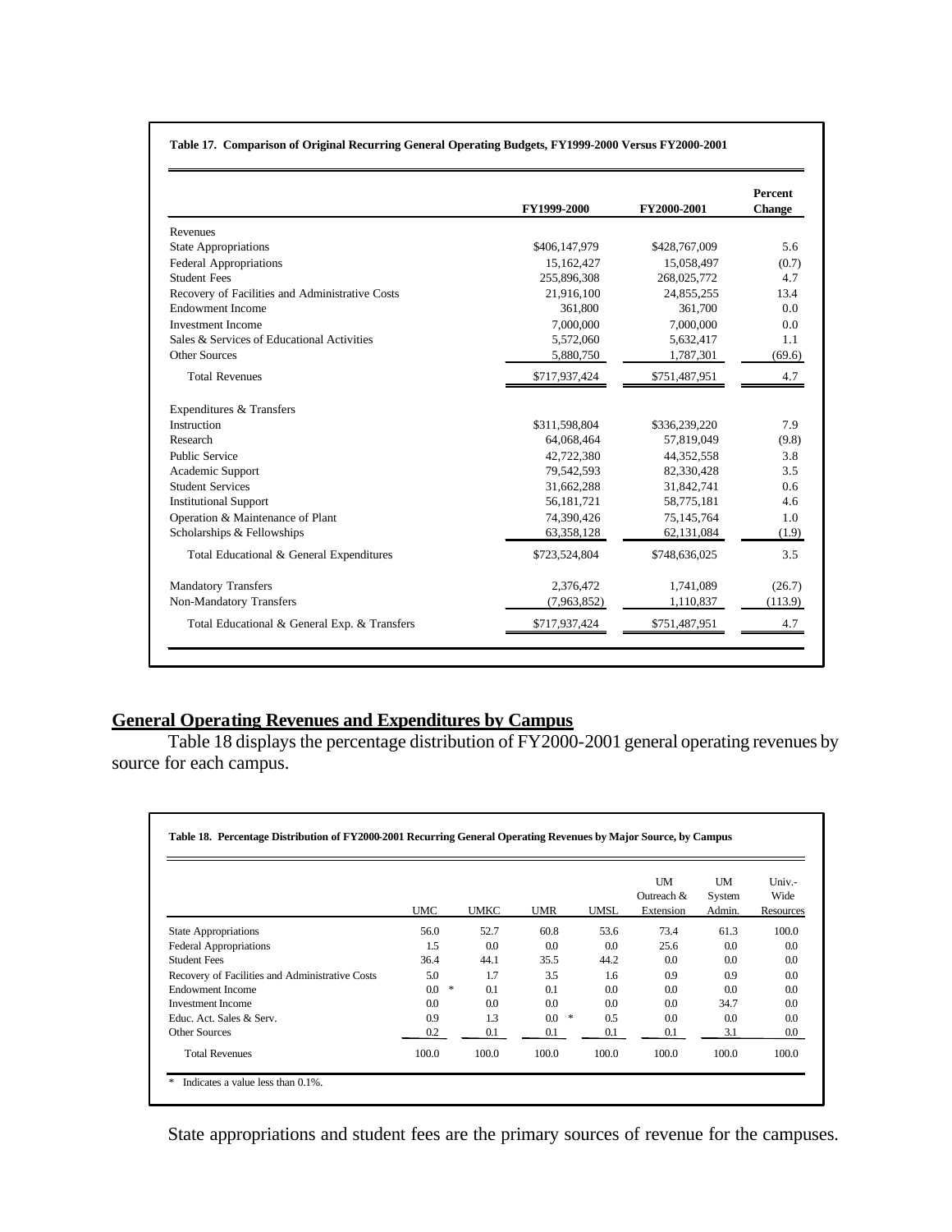**Table 17. Comparison of Original Recurring General Operating Budgets, FY1999-2000 Versus FY2000-2001**

| | FY1999-2000 | FY2000-2001 | Percent Change |
|---|---|---|---|
| Revenues | | | |
| State Appropriations | $406,147,979 | $428,767,009 | 5.6 |
| Federal Appropriations | 15,162,427 | 15,058,497 | (0.7) |
| Student Fees | 255,896,308 | 268,025,772 | 4.7 |
| Recovery of Facilities and Administrative Costs | 21,916,100 | 24,855,255 | 13.4 |
| Endowment Income | 361,800 | 361,700 | 0.0 |
| Investment Income | 7,000,000 | 7,000,000 | 0.0 |
| Sales & Services of Educational Activities | 5,572,060 | 5,632,417 | 1.1 |
| Other Sources | 5,880,750 | 1,787,301 | (69.6) |
| Total Revenues | $717,937,424 | $751,487,951 | 4.7 |
| Expenditures & Transfers | | | |
| Instruction | $311,598,804 | $336,239,220 | 7.9 |
| Research | 64,068,464 | 57,819,049 | (9.8) |
| Public Service | 42,722,380 | 44,352,558 | 3.8 |
| Academic Support | 79,542,593 | 82,330,428 | 3.5 |
| Student Services | 31,662,288 | 31,842,741 | 0.6 |
| Institutional Support | 56,181,721 | 58,775,181 | 4.6 |
| Operation & Maintenance of Plant | 74,390,426 | 75,145,764 | 1.0 |
| Scholarships & Fellowships | 63,358,128 | 62,131,084 | (1.9) |
| Total Educational & General Expenditures | $723,524,804 | $748,636,025 | 3.5 |
| Mandatory Transfers | 2,376,472 | 1,741,089 | (26.7) |
| Non-Mandatory Transfers | (7,963,852) | 1,110,837 | (113.9) |
| Total Educational & General Exp. & Transfers | $717,937,424 | $751,487,951 | 4.7 |

## General Operating Revenues and Expenditures by Campus

Table 18 displays the percentage distribution of FY2000-2001 general operating revenues by source for each campus.

**Table 18. Percentage Distribution of FY2000-2001 Recurring General Operating Revenues by Major Source, by Campus**

| | UMC | UMKC | UMR | UMSL | UM Outreach & Extension | UM System Admin. | Univ.-Wide Resources |
|---|---|---|---|---|---|---|---|
| State Appropriations | 56.0 | 52.7 | 60.8 | 53.6 | 73.4 | 61.3 | 100.0 |
| Federal Appropriations | 1.5 | 0.0 | 0.0 | 0.0 | 25.6 | 0.0 | 0.0 |
| Student Fees | 36.4 | 44.1 | 35.5 | 44.2 | 0.0 | 0.0 | 0.0 |
| Recovery of Facilities and Administrative Costs | 5.0 | 1.7 | 3.5 | 1.6 | 0.9 | 0.9 | 0.0 |
| Endowment Income | 0.0 * | 0.1 | 0.1 | 0.0 | 0.0 | 0.0 | 0.0 |
| Investment Income | 0.0 | 0.0 | 0.0 | 0.0 | 0.0 | 34.7 | 0.0 |
| Educ. Act. Sales & Serv. | 0.9 | 1.3 | 0.0 * | 0.5 | 0.0 | 0.0 | 0.0 |
| Other Sources | 0.2 | 0.1 | 0.1 | 0.1 | 0.1 | 3.1 | 0.0 |
| Total Revenues | 100.0 | 100.0 | 100.0 | 100.0 | 100.0 | 100.0 | 100.0 |

\* Indicates a value less than 0.1%.

State appropriations and student fees are the primary sources of revenue for the campuses.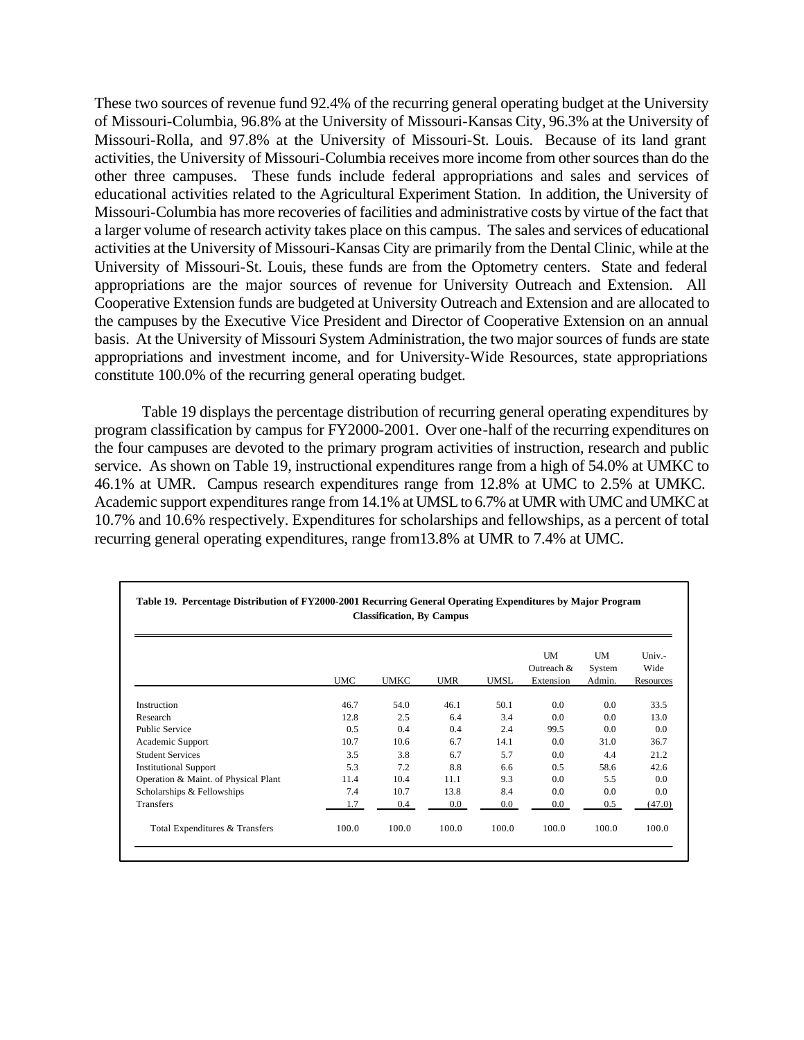These two sources of revenue fund 92.4% of the recurring general operating budget at the University of Missouri-Columbia, 96.8% at the University of Missouri-Kansas City, 96.3% at the University of Missouri-Rolla, and 97.8% at the University of Missouri-St. Louis. Because of its land grant activities, the University of Missouri-Columbia receives more income from other sources than do the other three campuses. These funds include federal appropriations and sales and services of educational activities related to the Agricultural Experiment Station. In addition, the University of Missouri-Columbia has more recoveries of facilities and administrative costs by virtue of the fact that a larger volume of research activity takes place on this campus. The sales and services of educational activities at the University of Missouri-Kansas City are primarily from the Dental Clinic, while at the University of Missouri-St. Louis, these funds are from the Optometry centers. State and federal appropriations are the major sources of revenue for University Outreach and Extension. All Cooperative Extension funds are budgeted at University Outreach and Extension and are allocated to the campuses by the Executive Vice President and Director of Cooperative Extension on an annual basis. At the University of Missouri System Administration, the two major sources of funds are state appropriations and investment income, and for University-Wide Resources, state appropriations constitute 100.0% of the recurring general operating budget.

Table 19 displays the percentage distribution of recurring general operating expenditures by program classification by campus for FY2000-2001. Over one-half of the recurring expenditures on the four campuses are devoted to the primary program activities of instruction, research and public service. As shown on Table 19, instructional expenditures range from a high of 54.0% at UMKC to 46.1% at UMR. Campus research expenditures range from 12.8% at UMC to 2.5% at UMKC. Academic support expenditures range from 14.1% at UMSL to 6.7% at UMR with UMC and UMKC at 10.7% and 10.6% respectively. Expenditures for scholarships and fellowships, as a percent of total recurring general operating expenditures, range from13.8% at UMR to 7.4% at UMC.

**Table 19. Percentage Distribution of FY2000-2001 Recurring General Operating Expenditures by Major Program Classification, By Campus**

| | UMC | UMKC | UMR | UMSL | UM Outreach & Extension | UM System Admin. | Univ.-Wide Resources |
|---|---|---|---|---|---|---|---|
| Instruction | 46.7 | 54.0 | 46.1 | 50.1 | 0.0 | 0.0 | 33.5 |
| Research | 12.8 | 2.5 | 6.4 | 3.4 | 0.0 | 0.0 | 13.0 |
| Public Service | 0.5 | 0.4 | 0.4 | 2.4 | 99.5 | 0.0 | 0.0 |
| Academic Support | 10.7 | 10.6 | 6.7 | 14.1 | 0.0 | 31.0 | 36.7 |
| Student Services | 3.5 | 3.8 | 6.7 | 5.7 | 0.0 | 4.4 | 21.2 |
| Institutional Support | 5.3 | 7.2 | 8.8 | 6.6 | 0.5 | 58.6 | 42.6 |
| Operation & Maint. of Physical Plant | 11.4 | 10.4 | 11.1 | 9.3 | 0.0 | 5.5 | 0.0 |
| Scholarships & Fellowships | 7.4 | 10.7 | 13.8 | 8.4 | 0.0 | 0.0 | 0.0 |
| Transfers | 1.7 | 0.4 | 0.0 | 0.0 | 0.0 | 0.5 | (47.0) |
| Total Expenditures & Transfers | 100.0 | 100.0 | 100.0 | 100.0 | 100.0 | 100.0 | 100.0 |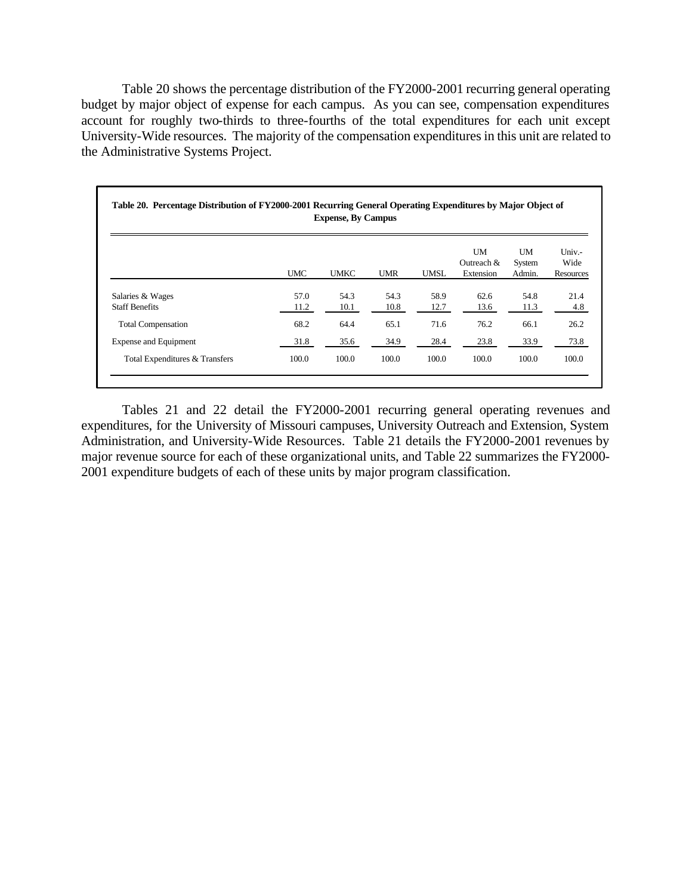Table 20 shows the percentage distribution of the FY2000-2001 recurring general operating budget by major object of expense for each campus. As you can see, compensation expenditures account for roughly two-thirds to three-fourths of the total expenditures for each unit except University-Wide resources. The majority of the compensation expenditures in this unit are related to the Administrative Systems Project.

**Table 20. Percentage Distribution of FY2000-2001 Recurring General Operating Expenditures by Major Object of Expense, By Campus**

| | UMC | UMKC | UMR | UMSL | UM Outreach & Extension | UM System Admin. | Univ.-Wide Resources |
|---|---|---|---|---|---|---|---|
| Salaries & Wages | 57.0 | 54.3 | 54.3 | 58.9 | 62.6 | 54.8 | 21.4 |
| Staff Benefits | 11.2 | 10.1 | 10.8 | 12.7 | 13.6 | 11.3 | 4.8 |
| Total Compensation | 68.2 | 64.4 | 65.1 | 71.6 | 76.2 | 66.1 | 26.2 |
| Expense and Equipment | 31.8 | 35.6 | 34.9 | 28.4 | 23.8 | 33.9 | 73.8 |
| Total Expenditures & Transfers | 100.0 | 100.0 | 100.0 | 100.0 | 100.0 | 100.0 | 100.0 |

Tables 21 and 22 detail the FY2000-2001 recurring general operating revenues and expenditures, for the University of Missouri campuses, University Outreach and Extension, System Administration, and University-Wide Resources. Table 21 details the FY2000-2001 revenues by major revenue source for each of these organizational units, and Table 22 summarizes the FY2000-2001 expenditure budgets of each of these units by major program classification.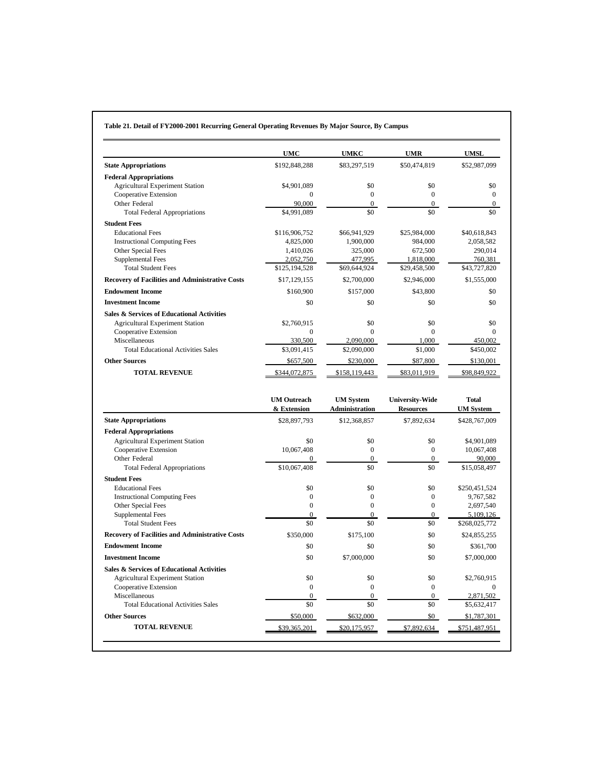**Table 21. Detail of FY2000-2001 Recurring General Operating Revenues By Major Source, By Campus**

| | UMC | UMKC | UMR | UMSL |
|---|---|---|---|---|
| **State Appropriations** | $192,848,288 | $83,297,519 | $50,474,819 | $52,987,099 |
| **Federal Appropriations** | | | | |
| Agricultural Experiment Station | $4,901,089 | $0 | $0 | $0 |
| Cooperative Extension | 0 | 0 | 0 | 0 |
| Other Federal | 90,000 | 0 | 0 | 0 |
| Total Federal Appropriations | $4,991,089 | $0 | $0 | $0 |
| **Student Fees** | | | | |
| Educational Fees | $116,906,752 | $66,941,929 | $25,984,000 | $40,618,843 |
| Instructional Computing Fees | 4,825,000 | 1,900,000 | 984,000 | 2,058,582 |
| Other Special Fees | 1,410,026 | 325,000 | 672,500 | 290,014 |
| Supplemental Fees | 2,052,750 | 477,995 | 1,818,000 | 760,381 |
| Total Student Fees | $125,194,528 | $69,644,924 | $29,458,500 | $43,727,820 |
| **Recovery of Facilities and Administrative Costs** | $17,129,155 | $2,700,000 | $2,946,000 | $1,555,000 |
| **Endowment Income** | $160,900 | $157,000 | $43,800 | $0 |
| **Investment Income** | $0 | $0 | $0 | $0 |
| **Sales & Services of Educational Activities** | | | | |
| Agricultural Experiment Station | $2,760,915 | $0 | $0 | $0 |
| Cooperative Extension | 0 | 0 | 0 | 0 |
| Miscellaneous | 330,500 | 2,090,000 | 1,000 | 450,002 |
| Total Educational Activities Sales | $3,091,415 | $2,090,000 | $1,000 | $450,002 |
| **Other Sources** | $657,500 | $230,000 | $87,800 | $130,001 |
| **TOTAL REVENUE** | $344,072,875 | $158,119,443 | $83,011,919 | $98,849,922 |

| | UM Outreach & Extension | UM System Administration | University-Wide Resources | Total UM System |
|---|---|---|---|---|
| **State Appropriations** | $28,897,793 | $12,368,857 | $7,892,634 | $428,767,009 |
| **Federal Appropriations** | | | | |
| Agricultural Experiment Station | $0 | $0 | $0 | $4,901,089 |
| Cooperative Extension | 10,067,408 | 0 | 0 | 10,067,408 |
| Other Federal | 0 | 0 | 0 | 90,000 |
| Total Federal Appropriations | $10,067,408 | $0 | $0 | $15,058,497 |
| **Student Fees** | | | | |
| Educational Fees | $0 | $0 | $0 | $250,451,524 |
| Instructional Computing Fees | 0 | 0 | 0 | 9,767,582 |
| Other Special Fees | 0 | 0 | 0 | 2,697,540 |
| Supplemental Fees | 0 | 0 | 0 | 5,109,126 |
| Total Student Fees | $0 | $0 | $0 | $268,025,772 |
| **Recovery of Facilities and Administrative Costs** | $350,000 | $175,100 | $0 | $24,855,255 |
| **Endowment Income** | $0 | $0 | $0 | $361,700 |
| **Investment Income** | $0 | $7,000,000 | $0 | $7,000,000 |
| **Sales & Services of Educational Activities** | | | | |
| Agricultural Experiment Station | $0 | $0 | $0 | $2,760,915 |
| Cooperative Extension | 0 | 0 | 0 | 0 |
| Miscellaneous | 0 | 0 | 0 | 2,871,502 |
| Total Educational Activities Sales | $0 | $0 | $0 | $5,632,417 |
| **Other Sources** | $50,000 | $632,000 | $0 | $1,787,301 |
| **TOTAL REVENUE** | $39,365,201 | $20,175,957 | $7,892,634 | $751,487,951 |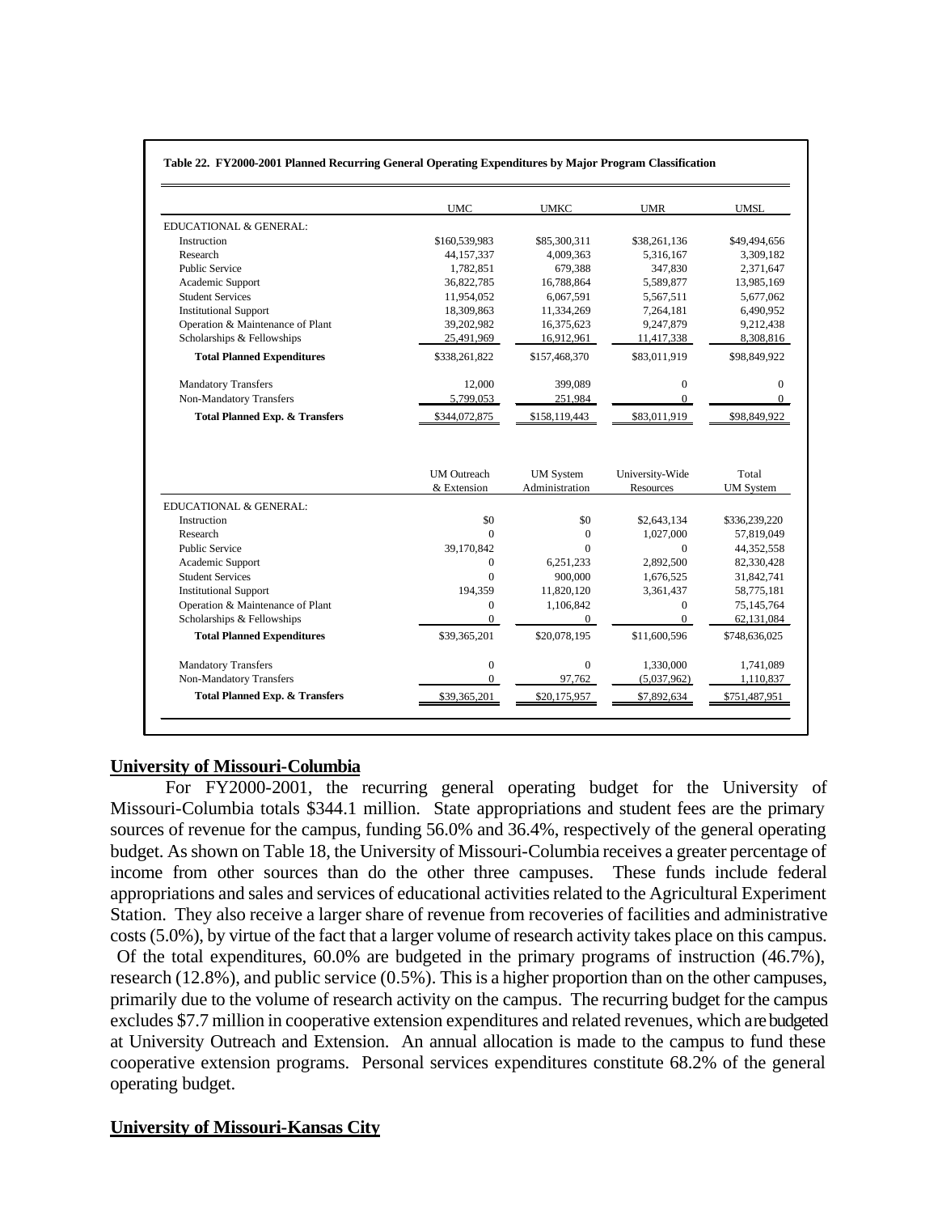**Table 22. FY2000-2001 Planned Recurring General Operating Expenditures by Major Program Classification**

| | UMC | UMKC | UMR | UMSL |
|---|---|---|---|---|
| EDUCATIONAL & GENERAL: | | | | |
| Instruction | \$160,539,983 | \$85,300,311 | \$38,261,136 | \$49,494,656 |
| Research | 44,157,337 | 4,009,363 | 5,316,167 | 3,309,182 |
| Public Service | 1,782,851 | 679,388 | 347,830 | 2,371,647 |
| Academic Support | 36,822,785 | 16,788,864 | 5,589,877 | 13,985,169 |
| Student Services | 11,954,052 | 6,067,591 | 5,567,511 | 5,677,062 |
| Institutional Support | 18,309,863 | 11,334,269 | 7,264,181 | 6,490,952 |
| Operation & Maintenance of Plant | 39,202,982 | 16,375,623 | 9,247,879 | 9,212,438 |
| Scholarships & Fellowships | 25,491,969 | 16,912,961 | 11,417,338 | 8,308,816 |
| **Total Planned Expenditures** | \$338,261,822 | \$157,468,370 | \$83,011,919 | \$98,849,922 |
| Mandatory Transfers | 12,000 | 399,089 | 0 | 0 |
| Non-Mandatory Transfers | 5,799,053 | 251,984 | 0 | 0 |
| **Total Planned Exp. & Transfers** | \$344,072,875 | \$158,119,443 | \$83,011,919 | \$98,849,922 |

| | UM Outreach & Extension | UM System Administration | University-Wide Resources | Total UM System |
|---|---|---|---|---|
| EDUCATIONAL & GENERAL: | | | | |
| Instruction | \$0 | \$0 | \$2,643,134 | \$336,239,220 |
| Research | 0 | 0 | 1,027,000 | 57,819,049 |
| Public Service | 39,170,842 | 0 | 0 | 44,352,558 |
| Academic Support | 0 | 6,251,233 | 2,892,500 | 82,330,428 |
| Student Services | 0 | 900,000 | 1,676,525 | 31,842,741 |
| Institutional Support | 194,359 | 11,820,120 | 3,361,437 | 58,775,181 |
| Operation & Maintenance of Plant | 0 | 1,106,842 | 0 | 75,145,764 |
| Scholarships & Fellowships | 0 | 0 | 0 | 62,131,084 |
| **Total Planned Expenditures** | \$39,365,201 | \$20,078,195 | \$11,600,596 | \$748,636,025 |
| Mandatory Transfers | 0 | 0 | 1,330,000 | 1,741,089 |
| Non-Mandatory Transfers | 0 | 97,762 | (5,037,962) | 1,110,837 |
| **Total Planned Exp. & Transfers** | \$39,365,201 | \$20,175,957 | \$7,892,634 | \$751,487,951 |

## University of Missouri-Columbia

For FY2000-2001, the recurring general operating budget for the University of Missouri-Columbia totals \$344.1 million. State appropriations and student fees are the primary sources of revenue for the campus, funding 56.0% and 36.4%, respectively of the general operating budget. As shown on Table 18, the University of Missouri-Columbia receives a greater percentage of income from other sources than do the other three campuses. These funds include federal appropriations and sales and services of educational activities related to the Agricultural Experiment Station. They also receive a larger share of revenue from recoveries of facilities and administrative costs (5.0%), by virtue of the fact that a larger volume of research activity takes place on this campus. Of the total expenditures, 60.0% are budgeted in the primary programs of instruction (46.7%), research (12.8%), and public service (0.5%). This is a higher proportion than on the other campuses, primarily due to the volume of research activity on the campus. The recurring budget for the campus excludes \$7.7 million in cooperative extension expenditures and related revenues, which are budgeted at University Outreach and Extension. An annual allocation is made to the campus to fund these cooperative extension programs. Personal services expenditures constitute 68.2% of the general operating budget.

## University of Missouri-Kansas City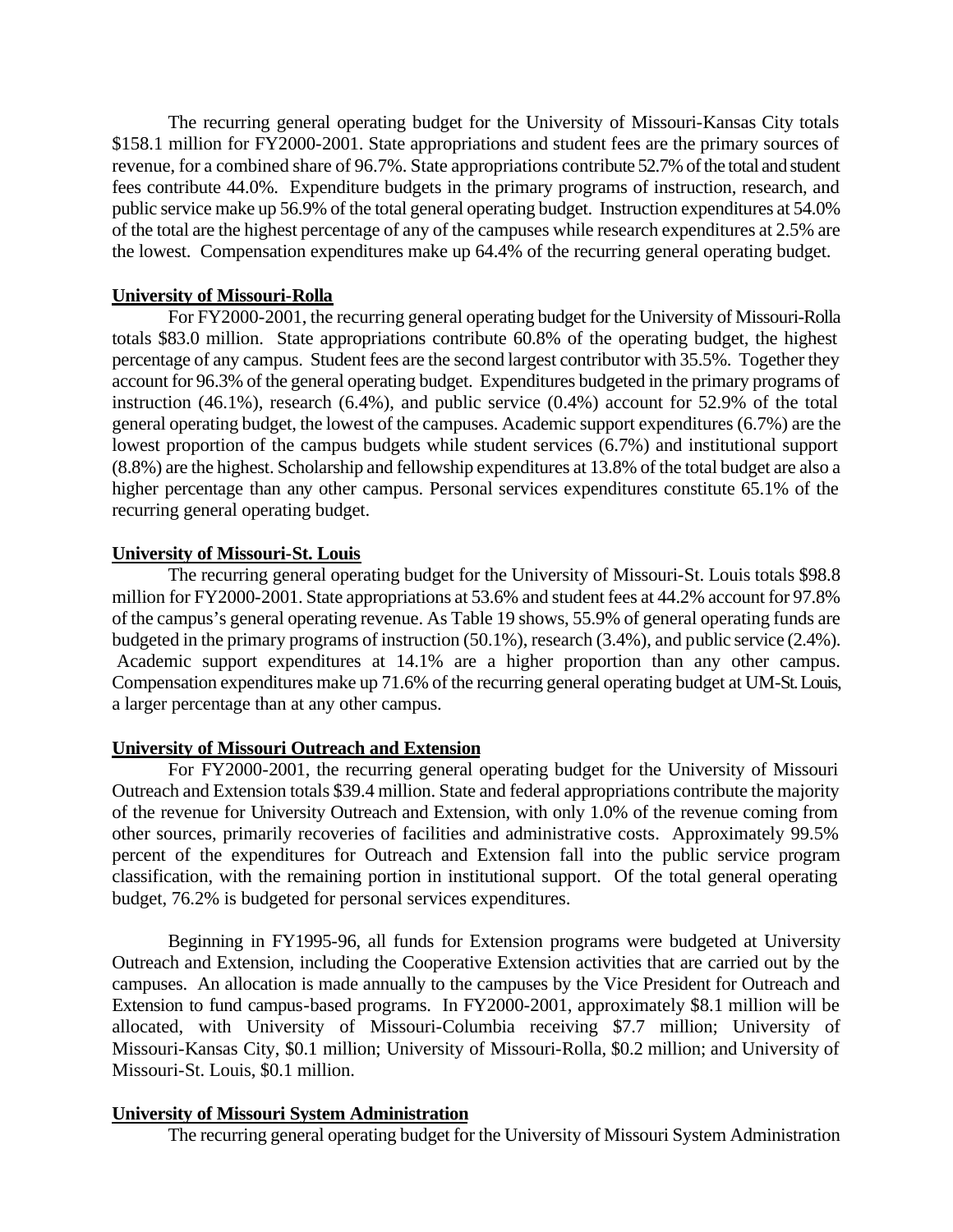The recurring general operating budget for the University of Missouri-Kansas City totals $158.1 million for FY2000-2001. State appropriations and student fees are the primary sources of revenue, for a combined share of 96.7%. State appropriations contribute 52.7% of the total and student fees contribute 44.0%. Expenditure budgets in the primary programs of instruction, research, and public service make up 56.9% of the total general operating budget. Instruction expenditures at 54.0% of the total are the highest percentage of any of the campuses while research expenditures at 2.5% are the lowest. Compensation expenditures make up 64.4% of the recurring general operating budget.

**University of Missouri-Rolla**

For FY2000-2001, the recurring general operating budget for the University of Missouri-Rolla totals $83.0 million. State appropriations contribute 60.8% of the operating budget, the highest percentage of any campus. Student fees are the second largest contributor with 35.5%. Together they account for 96.3% of the general operating budget. Expenditures budgeted in the primary programs of instruction (46.1%), research (6.4%), and public service (0.4%) account for 52.9% of the total general operating budget, the lowest of the campuses. Academic support expenditures (6.7%) are the lowest proportion of the campus budgets while student services (6.7%) and institutional support (8.8%) are the highest. Scholarship and fellowship expenditures at 13.8% of the total budget are also a higher percentage than any other campus. Personal services expenditures constitute 65.1% of the recurring general operating budget.

**University of Missouri-St. Louis**

The recurring general operating budget for the University of Missouri-St. Louis totals $98.8 million for FY2000-2001. State appropriations at 53.6% and student fees at 44.2% account for 97.8% of the campus's general operating revenue. As Table 19 shows, 55.9% of general operating funds are budgeted in the primary programs of instruction (50.1%), research (3.4%), and public service (2.4%). Academic support expenditures at 14.1% are a higher proportion than any other campus. Compensation expenditures make up 71.6% of the recurring general operating budget at UM-St. Louis, a larger percentage than at any other campus.

**University of Missouri Outreach and Extension**

For FY2000-2001, the recurring general operating budget for the University of Missouri Outreach and Extension totals $39.4 million. State and federal appropriations contribute the majority of the revenue for University Outreach and Extension, with only 1.0% of the revenue coming from other sources, primarily recoveries of facilities and administrative costs. Approximately 99.5% percent of the expenditures for Outreach and Extension fall into the public service program classification, with the remaining portion in institutional support. Of the total general operating budget, 76.2% is budgeted for personal services expenditures.

Beginning in FY1995-96, all funds for Extension programs were budgeted at University Outreach and Extension, including the Cooperative Extension activities that are carried out by the campuses. An allocation is made annually to the campuses by the Vice President for Outreach and Extension to fund campus-based programs. In FY2000-2001, approximately $8.1 million will be allocated, with University of Missouri-Columbia receiving $7.7 million; University of Missouri-Kansas City, $0.1 million; University of Missouri-Rolla, $0.2 million; and University of Missouri-St. Louis, $0.1 million.

**University of Missouri System Administration**

The recurring general operating budget for the University of Missouri System Administration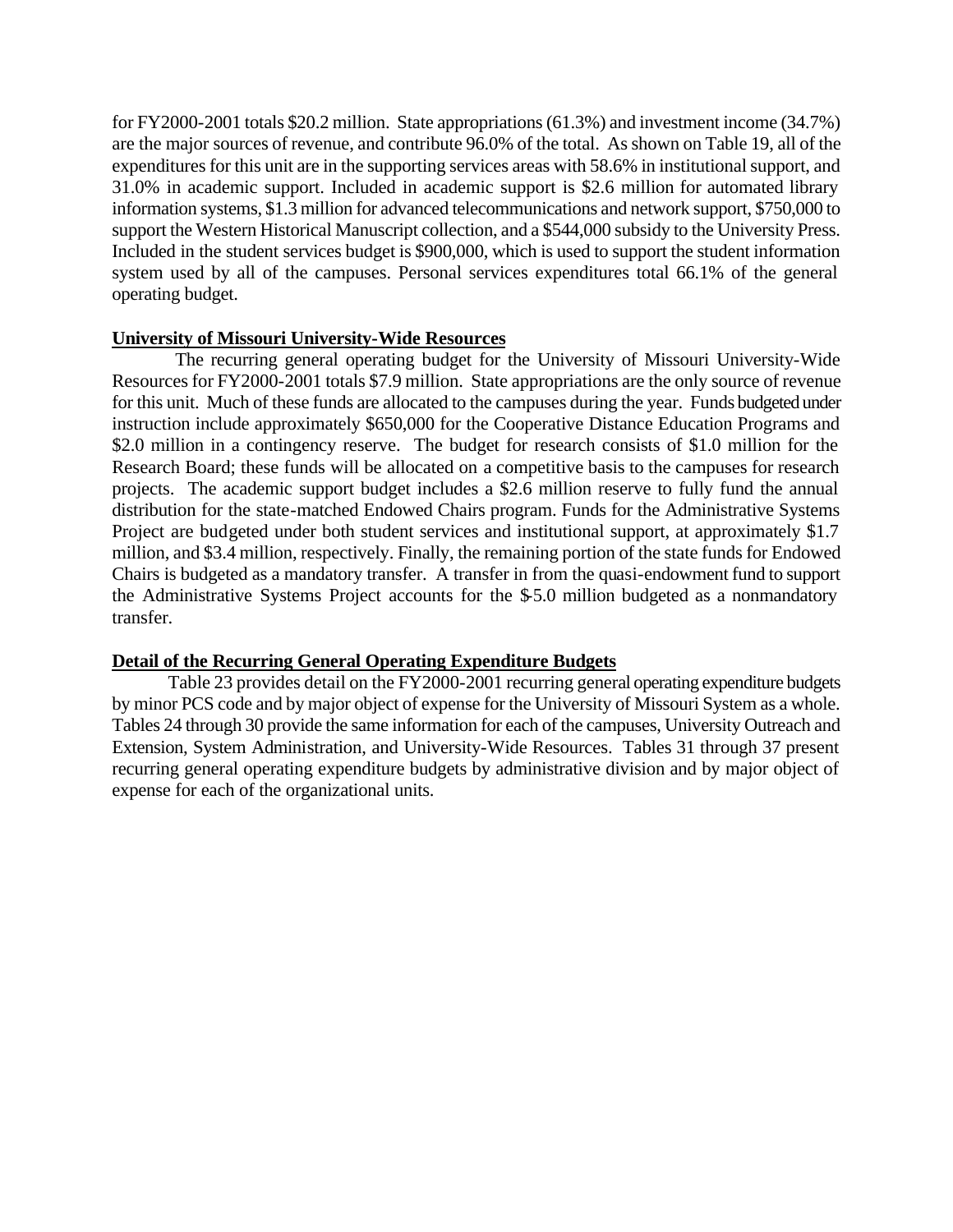for FY2000-2001 totals $20.2 million. State appropriations (61.3%) and investment income (34.7%) are the major sources of revenue, and contribute 96.0% of the total. As shown on Table 19, all of the expenditures for this unit are in the supporting services areas with 58.6% in institutional support, and 31.0% in academic support. Included in academic support is $2.6 million for automated library information systems, $1.3 million for advanced telecommunications and network support, $750,000 to support the Western Historical Manuscript collection, and a $544,000 subsidy to the University Press. Included in the student services budget is $900,000, which is used to support the student information system used by all of the campuses. Personal services expenditures total 66.1% of the general operating budget.

**University of Missouri University-Wide Resources**

The recurring general operating budget for the University of Missouri University-Wide Resources for FY2000-2001 totals $7.9 million. State appropriations are the only source of revenue for this unit. Much of these funds are allocated to the campuses during the year. Funds budgeted under instruction include approximately $650,000 for the Cooperative Distance Education Programs and $2.0 million in a contingency reserve. The budget for research consists of $1.0 million for the Research Board; these funds will be allocated on a competitive basis to the campuses for research projects. The academic support budget includes a $2.6 million reserve to fully fund the annual distribution for the state-matched Endowed Chairs program. Funds for the Administrative Systems Project are budgeted under both student services and institutional support, at approximately $1.7 million, and $3.4 million, respectively. Finally, the remaining portion of the state funds for Endowed Chairs is budgeted as a mandatory transfer. A transfer in from the quasi-endowment fund to support the Administrative Systems Project accounts for the $-5.0 million budgeted as a nonmandatory transfer.

**Detail of the Recurring General Operating Expenditure Budgets**

Table 23 provides detail on the FY2000-2001 recurring general operating expenditure budgets by minor PCS code and by major object of expense for the University of Missouri System as a whole. Tables 24 through 30 provide the same information for each of the campuses, University Outreach and Extension, System Administration, and University-Wide Resources. Tables 31 through 37 present recurring general operating expenditure budgets by administrative division and by major object of expense for each of the organizational units.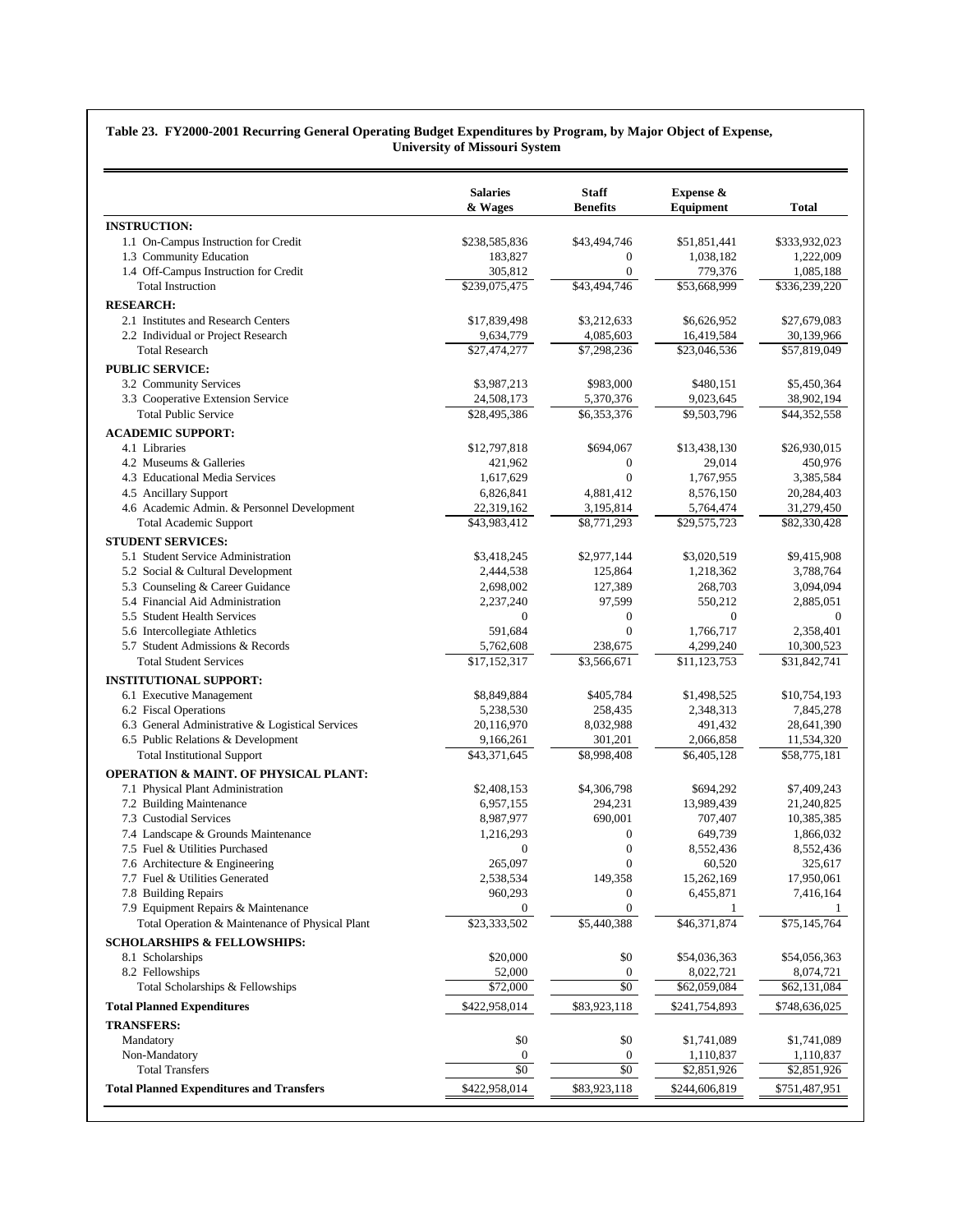**Table 23. FY2000-2001 Recurring General Operating Budget Expenditures by Program, by Major Object of Expense, University of Missouri System**

| | Salaries & Wages | Staff Benefits | Expense & Equipment | Total |
|---|---|---|---|---|
| **INSTRUCTION:** | | | | |
| 1.1 On-Campus Instruction for Credit | $238,585,836 | $43,494,746 | $51,851,441 | $333,932,023 |
| 1.3 Community Education | 183,827 | 0 | 1,038,182 | 1,222,009 |
| 1.4 Off-Campus Instruction for Credit | 305,812 | 0 | 779,376 | 1,085,188 |
| Total Instruction | $239,075,475 | $43,494,746 | $53,668,999 | $336,239,220 |
| **RESEARCH:** | | | | |
| 2.1 Institutes and Research Centers | $17,839,498 | $3,212,633 | $6,626,952 | $27,679,083 |
| 2.2 Individual or Project Research | 9,634,779 | 4,085,603 | 16,419,584 | 30,139,966 |
| Total Research | $27,474,277 | $7,298,236 | $23,046,536 | $57,819,049 |
| **PUBLIC SERVICE:** | | | | |
| 3.2 Community Services | $3,987,213 | $983,000 | $480,151 | $5,450,364 |
| 3.3 Cooperative Extension Service | 24,508,173 | 5,370,376 | 9,023,645 | 38,902,194 |
| Total Public Service | $28,495,386 | $6,353,376 | $9,503,796 | $44,352,558 |
| **ACADEMIC SUPPORT:** | | | | |
| 4.1 Libraries | $12,797,818 | $694,067 | $13,438,130 | $26,930,015 |
| 4.2 Museums & Galleries | 421,962 | 0 | 29,014 | 450,976 |
| 4.3 Educational Media Services | 1,617,629 | 0 | 1,767,955 | 3,385,584 |
| 4.5 Ancillary Support | 6,826,841 | 4,881,412 | 8,576,150 | 20,284,403 |
| 4.6 Academic Admin. & Personnel Development | 22,319,162 | 3,195,814 | 5,764,474 | 31,279,450 |
| Total Academic Support | $43,983,412 | $8,771,293 | $29,575,723 | $82,330,428 |
| **STUDENT SERVICES:** | | | | |
| 5.1 Student Service Administration | $3,418,245 | $2,977,144 | $3,020,519 | $9,415,908 |
| 5.2 Social & Cultural Development | 2,444,538 | 125,864 | 1,218,362 | 3,788,764 |
| 5.3 Counseling & Career Guidance | 2,698,002 | 127,389 | 268,703 | 3,094,094 |
| 5.4 Financial Aid Administration | 2,237,240 | 97,599 | 550,212 | 2,885,051 |
| 5.5 Student Health Services | 0 | 0 | 0 | 0 |
| 5.6 Intercollegiate Athletics | 591,684 | 0 | 1,766,717 | 2,358,401 |
| 5.7 Student Admissions & Records | 5,762,608 | 238,675 | 4,299,240 | 10,300,523 |
| Total Student Services | $17,152,317 | $3,566,671 | $11,123,753 | $31,842,741 |
| **INSTITUTIONAL SUPPORT:** | | | | |
| 6.1 Executive Management | $8,849,884 | $405,784 | $1,498,525 | $10,754,193 |
| 6.2 Fiscal Operations | 5,238,530 | 258,435 | 2,348,313 | 7,845,278 |
| 6.3 General Administrative & Logistical Services | 20,116,970 | 8,032,988 | 491,432 | 28,641,390 |
| 6.5 Public Relations & Development | 9,166,261 | 301,201 | 2,066,858 | 11,534,320 |
| Total Institutional Support | $43,371,645 | $8,998,408 | $6,405,128 | $58,775,181 |
| **OPERATION & MAINT. OF PHYSICAL PLANT:** | | | | |
| 7.1 Physical Plant Administration | $2,408,153 | $4,306,798 | $694,292 | $7,409,243 |
| 7.2 Building Maintenance | 6,957,155 | 294,231 | 13,989,439 | 21,240,825 |
| 7.3 Custodial Services | 8,987,977 | 690,001 | 707,407 | 10,385,385 |
| 7.4 Landscape & Grounds Maintenance | 1,216,293 | 0 | 649,739 | 1,866,032 |
| 7.5 Fuel & Utilities Purchased | 0 | 0 | 8,552,436 | 8,552,436 |
| 7.6 Architecture & Engineering | 265,097 | 0 | 60,520 | 325,617 |
| 7.7 Fuel & Utilities Generated | 2,538,534 | 149,358 | 15,262,169 | 17,950,061 |
| 7.8 Building Repairs | 960,293 | 0 | 6,455,871 | 7,416,164 |
| 7.9 Equipment Repairs & Maintenance | 0 | 0 | 1 | 1 |
| Total Operation & Maintenance of Physical Plant | $23,333,502 | $5,440,388 | $46,371,874 | $75,145,764 |
| **SCHOLARSHIPS & FELLOWSHIPS:** | | | | |
| 8.1 Scholarships | $20,000 | $0 | $54,036,363 | $54,056,363 |
| 8.2 Fellowships | 52,000 | 0 | 8,022,721 | 8,074,721 |
| Total Scholarships & Fellowships | $72,000 | $0 | $62,059,084 | $62,131,084 |
| **Total Planned Expenditures** | $422,958,014 | $83,923,118 | $241,754,893 | $748,636,025 |
| **TRANSFERS:** | | | | |
| Mandatory | $0 | $0 | $1,741,089 | $1,741,089 |
| Non-Mandatory | 0 | 0 | 1,110,837 | 1,110,837 |
| Total Transfers | $0 | $0 | $2,851,926 | $2,851,926 |
| **Total Planned Expenditures and Transfers** | $422,958,014 | $83,923,118 | $244,606,819 | $751,487,951 |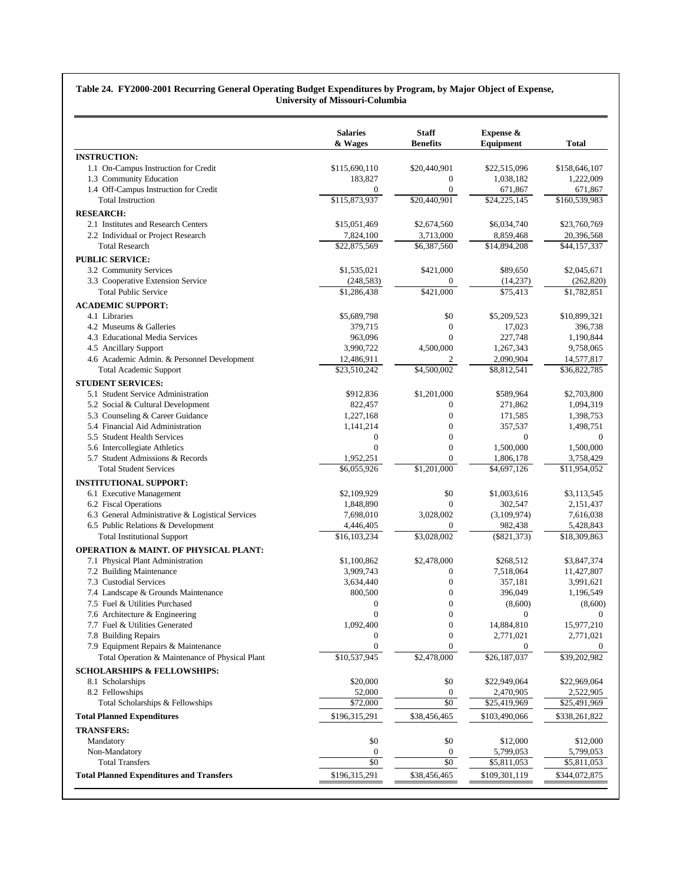**Table 24. FY2000-2001 Recurring General Operating Budget Expenditures by Program, by Major Object of Expense, University of Missouri-Columbia**

| | Salaries & Wages | Staff Benefits | Expense & Equipment | Total |
|---|---|---|---|---|
| **INSTRUCTION:** | | | | |
| 1.1 On-Campus Instruction for Credit | $115,690,110 | $20,440,901 | $22,515,096 | $158,646,107 |
| 1.3 Community Education | 183,827 | 0 | 1,038,182 | 1,222,009 |
| 1.4 Off-Campus Instruction for Credit | 0 | 0 | 671,867 | 671,867 |
| Total Instruction | $115,873,937 | $20,440,901 | $24,225,145 | $160,539,983 |
| **RESEARCH:** | | | | |
| 2.1 Institutes and Research Centers | $15,051,469 | $2,674,560 | $6,034,740 | $23,760,769 |
| 2.2 Individual or Project Research | 7,824,100 | 3,713,000 | 8,859,468 | 20,396,568 |
| Total Research | $22,875,569 | $6,387,560 | $14,894,208 | $44,157,337 |
| **PUBLIC SERVICE:** | | | | |
| 3.2 Community Services | $1,535,021 | $421,000 | $89,650 | $2,045,671 |
| 3.3 Cooperative Extension Service | (248,583) | 0 | (14,237) | (262,820) |
| Total Public Service | $1,286,438 | $421,000 | $75,413 | $1,782,851 |
| **ACADEMIC SUPPORT:** | | | | |
| 4.1 Libraries | $5,689,798 | $0 | $5,209,523 | $10,899,321 |
| 4.2 Museums & Galleries | 379,715 | 0 | 17,023 | 396,738 |
| 4.3 Educational Media Services | 963,096 | 0 | 227,748 | 1,190,844 |
| 4.5 Ancillary Support | 3,990,722 | 4,500,000 | 1,267,343 | 9,758,065 |
| 4.6 Academic Admin. & Personnel Development | 12,486,911 | 2 | 2,090,904 | 14,577,817 |
| Total Academic Support | $23,510,242 | $4,500,002 | $8,812,541 | $36,822,785 |
| **STUDENT SERVICES:** | | | | |
| 5.1 Student Service Administration | $912,836 | $1,201,000 | $589,964 | $2,703,800 |
| 5.2 Social & Cultural Development | 822,457 | 0 | 271,862 | 1,094,319 |
| 5.3 Counseling & Career Guidance | 1,227,168 | 0 | 171,585 | 1,398,753 |
| 5.4 Financial Aid Administration | 1,141,214 | 0 | 357,537 | 1,498,751 |
| 5.5 Student Health Services | 0 | 0 | 0 | 0 |
| 5.6 Intercollegiate Athletics | 0 | 0 | 1,500,000 | 1,500,000 |
| 5.7 Student Admissions & Records | 1,952,251 | 0 | 1,806,178 | 3,758,429 |
| Total Student Services | $6,055,926 | $1,201,000 | $4,697,126 | $11,954,052 |
| **INSTITUTIONAL SUPPORT:** | | | | |
| 6.1 Executive Management | $2,109,929 | $0 | $1,003,616 | $3,113,545 |
| 6.2 Fiscal Operations | 1,848,890 | 0 | 302,547 | 2,151,437 |
| 6.3 General Administrative & Logistical Services | 7,698,010 | 3,028,002 | (3,109,974) | 7,616,038 |
| 6.5 Public Relations & Development | 4,446,405 | 0 | 982,438 | 5,428,843 |
| Total Institutional Support | $16,103,234 | $3,028,002 | ($821,373) | $18,309,863 |
| **OPERATION & MAINT. OF PHYSICAL PLANT:** | | | | |
| 7.1 Physical Plant Administration | $1,100,862 | $2,478,000 | $268,512 | $3,847,374 |
| 7.2 Building Maintenance | 3,909,743 | 0 | 7,518,064 | 11,427,807 |
| 7.3 Custodial Services | 3,634,440 | 0 | 357,181 | 3,991,621 |
| 7.4 Landscape & Grounds Maintenance | 800,500 | 0 | 396,049 | 1,196,549 |
| 7.5 Fuel & Utilities Purchased | 0 | 0 | (8,600) | (8,600) |
| 7.6 Architecture & Engineering | 0 | 0 | 0 | 0 |
| 7.7 Fuel & Utilities Generated | 1,092,400 | 0 | 14,884,810 | 15,977,210 |
| 7.8 Building Repairs | 0 | 0 | 2,771,021 | 2,771,021 |
| 7.9 Equipment Repairs & Maintenance | 0 | 0 | 0 | 0 |
| Total Operation & Maintenance of Physical Plant | $10,537,945 | $2,478,000 | $26,187,037 | $39,202,982 |
| **SCHOLARSHIPS & FELLOWSHIPS:** | | | | |
| 8.1 Scholarships | $20,000 | $0 | $22,949,064 | $22,969,064 |
| 8.2 Fellowships | 52,000 | 0 | 2,470,905 | 2,522,905 |
| Total Scholarships & Fellowships | $72,000 | $0 | $25,419,969 | $25,491,969 |
| **Total Planned Expenditures** | $196,315,291 | $38,456,465 | $103,490,066 | $338,261,822 |
| **TRANSFERS:** | | | | |
| Mandatory | $0 | $0 | $12,000 | $12,000 |
| Non-Mandatory | 0 | 0 | 5,799,053 | 5,799,053 |
| Total Transfers | $0 | $0 | $5,811,053 | $5,811,053 |
| **Total Planned Expenditures and Transfers** | $196,315,291 | $38,456,465 | $109,301,119 | $344,072,875 |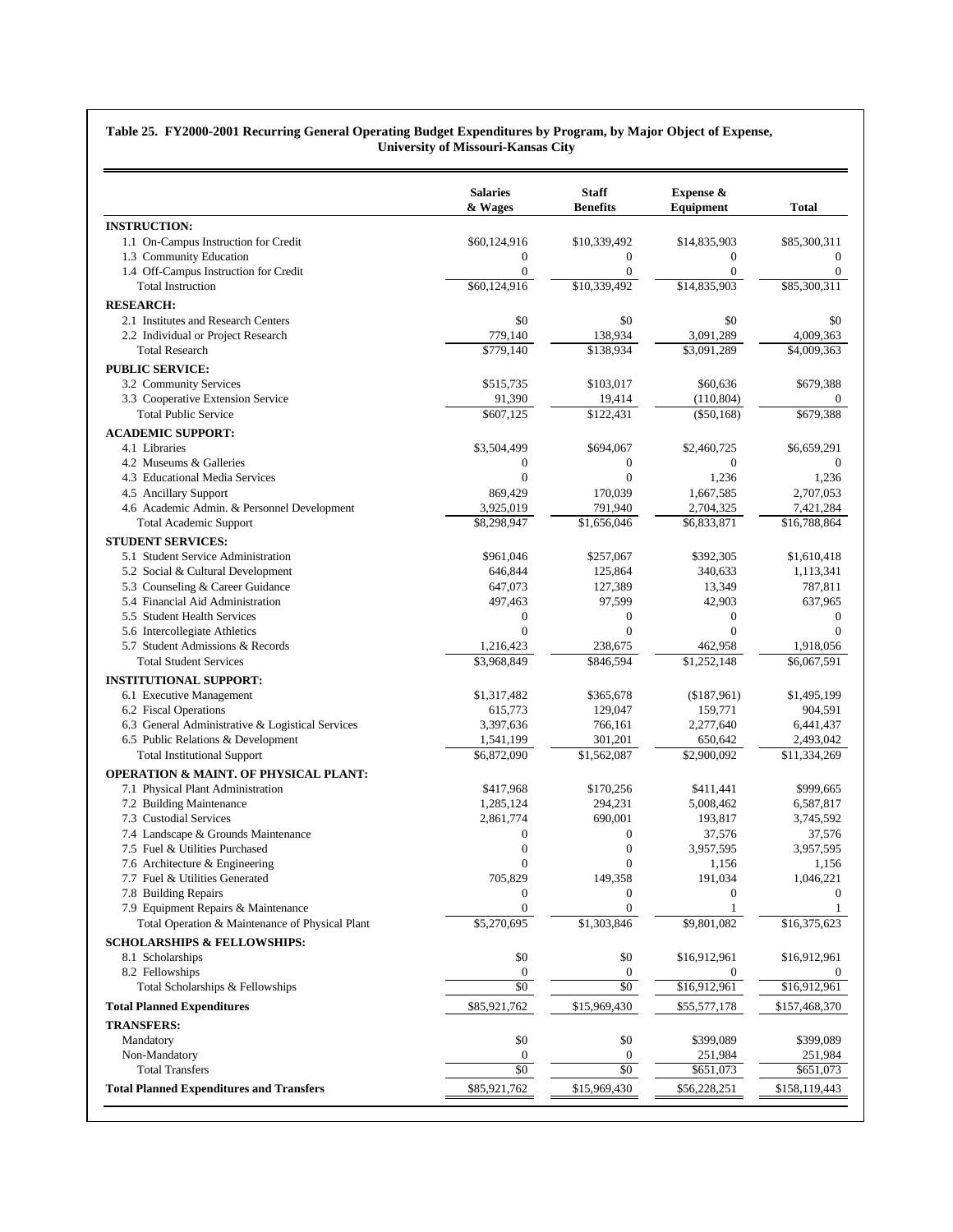**Table 25. FY2000-2001 Recurring General Operating Budget Expenditures by Program, by Major Object of Expense, University of Missouri-Kansas City**

| | Salaries & Wages | Staff Benefits | Expense & Equipment | Total |
|---|---|---|---|---|
| **INSTRUCTION:** | | | | |
| 1.1 On-Campus Instruction for Credit | $60,124,916 | $10,339,492 | $14,835,903 | $85,300,311 |
| 1.3 Community Education | 0 | 0 | 0 | 0 |
| 1.4 Off-Campus Instruction for Credit | 0 | 0 | 0 | 0 |
| Total Instruction | $60,124,916 | $10,339,492 | $14,835,903 | $85,300,311 |
| **RESEARCH:** | | | | |
| 2.1 Institutes and Research Centers | $0 | $0 | $0 | $0 |
| 2.2 Individual or Project Research | 779,140 | 138,934 | 3,091,289 | 4,009,363 |
| Total Research | $779,140 | $138,934 | $3,091,289 | $4,009,363 |
| **PUBLIC SERVICE:** | | | | |
| 3.2 Community Services | $515,735 | $103,017 | $60,636 | $679,388 |
| 3.3 Cooperative Extension Service | 91,390 | 19,414 | (110,804) | 0 |
| Total Public Service | $607,125 | $122,431 | ($50,168) | $679,388 |
| **ACADEMIC SUPPORT:** | | | | |
| 4.1 Libraries | $3,504,499 | $694,067 | $2,460,725 | $6,659,291 |
| 4.2 Museums & Galleries | 0 | 0 | 0 | 0 |
| 4.3 Educational Media Services | 0 | 0 | 1,236 | 1,236 |
| 4.5 Ancillary Support | 869,429 | 170,039 | 1,667,585 | 2,707,053 |
| 4.6 Academic Admin. & Personnel Development | 3,925,019 | 791,940 | 2,704,325 | 7,421,284 |
| Total Academic Support | $8,298,947 | $1,656,046 | $6,833,871 | $16,788,864 |
| **STUDENT SERVICES:** | | | | |
| 5.1 Student Service Administration | $961,046 | $257,067 | $392,305 | $1,610,418 |
| 5.2 Social & Cultural Development | 646,844 | 125,864 | 340,633 | 1,113,341 |
| 5.3 Counseling & Career Guidance | 647,073 | 127,389 | 13,349 | 787,811 |
| 5.4 Financial Aid Administration | 497,463 | 97,599 | 42,903 | 637,965 |
| 5.5 Student Health Services | 0 | 0 | 0 | 0 |
| 5.6 Intercollegiate Athletics | 0 | 0 | 0 | 0 |
| 5.7 Student Admissions & Records | 1,216,423 | 238,675 | 462,958 | 1,918,056 |
| Total Student Services | $3,968,849 | $846,594 | $1,252,148 | $6,067,591 |
| **INSTITUTIONAL SUPPORT:** | | | | |
| 6.1 Executive Management | $1,317,482 | $365,678 | ($187,961) | $1,495,199 |
| 6.2 Fiscal Operations | 615,773 | 129,047 | 159,771 | 904,591 |
| 6.3 General Administrative & Logistical Services | 3,397,636 | 766,161 | 2,277,640 | 6,441,437 |
| 6.5 Public Relations & Development | 1,541,199 | 301,201 | 650,642 | 2,493,042 |
| Total Institutional Support | $6,872,090 | $1,562,087 | $2,900,092 | $11,334,269 |
| **OPERATION & MAINT. OF PHYSICAL PLANT:** | | | | |
| 7.1 Physical Plant Administration | $417,968 | $170,256 | $411,441 | $999,665 |
| 7.2 Building Maintenance | 1,285,124 | 294,231 | 5,008,462 | 6,587,817 |
| 7.3 Custodial Services | 2,861,774 | 690,001 | 193,817 | 3,745,592 |
| 7.4 Landscape & Grounds Maintenance | 0 | 0 | 37,576 | 37,576 |
| 7.5 Fuel & Utilities Purchased | 0 | 0 | 3,957,595 | 3,957,595 |
| 7.6 Architecture & Engineering | 0 | 0 | 1,156 | 1,156 |
| 7.7 Fuel & Utilities Generated | 705,829 | 149,358 | 191,034 | 1,046,221 |
| 7.8 Building Repairs | 0 | 0 | 0 | 0 |
| 7.9 Equipment Repairs & Maintenance | 0 | 0 | 1 | 1 |
| Total Operation & Maintenance of Physical Plant | $5,270,695 | $1,303,846 | $9,801,082 | $16,375,623 |
| **SCHOLARSHIPS & FELLOWSHIPS:** | | | | |
| 8.1 Scholarships | $0 | $0 | $16,912,961 | $16,912,961 |
| 8.2 Fellowships | 0 | 0 | 0 | 0 |
| Total Scholarships & Fellowships | $0 | $0 | $16,912,961 | $16,912,961 |
| **Total Planned Expenditures** | $85,921,762 | $15,969,430 | $55,577,178 | $157,468,370 |
| **TRANSFERS:** | | | | |
| Mandatory | $0 | $0 | $399,089 | $399,089 |
| Non-Mandatory | 0 | 0 | 251,984 | 251,984 |
| Total Transfers | $0 | $0 | $651,073 | $651,073 |
| **Total Planned Expenditures and Transfers** | $85,921,762 | $15,969,430 | $56,228,251 | $158,119,443 |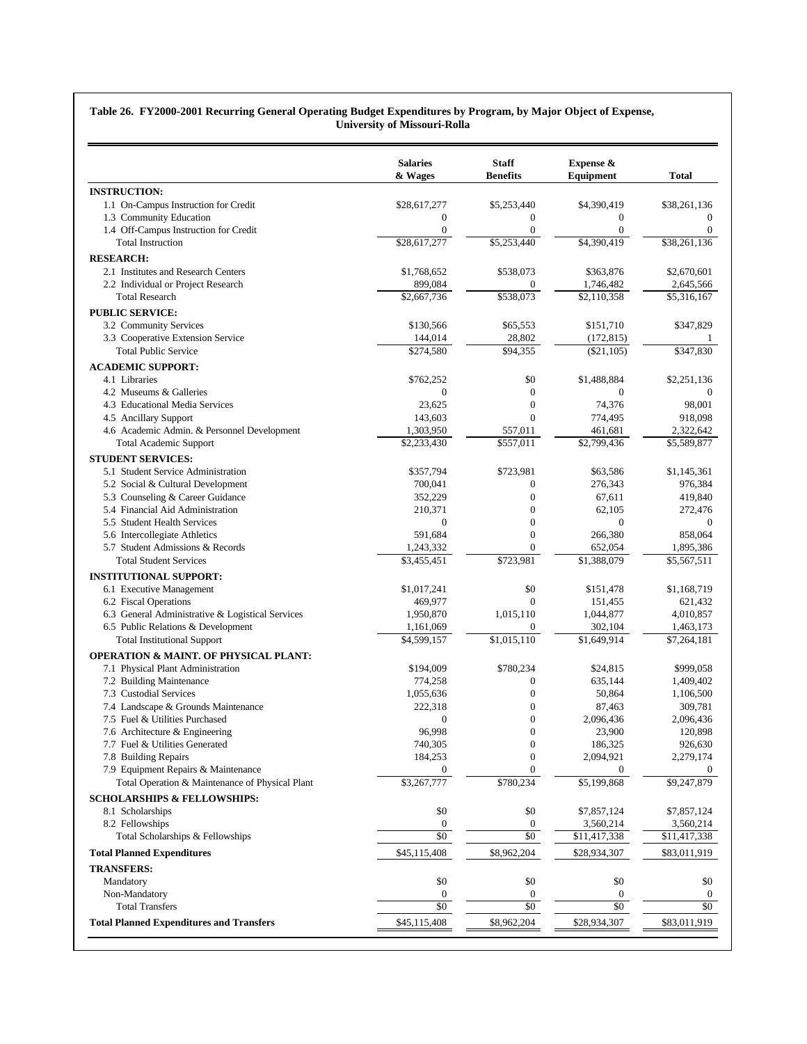**Table 26. FY2000-2001 Recurring General Operating Budget Expenditures by Program, by Major Object of Expense, University of Missouri-Rolla**

| | Salaries & Wages | Staff Benefits | Expense & Equipment | Total |
|---|---|---|---|---|
| **INSTRUCTION:** | | | | |
| 1.1 On-Campus Instruction for Credit | $28,617,277 | $5,253,440 | $4,390,419 | $38,261,136 |
| 1.3 Community Education | 0 | 0 | 0 | 0 |
| 1.4 Off-Campus Instruction for Credit | 0 | 0 | 0 | 0 |
| Total Instruction | $28,617,277 | $5,253,440 | $4,390,419 | $38,261,136 |
| **RESEARCH:** | | | | |
| 2.1 Institutes and Research Centers | $1,768,652 | $538,073 | $363,876 | $2,670,601 |
| 2.2 Individual or Project Research | 899,084 | 0 | 1,746,482 | 2,645,566 |
| Total Research | $2,667,736 | $538,073 | $2,110,358 | $5,316,167 |
| **PUBLIC SERVICE:** | | | | |
| 3.2 Community Services | $130,566 | $65,553 | $151,710 | $347,829 |
| 3.3 Cooperative Extension Service | 144,014 | 28,802 | (172,815) | 1 |
| Total Public Service | $274,580 | $94,355 | ($21,105) | $347,830 |
| **ACADEMIC SUPPORT:** | | | | |
| 4.1 Libraries | $762,252 | $0 | $1,488,884 | $2,251,136 |
| 4.2 Museums & Galleries | 0 | 0 | 0 | 0 |
| 4.3 Educational Media Services | 23,625 | 0 | 74,376 | 98,001 |
| 4.5 Ancillary Support | 143,603 | 0 | 774,495 | 918,098 |
| 4.6 Academic Admin. & Personnel Development | 1,303,950 | 557,011 | 461,681 | 2,322,642 |
| Total Academic Support | $2,233,430 | $557,011 | $2,799,436 | $5,589,877 |
| **STUDENT SERVICES:** | | | | |
| 5.1 Student Service Administration | $357,794 | $723,981 | $63,586 | $1,145,361 |
| 5.2 Social & Cultural Development | 700,041 | 0 | 276,343 | 976,384 |
| 5.3 Counseling & Career Guidance | 352,229 | 0 | 67,611 | 419,840 |
| 5.4 Financial Aid Administration | 210,371 | 0 | 62,105 | 272,476 |
| 5.5 Student Health Services | 0 | 0 | 0 | 0 |
| 5.6 Intercollegiate Athletics | 591,684 | 0 | 266,380 | 858,064 |
| 5.7 Student Admissions & Records | 1,243,332 | 0 | 652,054 | 1,895,386 |
| Total Student Services | $3,455,451 | $723,981 | $1,388,079 | $5,567,511 |
| **INSTITUTIONAL SUPPORT:** | | | | |
| 6.1 Executive Management | $1,017,241 | $0 | $151,478 | $1,168,719 |
| 6.2 Fiscal Operations | 469,977 | 0 | 151,455 | 621,432 |
| 6.3 General Administrative & Logistical Services | 1,950,870 | 1,015,110 | 1,044,877 | 4,010,857 |
| 6.5 Public Relations & Development | 1,161,069 | 0 | 302,104 | 1,463,173 |
| Total Institutional Support | $4,599,157 | $1,015,110 | $1,649,914 | $7,264,181 |
| **OPERATION & MAINT. OF PHYSICAL PLANT:** | | | | |
| 7.1 Physical Plant Administration | $194,009 | $780,234 | $24,815 | $999,058 |
| 7.2 Building Maintenance | 774,258 | 0 | 635,144 | 1,409,402 |
| 7.3 Custodial Services | 1,055,636 | 0 | 50,864 | 1,106,500 |
| 7.4 Landscape & Grounds Maintenance | 222,318 | 0 | 87,463 | 309,781 |
| 7.5 Fuel & Utilities Purchased | 0 | 0 | 2,096,436 | 2,096,436 |
| 7.6 Architecture & Engineering | 96,998 | 0 | 23,900 | 120,898 |
| 7.7 Fuel & Utilities Generated | 740,305 | 0 | 186,325 | 926,630 |
| 7.8 Building Repairs | 184,253 | 0 | 2,094,921 | 2,279,174 |
| 7.9 Equipment Repairs & Maintenance | 0 | 0 | 0 | 0 |
| Total Operation & Maintenance of Physical Plant | $3,267,777 | $780,234 | $5,199,868 | $9,247,879 |
| **SCHOLARSHIPS & FELLOWSHIPS:** | | | | |
| 8.1 Scholarships | $0 | $0 | $7,857,124 | $7,857,124 |
| 8.2 Fellowships | 0 | 0 | 3,560,214 | 3,560,214 |
| Total Scholarships & Fellowships | $0 | $0 | $11,417,338 | $11,417,338 |
| **Total Planned Expenditures** | $45,115,408 | $8,962,204 | $28,934,307 | $83,011,919 |
| **TRANSFERS:** | | | | |
| Mandatory | $0 | $0 | $0 | $0 |
| Non-Mandatory | 0 | 0 | 0 | 0 |
| Total Transfers | $0 | $0 | $0 | $0 |
| **Total Planned Expenditures and Transfers** | $45,115,408 | $8,962,204 | $28,934,307 | $83,011,919 |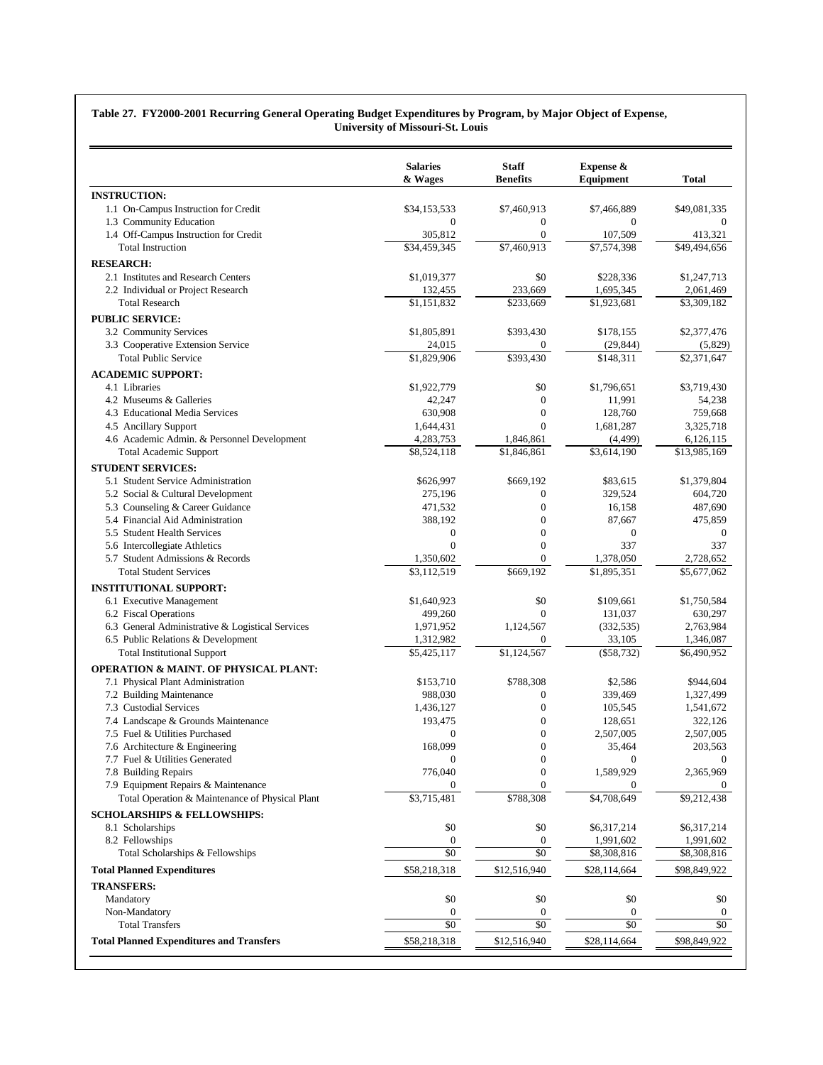**Table 27. FY2000-2001 Recurring General Operating Budget Expenditures by Program, by Major Object of Expense, University of Missouri-St. Louis**

| | Salaries & Wages | Staff Benefits | Expense & Equipment | Total |
|---|---|---|---|---|
| **INSTRUCTION:** | | | | |
| 1.1 On-Campus Instruction for Credit | $34,153,533 | $7,460,913 | $7,466,889 | $49,081,335 |
| 1.3 Community Education | 0 | 0 | 0 | 0 |
| 1.4 Off-Campus Instruction for Credit | 305,812 | 0 | 107,509 | 413,321 |
| Total Instruction | $34,459,345 | $7,460,913 | $7,574,398 | $49,494,656 |
| **RESEARCH:** | | | | |
| 2.1 Institutes and Research Centers | $1,019,377 | $0 | $228,336 | $1,247,713 |
| 2.2 Individual or Project Research | 132,455 | 233,669 | 1,695,345 | 2,061,469 |
| Total Research | $1,151,832 | $233,669 | $1,923,681 | $3,309,182 |
| **PUBLIC SERVICE:** | | | | |
| 3.2 Community Services | $1,805,891 | $393,430 | $178,155 | $2,377,476 |
| 3.3 Cooperative Extension Service | 24,015 | 0 | (29,844) | (5,829) |
| Total Public Service | $1,829,906 | $393,430 | $148,311 | $2,371,647 |
| **ACADEMIC SUPPORT:** | | | | |
| 4.1 Libraries | $1,922,779 | $0 | $1,796,651 | $3,719,430 |
| 4.2 Museums & Galleries | 42,247 | 0 | 11,991 | 54,238 |
| 4.3 Educational Media Services | 630,908 | 0 | 128,760 | 759,668 |
| 4.5 Ancillary Support | 1,644,431 | 0 | 1,681,287 | 3,325,718 |
| 4.6 Academic Admin. & Personnel Development | 4,283,753 | 1,846,861 | (4,499) | 6,126,115 |
| Total Academic Support | $8,524,118 | $1,846,861 | $3,614,190 | $13,985,169 |
| **STUDENT SERVICES:** | | | | |
| 5.1 Student Service Administration | $626,997 | $669,192 | $83,615 | $1,379,804 |
| 5.2 Social & Cultural Development | 275,196 | 0 | 329,524 | 604,720 |
| 5.3 Counseling & Career Guidance | 471,532 | 0 | 16,158 | 487,690 |
| 5.4 Financial Aid Administration | 388,192 | 0 | 87,667 | 475,859 |
| 5.5 Student Health Services | 0 | 0 | 0 | 0 |
| 5.6 Intercollegiate Athletics | 0 | 0 | 337 | 337 |
| 5.7 Student Admissions & Records | 1,350,602 | 0 | 1,378,050 | 2,728,652 |
| Total Student Services | $3,112,519 | $669,192 | $1,895,351 | $5,677,062 |
| **INSTITUTIONAL SUPPORT:** | | | | |
| 6.1 Executive Management | $1,640,923 | $0 | $109,661 | $1,750,584 |
| 6.2 Fiscal Operations | 499,260 | 0 | 131,037 | 630,297 |
| 6.3 General Administrative & Logistical Services | 1,971,952 | 1,124,567 | (332,535) | 2,763,984 |
| 6.5 Public Relations & Development | 1,312,982 | 0 | 33,105 | 1,346,087 |
| Total Institutional Support | $5,425,117 | $1,124,567 | ($58,732) | $6,490,952 |
| **OPERATION & MAINT. OF PHYSICAL PLANT:** | | | | |
| 7.1 Physical Plant Administration | $153,710 | $788,308 | $2,586 | $944,604 |
| 7.2 Building Maintenance | 988,030 | 0 | 339,469 | 1,327,499 |
| 7.3 Custodial Services | 1,436,127 | 0 | 105,545 | 1,541,672 |
| 7.4 Landscape & Grounds Maintenance | 193,475 | 0 | 128,651 | 322,126 |
| 7.5 Fuel & Utilities Purchased | 0 | 0 | 2,507,005 | 2,507,005 |
| 7.6 Architecture & Engineering | 168,099 | 0 | 35,464 | 203,563 |
| 7.7 Fuel & Utilities Generated | 0 | 0 | 0 | 0 |
| 7.8 Building Repairs | 776,040 | 0 | 1,589,929 | 2,365,969 |
| 7.9 Equipment Repairs & Maintenance | 0 | 0 | 0 | 0 |
| Total Operation & Maintenance of Physical Plant | $3,715,481 | $788,308 | $4,708,649 | $9,212,438 |
| **SCHOLARSHIPS & FELLOWSHIPS:** | | | | |
| 8.1 Scholarships | $0 | $0 | $6,317,214 | $6,317,214 |
| 8.2 Fellowships | 0 | 0 | 1,991,602 | 1,991,602 |
| Total Scholarships & Fellowships | $0 | $0 | $8,308,816 | $8,308,816 |
| **Total Planned Expenditures** | $58,218,318 | $12,516,940 | $28,114,664 | $98,849,922 |
| **TRANSFERS:** | | | | |
| Mandatory | $0 | $0 | $0 | $0 |
| Non-Mandatory | 0 | 0 | 0 | 0 |
| Total Transfers | $0 | $0 | $0 | $0 |
| **Total Planned Expenditures and Transfers** | $58,218,318 | $12,516,940 | $28,114,664 | $98,849,922 |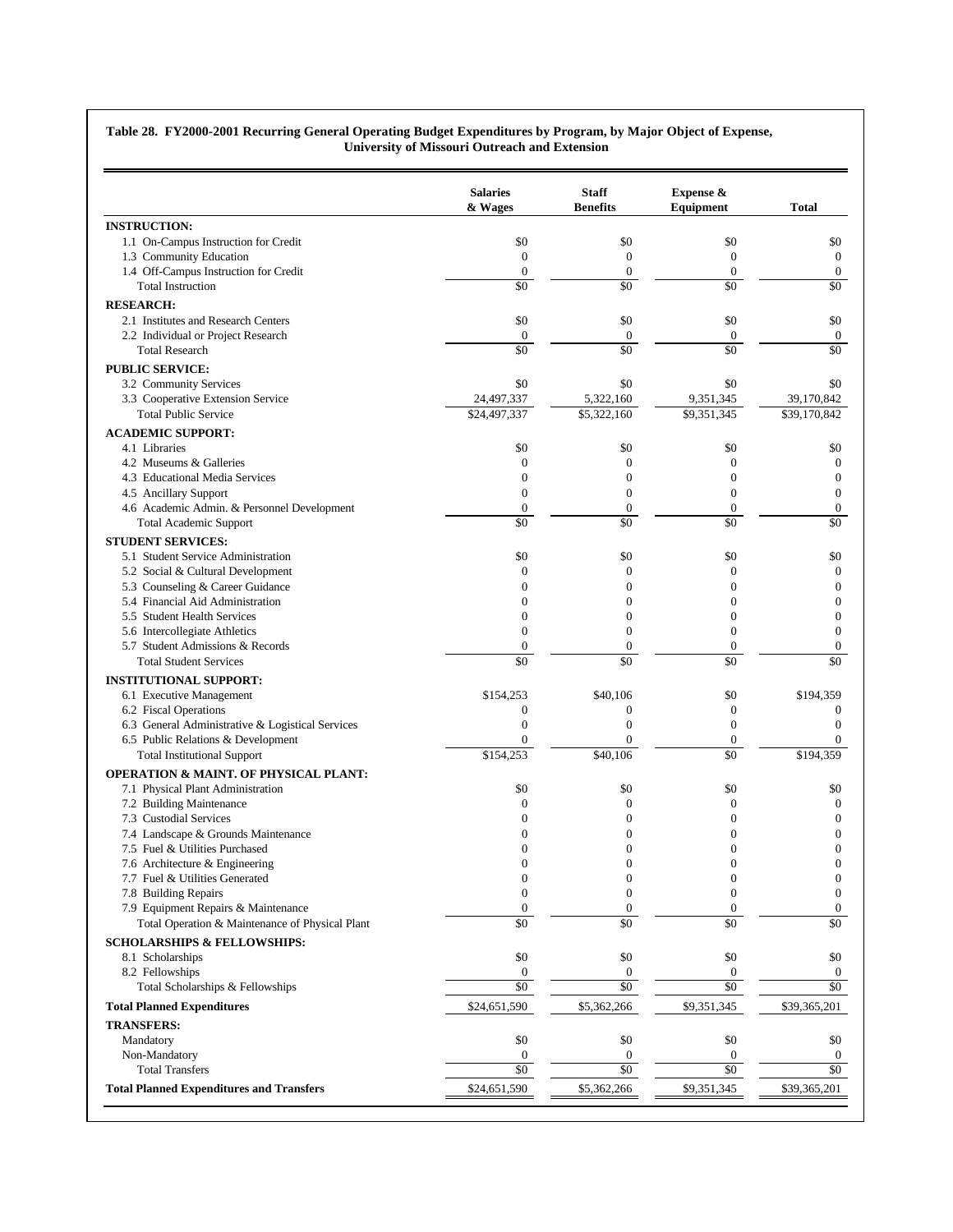**Table 28. FY2000-2001 Recurring General Operating Budget Expenditures by Program, by Major Object of Expense, University of Missouri Outreach and Extension**

| | Salaries & Wages | Staff Benefits | Expense & Equipment | Total |
|---|---|---|---|---|
| **INSTRUCTION:** | | | | |
| 1.1 On-Campus Instruction for Credit | $0 | $0 | $0 | $0 |
| 1.3 Community Education | 0 | 0 | 0 | 0 |
| 1.4 Off-Campus Instruction for Credit | 0 | 0 | 0 | 0 |
| Total Instruction | $0 | $0 | $0 | $0 |
| **RESEARCH:** | | | | |
| 2.1 Institutes and Research Centers | $0 | $0 | $0 | $0 |
| 2.2 Individual or Project Research | 0 | 0 | 0 | 0 |
| Total Research | $0 | $0 | $0 | $0 |
| **PUBLIC SERVICE:** | | | | |
| 3.2 Community Services | $0 | $0 | $0 | $0 |
| 3.3 Cooperative Extension Service | 24,497,337 | 5,322,160 | 9,351,345 | 39,170,842 |
| Total Public Service | $24,497,337 | $5,322,160 | $9,351,345 | $39,170,842 |
| **ACADEMIC SUPPORT:** | | | | |
| 4.1 Libraries | $0 | $0 | $0 | $0 |
| 4.2 Museums & Galleries | 0 | 0 | 0 | 0 |
| 4.3 Educational Media Services | 0 | 0 | 0 | 0 |
| 4.5 Ancillary Support | 0 | 0 | 0 | 0 |
| 4.6 Academic Admin. & Personnel Development | 0 | 0 | 0 | 0 |
| Total Academic Support | $0 | $0 | $0 | $0 |
| **STUDENT SERVICES:** | | | | |
| 5.1 Student Service Administration | $0 | $0 | $0 | $0 |
| 5.2 Social & Cultural Development | 0 | 0 | 0 | 0 |
| 5.3 Counseling & Career Guidance | 0 | 0 | 0 | 0 |
| 5.4 Financial Aid Administration | 0 | 0 | 0 | 0 |
| 5.5 Student Health Services | 0 | 0 | 0 | 0 |
| 5.6 Intercollegiate Athletics | 0 | 0 | 0 | 0 |
| 5.7 Student Admissions & Records | 0 | 0 | 0 | 0 |
| Total Student Services | $0 | $0 | $0 | $0 |
| **INSTITUTIONAL SUPPORT:** | | | | |
| 6.1 Executive Management | $154,253 | $40,106 | $0 | $194,359 |
| 6.2 Fiscal Operations | 0 | 0 | 0 | 0 |
| 6.3 General Administrative & Logistical Services | 0 | 0 | 0 | 0 |
| 6.5 Public Relations & Development | 0 | 0 | 0 | 0 |
| Total Institutional Support | $154,253 | $40,106 | $0 | $194,359 |
| **OPERATION & MAINT. OF PHYSICAL PLANT:** | | | | |
| 7.1 Physical Plant Administration | $0 | $0 | $0 | $0 |
| 7.2 Building Maintenance | 0 | 0 | 0 | 0 |
| 7.3 Custodial Services | 0 | 0 | 0 | 0 |
| 7.4 Landscape & Grounds Maintenance | 0 | 0 | 0 | 0 |
| 7.5 Fuel & Utilities Purchased | 0 | 0 | 0 | 0 |
| 7.6 Architecture & Engineering | 0 | 0 | 0 | 0 |
| 7.7 Fuel & Utilities Generated | 0 | 0 | 0 | 0 |
| 7.8 Building Repairs | 0 | 0 | 0 | 0 |
| 7.9 Equipment Repairs & Maintenance | 0 | 0 | 0 | 0 |
| Total Operation & Maintenance of Physical Plant | $0 | $0 | $0 | $0 |
| **SCHOLARSHIPS & FELLOWSHIPS:** | | | | |
| 8.1 Scholarships | $0 | $0 | $0 | $0 |
| 8.2 Fellowships | 0 | 0 | 0 | 0 |
| Total Scholarships & Fellowships | $0 | $0 | $0 | $0 |
| **Total Planned Expenditures** | $24,651,590 | $5,362,266 | $9,351,345 | $39,365,201 |
| **TRANSFERS:** | | | | |
| Mandatory | $0 | $0 | $0 | $0 |
| Non-Mandatory | 0 | 0 | 0 | 0 |
| Total Transfers | $0 | $0 | $0 | $0 |
| **Total Planned Expenditures and Transfers** | $24,651,590 | $5,362,266 | $9,351,345 | $39,365,201 |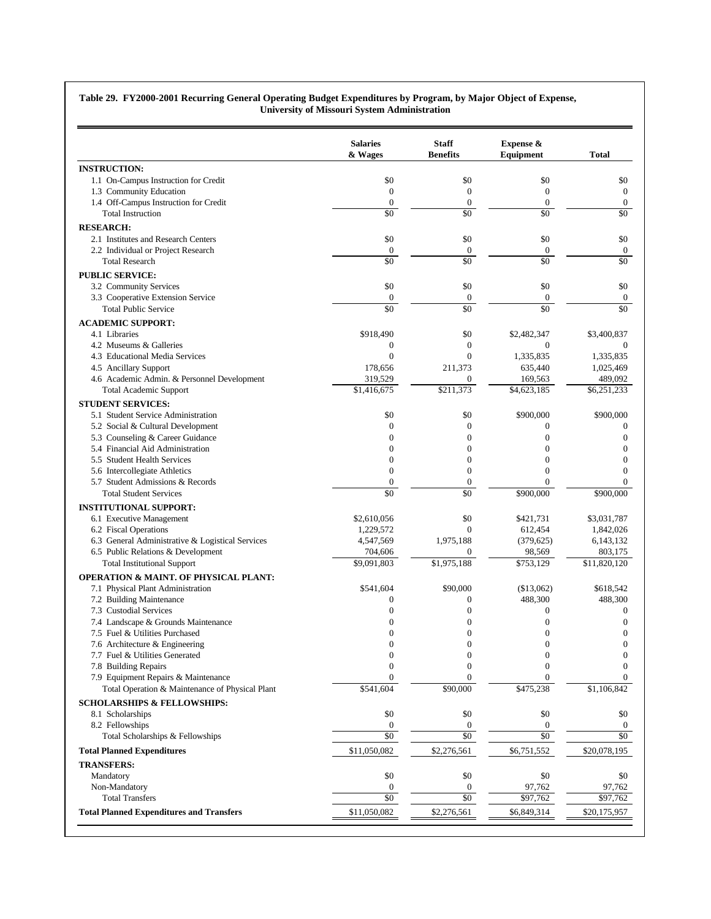**Table 29. FY2000-2001 Recurring General Operating Budget Expenditures by Program, by Major Object of Expense, University of Missouri System Administration**

| | Salaries & Wages | Staff Benefits | Expense & Equipment | Total |
|---|---|---|---|---|
| **INSTRUCTION:** | | | | |
| 1.1 On-Campus Instruction for Credit | $0 | $0 | $0 | $0 |
| 1.3 Community Education | 0 | 0 | 0 | 0 |
| 1.4 Off-Campus Instruction for Credit | 0 | 0 | 0 | 0 |
| Total Instruction | $0 | $0 | $0 | $0 |
| **RESEARCH:** | | | | |
| 2.1 Institutes and Research Centers | $0 | $0 | $0 | $0 |
| 2.2 Individual or Project Research | 0 | 0 | 0 | 0 |
| Total Research | $0 | $0 | $0 | $0 |
| **PUBLIC SERVICE:** | | | | |
| 3.2 Community Services | $0 | $0 | $0 | $0 |
| 3.3 Cooperative Extension Service | 0 | 0 | 0 | 0 |
| Total Public Service | $0 | $0 | $0 | $0 |
| **ACADEMIC SUPPORT:** | | | | |
| 4.1 Libraries | $918,490 | $0 | $2,482,347 | $3,400,837 |
| 4.2 Museums & Galleries | 0 | 0 | 0 | 0 |
| 4.3 Educational Media Services | 0 | 0 | 1,335,835 | 1,335,835 |
| 4.5 Ancillary Support | 178,656 | 211,373 | 635,440 | 1,025,469 |
| 4.6 Academic Admin. & Personnel Development | 319,529 | 0 | 169,563 | 489,092 |
| Total Academic Support | $1,416,675 | $211,373 | $4,623,185 | $6,251,233 |
| **STUDENT SERVICES:** | | | | |
| 5.1 Student Service Administration | $0 | $0 | $900,000 | $900,000 |
| 5.2 Social & Cultural Development | 0 | 0 | 0 | 0 |
| 5.3 Counseling & Career Guidance | 0 | 0 | 0 | 0 |
| 5.4 Financial Aid Administration | 0 | 0 | 0 | 0 |
| 5.5 Student Health Services | 0 | 0 | 0 | 0 |
| 5.6 Intercollegiate Athletics | 0 | 0 | 0 | 0 |
| 5.7 Student Admissions & Records | 0 | 0 | 0 | 0 |
| Total Student Services | $0 | $0 | $900,000 | $900,000 |
| **INSTITUTIONAL SUPPORT:** | | | | |
| 6.1 Executive Management | $2,610,056 | $0 | $421,731 | $3,031,787 |
| 6.2 Fiscal Operations | 1,229,572 | 0 | 612,454 | 1,842,026 |
| 6.3 General Administrative & Logistical Services | 4,547,569 | 1,975,188 | (379,625) | 6,143,132 |
| 6.5 Public Relations & Development | 704,606 | 0 | 98,569 | 803,175 |
| Total Institutional Support | $9,091,803 | $1,975,188 | $753,129 | $11,820,120 |
| **OPERATION & MAINT. OF PHYSICAL PLANT:** | | | | |
| 7.1 Physical Plant Administration | $541,604 | $90,000 | ($13,062) | $618,542 |
| 7.2 Building Maintenance | 0 | 0 | 488,300 | 488,300 |
| 7.3 Custodial Services | 0 | 0 | 0 | 0 |
| 7.4 Landscape & Grounds Maintenance | 0 | 0 | 0 | 0 |
| 7.5 Fuel & Utilities Purchased | 0 | 0 | 0 | 0 |
| 7.6 Architecture & Engineering | 0 | 0 | 0 | 0 |
| 7.7 Fuel & Utilities Generated | 0 | 0 | 0 | 0 |
| 7.8 Building Repairs | 0 | 0 | 0 | 0 |
| 7.9 Equipment Repairs & Maintenance | 0 | 0 | 0 | 0 |
| Total Operation & Maintenance of Physical Plant | $541,604 | $90,000 | $475,238 | $1,106,842 |
| **SCHOLARSHIPS & FELLOWSHIPS:** | | | | |
| 8.1 Scholarships | $0 | $0 | $0 | $0 |
| 8.2 Fellowships | 0 | 0 | 0 | 0 |
| Total Scholarships & Fellowships | $0 | $0 | $0 | $0 |
| **Total Planned Expenditures** | $11,050,082 | $2,276,561 | $6,751,552 | $20,078,195 |
| **TRANSFERS:** | | | | |
| Mandatory | $0 | $0 | $0 | $0 |
| Non-Mandatory | 0 | 0 | 97,762 | 97,762 |
| Total Transfers | $0 | $0 | $97,762 | $97,762 |
| **Total Planned Expenditures and Transfers** | $11,050,082 | $2,276,561 | $6,849,314 | $20,175,957 |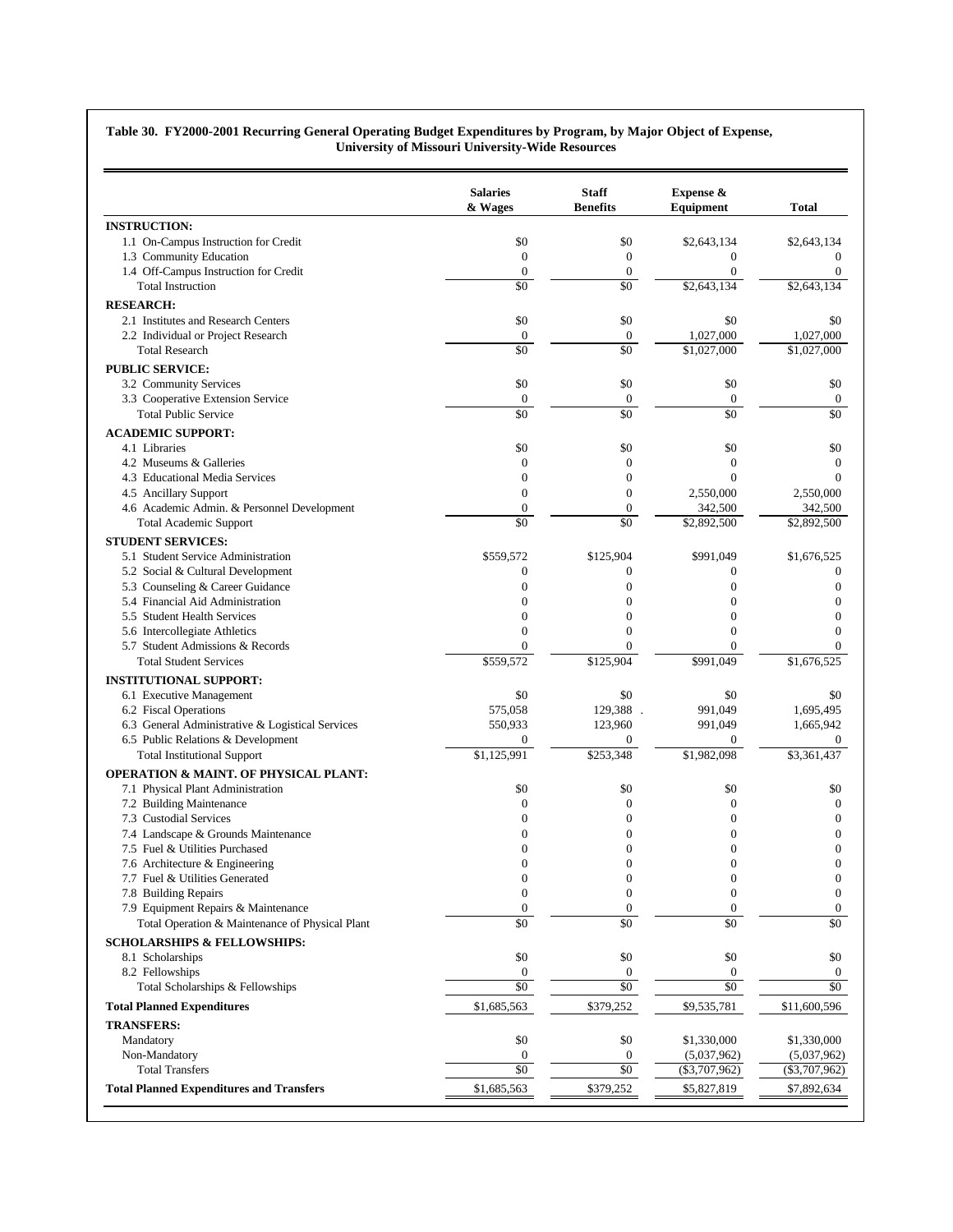**Table 30. FY2000-2001 Recurring General Operating Budget Expenditures by Program, by Major Object of Expense, University of Missouri University-Wide Resources**

| | Salaries & Wages | Staff Benefits | Expense & Equipment | Total |
|---|---|---|---|---|
| **INSTRUCTION:** | | | | |
| 1.1 On-Campus Instruction for Credit | $0 | $0 | $2,643,134 | $2,643,134 |
| 1.3 Community Education | 0 | 0 | 0 | 0 |
| 1.4 Off-Campus Instruction for Credit | 0 | 0 | 0 | 0 |
| Total Instruction | $0 | $0 | $2,643,134 | $2,643,134 |
| **RESEARCH:** | | | | |
| 2.1 Institutes and Research Centers | $0 | $0 | $0 | $0 |
| 2.2 Individual or Project Research | 0 | 0 | 1,027,000 | 1,027,000 |
| Total Research | $0 | $0 | $1,027,000 | $1,027,000 |
| **PUBLIC SERVICE:** | | | | |
| 3.2 Community Services | $0 | $0 | $0 | $0 |
| 3.3 Cooperative Extension Service | 0 | 0 | 0 | 0 |
| Total Public Service | $0 | $0 | $0 | $0 |
| **ACADEMIC SUPPORT:** | | | | |
| 4.1 Libraries | $0 | $0 | $0 | $0 |
| 4.2 Museums & Galleries | 0 | 0 | 0 | 0 |
| 4.3 Educational Media Services | 0 | 0 | 0 | 0 |
| 4.5 Ancillary Support | 0 | 0 | 2,550,000 | 2,550,000 |
| 4.6 Academic Admin. & Personnel Development | 0 | 0 | 342,500 | 342,500 |
| Total Academic Support | $0 | $0 | $2,892,500 | $2,892,500 |
| **STUDENT SERVICES:** | | | | |
| 5.1 Student Service Administration | $559,572 | $125,904 | $991,049 | $1,676,525 |
| 5.2 Social & Cultural Development | 0 | 0 | 0 | 0 |
| 5.3 Counseling & Career Guidance | 0 | 0 | 0 | 0 |
| 5.4 Financial Aid Administration | 0 | 0 | 0 | 0 |
| 5.5 Student Health Services | 0 | 0 | 0 | 0 |
| 5.6 Intercollegiate Athletics | 0 | 0 | 0 | 0 |
| 5.7 Student Admissions & Records | 0 | 0 | 0 | 0 |
| Total Student Services | $559,572 | $125,904 | $991,049 | $1,676,525 |
| **INSTITUTIONAL SUPPORT:** | | | | |
| 6.1 Executive Management | $0 | $0 | $0 | $0 |
| 6.2 Fiscal Operations | 575,058 | 129,388 . | 991,049 | 1,695,495 |
| 6.3 General Administrative & Logistical Services | 550,933 | 123,960 | 991,049 | 1,665,942 |
| 6.5 Public Relations & Development | 0 | 0 | 0 | 0 |
| Total Institutional Support | $1,125,991 | $253,348 | $1,982,098 | $3,361,437 |
| **OPERATION & MAINT. OF PHYSICAL PLANT:** | | | | |
| 7.1 Physical Plant Administration | $0 | $0 | $0 | $0 |
| 7.2 Building Maintenance | 0 | 0 | 0 | 0 |
| 7.3 Custodial Services | 0 | 0 | 0 | 0 |
| 7.4 Landscape & Grounds Maintenance | 0 | 0 | 0 | 0 |
| 7.5 Fuel & Utilities Purchased | 0 | 0 | 0 | 0 |
| 7.6 Architecture & Engineering | 0 | 0 | 0 | 0 |
| 7.7 Fuel & Utilities Generated | 0 | 0 | 0 | 0 |
| 7.8 Building Repairs | 0 | 0 | 0 | 0 |
| 7.9 Equipment Repairs & Maintenance | 0 | 0 | 0 | 0 |
| Total Operation & Maintenance of Physical Plant | $0 | $0 | $0 | $0 |
| **SCHOLARSHIPS & FELLOWSHIPS:** | | | | |
| 8.1 Scholarships | $0 | $0 | $0 | $0 |
| 8.2 Fellowships | 0 | 0 | 0 | 0 |
| Total Scholarships & Fellowships | $0 | $0 | $0 | $0 |
| **Total Planned Expenditures** | $1,685,563 | $379,252 | $9,535,781 | $11,600,596 |
| **TRANSFERS:** | | | | |
| Mandatory | $0 | $0 | $1,330,000 | $1,330,000 |
| Non-Mandatory | 0 | 0 | (5,037,962) | (5,037,962) |
| Total Transfers | $0 | $0 | ($3,707,962) | ($3,707,962) |
| **Total Planned Expenditures and Transfers** | $1,685,563 | $379,252 | $5,827,819 | $7,892,634 |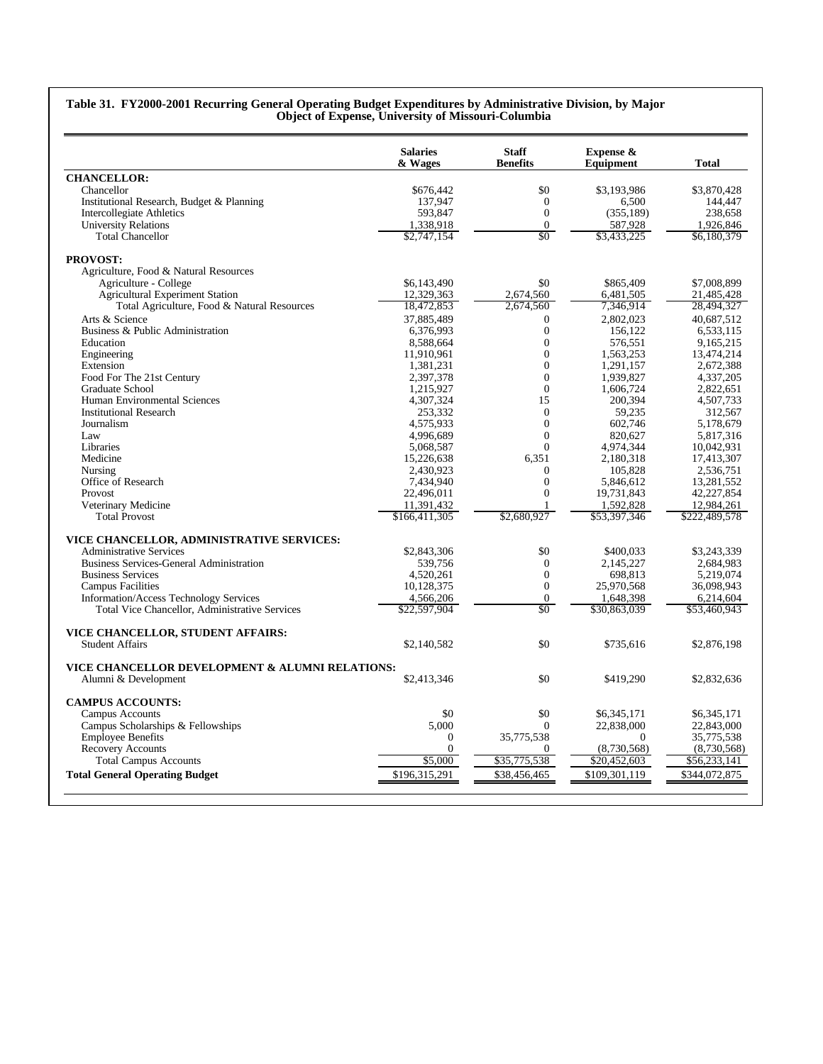**Table 31. FY2000-2001 Recurring General Operating Budget Expenditures by Administrative Division, by Major Object of Expense, University of Missouri-Columbia**

| | Salaries & Wages | Staff Benefits | Expense & Equipment | Total |
|---|---|---|---|---|
| **CHANCELLOR:** | | | | |
| Chancellor | $676,442 | $0 | $3,193,986 | $3,870,428 |
| Institutional Research, Budget & Planning | 137,947 | 0 | 6,500 | 144,447 |
| Intercollegiate Athletics | 593,847 | 0 | (355,189) | 238,658 |
| University Relations | 1,338,918 | 0 | 587,928 | 1,926,846 |
| Total Chancellor | $2,747,154 | $0 | $3,433,225 | $6,180,379 |
| **PROVOST:** | | | | |
| Agriculture, Food & Natural Resources | | | | |
| Agriculture - College | $6,143,490 | $0 | $865,409 | $7,008,899 |
| Agricultural Experiment Station | 12,329,363 | 2,674,560 | 6,481,505 | 21,485,428 |
| Total Agriculture, Food & Natural Resources | 18,472,853 | 2,674,560 | 7,346,914 | 28,494,327 |
| Arts & Science | 37,885,489 | 0 | 2,802,023 | 40,687,512 |
| Business & Public Administration | 6,376,993 | 0 | 156,122 | 6,533,115 |
| Education | 8,588,664 | 0 | 576,551 | 9,165,215 |
| Engineering | 11,910,961 | 0 | 1,563,253 | 13,474,214 |
| Extension | 1,381,231 | 0 | 1,291,157 | 2,672,388 |
| Food For The 21st Century | 2,397,378 | 0 | 1,939,827 | 4,337,205 |
| Graduate School | 1,215,927 | 0 | 1,606,724 | 2,822,651 |
| Human Environmental Sciences | 4,307,324 | 15 | 200,394 | 4,507,733 |
| Institutional Research | 253,332 | 0 | 59,235 | 312,567 |
| Journalism | 4,575,933 | 0 | 602,746 | 5,178,679 |
| Law | 4,996,689 | 0 | 820,627 | 5,817,316 |
| Libraries | 5,068,587 | 0 | 4,974,344 | 10,042,931 |
| Medicine | 15,226,638 | 6,351 | 2,180,318 | 17,413,307 |
| Nursing | 2,430,923 | 0 | 105,828 | 2,536,751 |
| Office of Research | 7,434,940 | 0 | 5,846,612 | 13,281,552 |
| Provost | 22,496,011 | 0 | 19,731,843 | 42,227,854 |
| Veterinary Medicine | 11,391,432 | 1 | 1,592,828 | 12,984,261 |
| Total Provost | $166,411,305 | $2,680,927 | $53,397,346 | $222,489,578 |
| **VICE CHANCELLOR, ADMINISTRATIVE SERVICES:** | | | | |
| Administrative Services | $2,843,306 | $0 | $400,033 | $3,243,339 |
| Business Services-General Administration | 539,756 | 0 | 2,145,227 | 2,684,983 |
| Business Services | 4,520,261 | 0 | 698,813 | 5,219,074 |
| Campus Facilities | 10,128,375 | 0 | 25,970,568 | 36,098,943 |
| Information/Access Technology Services | 4,566,206 | 0 | 1,648,398 | 6,214,604 |
| Total Vice Chancellor, Administrative Services | $22,597,904 | $0 | $30,863,039 | $53,460,943 |
| **VICE CHANCELLOR, STUDENT AFFAIRS:** | | | | |
| Student Affairs | $2,140,582 | $0 | $735,616 | $2,876,198 |
| **VICE CHANCELLOR DEVELOPMENT & ALUMNI RELATIONS:** | | | | |
| Alumni & Development | $2,413,346 | $0 | $419,290 | $2,832,636 |
| **CAMPUS ACCOUNTS:** | | | | |
| Campus Accounts | $0 | $0 | $6,345,171 | $6,345,171 |
| Campus Scholarships & Fellowships | 5,000 | 0 | 22,838,000 | 22,843,000 |
| Employee Benefits | 0 | 35,775,538 | 0 | 35,775,538 |
| Recovery Accounts | 0 | 0 | (8,730,568) | (8,730,568) |
| Total Campus Accounts | $5,000 | $35,775,538 | $20,452,603 | $56,233,141 |
| **Total General Operating Budget** | $196,315,291 | $38,456,465 | $109,301,119 | $344,072,875 |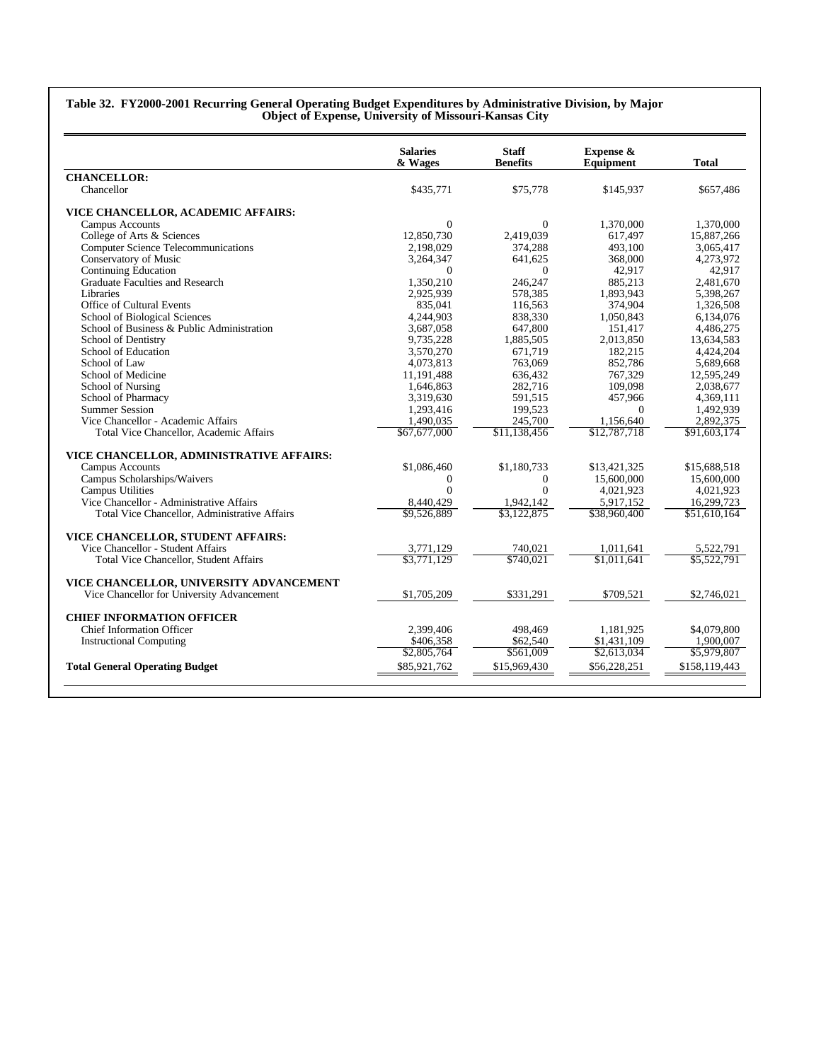## Table 32. FY2000-2001 Recurring General Operating Budget Expenditures by Administrative Division, by Major Object of Expense, University of Missouri-Kansas City

| | Salaries & Wages | Staff Benefits | Expense & Equipment | Total |
|---|---|---|---|---|
| **CHANCELLOR:** | | | | |
| Chancellor | \$435,771 | \$75,778 | \$145,937 | \$657,486 |
| **VICE CHANCELLOR, ACADEMIC AFFAIRS:** | | | | |
| Campus Accounts | 0 | 0 | 1,370,000 | 1,370,000 |
| College of Arts & Sciences | 12,850,730 | 2,419,039 | 617,497 | 15,887,266 |
| Computer Science Telecommunications | 2,198,029 | 374,288 | 493,100 | 3,065,417 |
| Conservatory of Music | 3,264,347 | 641,625 | 368,000 | 4,273,972 |
| Continuing Education | 0 | 0 | 42,917 | 42,917 |
| Graduate Faculties and Research | 1,350,210 | 246,247 | 885,213 | 2,481,670 |
| Libraries | 2,925,939 | 578,385 | 1,893,943 | 5,398,267 |
| Office of Cultural Events | 835,041 | 116,563 | 374,904 | 1,326,508 |
| School of Biological Sciences | 4,244,903 | 838,330 | 1,050,843 | 6,134,076 |
| School of Business & Public Administration | 3,687,058 | 647,800 | 151,417 | 4,486,275 |
| School of Dentistry | 9,735,228 | 1,885,505 | 2,013,850 | 13,634,583 |
| School of Education | 3,570,270 | 671,719 | 182,215 | 4,424,204 |
| School of Law | 4,073,813 | 763,069 | 852,786 | 5,689,668 |
| School of Medicine | 11,191,488 | 636,432 | 767,329 | 12,595,249 |
| School of Nursing | 1,646,863 | 282,716 | 109,098 | 2,038,677 |
| School of Pharmacy | 3,319,630 | 591,515 | 457,966 | 4,369,111 |
| Summer Session | 1,293,416 | 199,523 | 0 | 1,492,939 |
| Vice Chancellor - Academic Affairs | 1,490,035 | 245,700 | 1,156,640 | 2,892,375 |
| Total Vice Chancellor, Academic Affairs | \$67,677,000 | \$11,138,456 | \$12,787,718 | \$91,603,174 |
| **VICE CHANCELLOR, ADMINISTRATIVE AFFAIRS:** | | | | |
| Campus Accounts | \$1,086,460 | \$1,180,733 | \$13,421,325 | \$15,688,518 |
| Campus Scholarships/Waivers | 0 | 0 | 15,600,000 | 15,600,000 |
| Campus Utilities | 0 | 0 | 4,021,923 | 4,021,923 |
| Vice Chancellor - Administrative Affairs | 8,440,429 | 1,942,142 | 5,917,152 | 16,299,723 |
| Total Vice Chancellor, Administrative Affairs | \$9,526,889 | \$3,122,875 | \$38,960,400 | \$51,610,164 |
| **VICE CHANCELLOR, STUDENT AFFAIRS:** | | | | |
| Vice Chancellor - Student Affairs | 3,771,129 | 740,021 | 1,011,641 | 5,522,791 |
| Total Vice Chancellor, Student Affairs | \$3,771,129 | \$740,021 | \$1,011,641 | \$5,522,791 |
| **VICE CHANCELLOR, UNIVERSITY ADVANCEMENT** | | | | |
| Vice Chancellor for University Advancement | \$1,705,209 | \$331,291 | \$709,521 | \$2,746,021 |
| **CHIEF INFORMATION OFFICER** | | | | |
| Chief Information Officer | 2,399,406 | 498,469 | 1,181,925 | \$4,079,800 |
| Instructional Computing | \$406,358 | \$62,540 | \$1,431,109 | 1,900,007 |
| | \$2,805,764 | \$561,009 | \$2,613,034 | \$5,979,807 |
| **Total General Operating Budget** | \$85,921,762 | \$15,969,430 | \$56,228,251 | \$158,119,443 |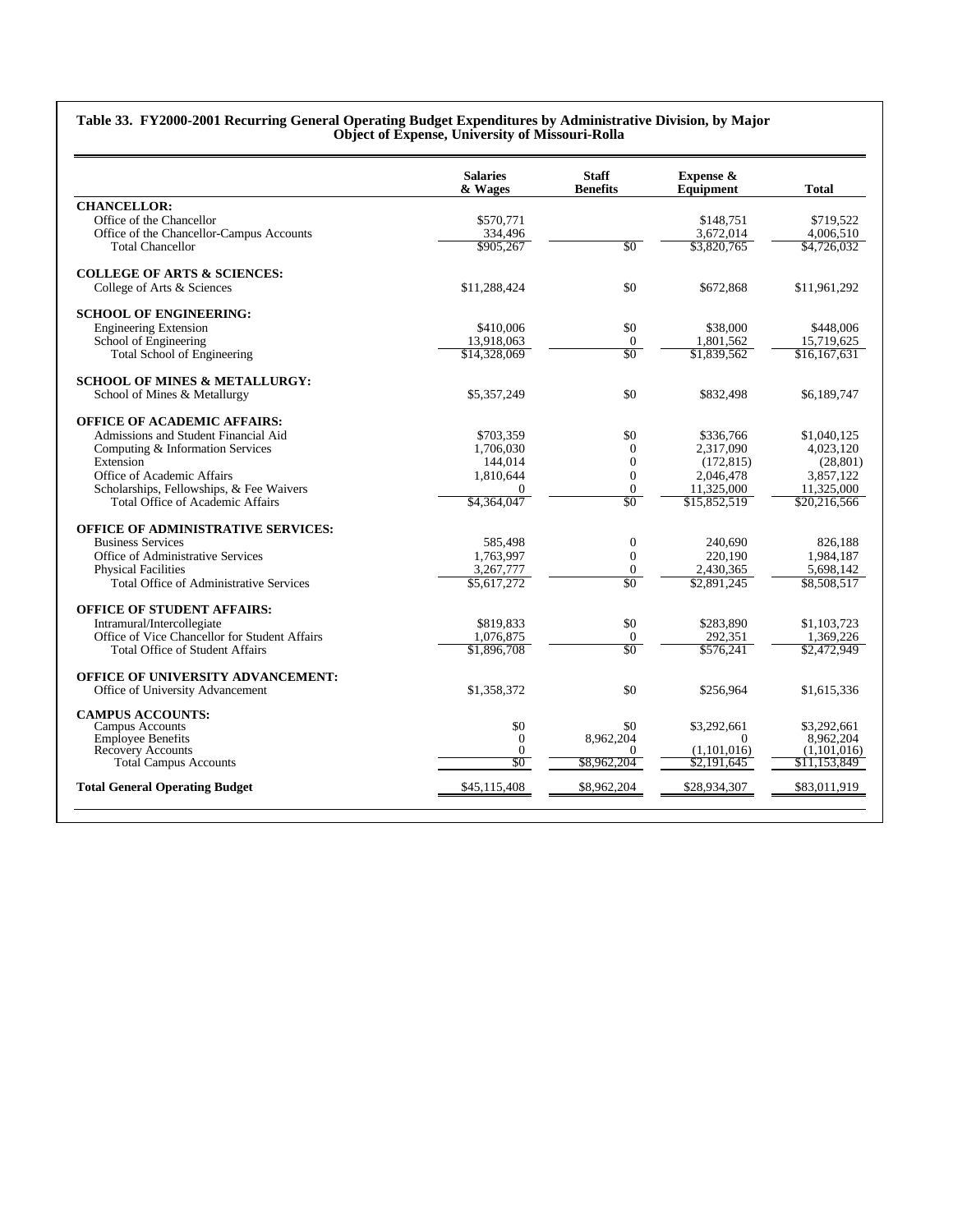**Table 33. FY2000-2001 Recurring General Operating Budget Expenditures by Administrative Division, by Major Object of Expense, University of Missouri-Rolla**

| | Salaries & Wages | Staff Benefits | Expense & Equipment | Total |
|---|---|---|---|---|
| **CHANCELLOR:** | | | | |
| Office of the Chancellor | $570,771 | | $148,751 | $719,522 |
| Office of the Chancellor-Campus Accounts | 334,496 | | 3,672,014 | 4,006,510 |
| Total Chancellor | $905,267 | $0 | $3,820,765 | $4,726,032 |
| **COLLEGE OF ARTS & SCIENCES:** | | | | |
| College of Arts & Sciences | $11,288,424 | $0 | $672,868 | $11,961,292 |
| **SCHOOL OF ENGINEERING:** | | | | |
| Engineering Extension | $410,006 | $0 | $38,000 | $448,006 |
| School of Engineering | 13,918,063 | 0 | 1,801,562 | 15,719,625 |
| Total School of Engineering | $14,328,069 | $0 | $1,839,562 | $16,167,631 |
| **SCHOOL OF MINES & METALLURGY:** | | | | |
| School of Mines & Metallurgy | $5,357,249 | $0 | $832,498 | $6,189,747 |
| **OFFICE OF ACADEMIC AFFAIRS:** | | | | |
| Admissions and Student Financial Aid | $703,359 | $0 | $336,766 | $1,040,125 |
| Computing & Information Services | 1,706,030 | 0 | 2,317,090 | 4,023,120 |
| Extension | 144,014 | 0 | (172,815) | (28,801) |
| Office of Academic Affairs | 1,810,644 | 0 | 2,046,478 | 3,857,122 |
| Scholarships, Fellowships, & Fee Waivers | 0 | 0 | 11,325,000 | 11,325,000 |
| Total Office of Academic Affairs | $4,364,047 | $0 | $15,852,519 | $20,216,566 |
| **OFFICE OF ADMINISTRATIVE SERVICES:** | | | | |
| Business Services | 585,498 | 0 | 240,690 | 826,188 |
| Office of Administrative Services | 1,763,997 | 0 | 220,190 | 1,984,187 |
| Physical Facilities | 3,267,777 | 0 | 2,430,365 | 5,698,142 |
| Total Office of Administrative Services | $5,617,272 | $0 | $2,891,245 | $8,508,517 |
| **OFFICE OF STUDENT AFFAIRS:** | | | | |
| Intramural/Intercollegiate | $819,833 | $0 | $283,890 | $1,103,723 |
| Office of Vice Chancellor for Student Affairs | 1,076,875 | 0 | 292,351 | 1,369,226 |
| Total Office of Student Affairs | $1,896,708 | $0 | $576,241 | $2,472,949 |
| **OFFICE OF UNIVERSITY ADVANCEMENT:** | | | | |
| Office of University Advancement | $1,358,372 | $0 | $256,964 | $1,615,336 |
| **CAMPUS ACCOUNTS:** | | | | |
| Campus Accounts | $0 | $0 | $3,292,661 | $3,292,661 |
| Employee Benefits | 0 | 8,962,204 | 0 | 8,962,204 |
| Recovery Accounts | 0 | 0 | (1,101,016) | (1,101,016) |
| Total Campus Accounts | $0 | $8,962,204 | $2,191,645 | $11,153,849 |
| **Total General Operating Budget** | $45,115,408 | $8,962,204 | $28,934,307 | $83,011,919 |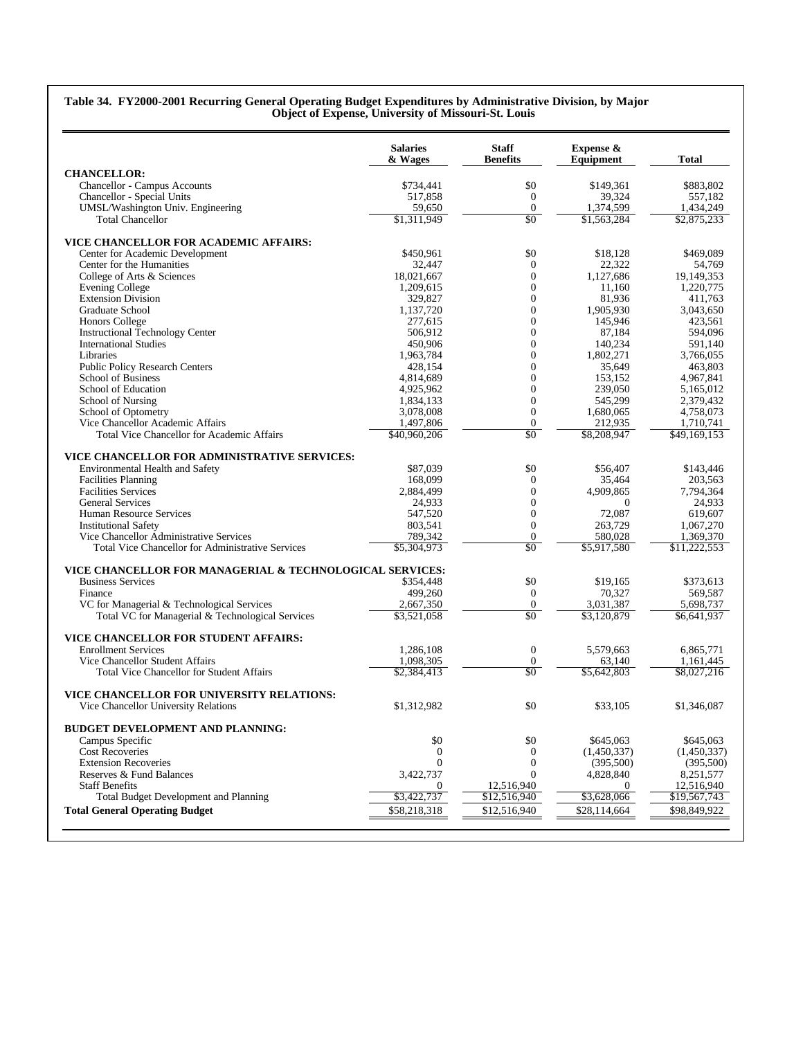**Table 34. FY2000-2001 Recurring General Operating Budget Expenditures by Administrative Division, by Major Object of Expense, University of Missouri-St. Louis**

| | Salaries & Wages | Staff Benefits | Expense & Equipment | Total |
|---|---|---|---|---|
| **CHANCELLOR:** | | | | |
| Chancellor - Campus Accounts | $734,441 | $0 | $149,361 | $883,802 |
| Chancellor - Special Units | 517,858 | 0 | 39,324 | 557,182 |
| UMSL/Washington Univ. Engineering | 59,650 | 0 | 1,374,599 | 1,434,249 |
| Total Chancellor | $1,311,949 | $0 | $1,563,284 | $2,875,233 |
| **VICE CHANCELLOR FOR ACADEMIC AFFAIRS:** | | | | |
| Center for Academic Development | $450,961 | $0 | $18,128 | $469,089 |
| Center for the Humanities | 32,447 | 0 | 22,322 | 54,769 |
| College of Arts & Sciences | 18,021,667 | 0 | 1,127,686 | 19,149,353 |
| Evening College | 1,209,615 | 0 | 11,160 | 1,220,775 |
| Extension Division | 329,827 | 0 | 81,936 | 411,763 |
| Graduate School | 1,137,720 | 0 | 1,905,930 | 3,043,650 |
| Honors College | 277,615 | 0 | 145,946 | 423,561 |
| Instructional Technology Center | 506,912 | 0 | 87,184 | 594,096 |
| International Studies | 450,906 | 0 | 140,234 | 591,140 |
| Libraries | 1,963,784 | 0 | 1,802,271 | 3,766,055 |
| Public Policy Research Centers | 428,154 | 0 | 35,649 | 463,803 |
| School of Business | 4,814,689 | 0 | 153,152 | 4,967,841 |
| School of Education | 4,925,962 | 0 | 239,050 | 5,165,012 |
| School of Nursing | 1,834,133 | 0 | 545,299 | 2,379,432 |
| School of Optometry | 3,078,008 | 0 | 1,680,065 | 4,758,073 |
| Vice Chancellor Academic Affairs | 1,497,806 | 0 | 212,935 | 1,710,741 |
| Total Vice Chancellor for Academic Affairs | $40,960,206 | $0 | $8,208,947 | $49,169,153 |
| **VICE CHANCELLOR FOR ADMINISTRATIVE SERVICES:** | | | | |
| Environmental Health and Safety | $87,039 | $0 | $56,407 | $143,446 |
| Facilities Planning | 168,099 | 0 | 35,464 | 203,563 |
| Facilities Services | 2,884,499 | 0 | 4,909,865 | 7,794,364 |
| General Services | 24,933 | 0 | 0 | 24,933 |
| Human Resource Services | 547,520 | 0 | 72,087 | 619,607 |
| Institutional Safety | 803,541 | 0 | 263,729 | 1,067,270 |
| Vice Chancellor Administrative Services | 789,342 | 0 | 580,028 | 1,369,370 |
| Total Vice Chancellor for Administrative Services | $5,304,973 | $0 | $5,917,580 | $11,222,553 |
| **VICE CHANCELLOR FOR MANAGERIAL & TECHNOLOGICAL SERVICES:** | | | | |
| Business Services | $354,448 | $0 | $19,165 | $373,613 |
| Finance | 499,260 | 0 | 70,327 | 569,587 |
| VC for Managerial & Technological Services | 2,667,350 | 0 | 3,031,387 | 5,698,737 |
| Total VC for Managerial & Technological Services | $3,521,058 | $0 | $3,120,879 | $6,641,937 |
| **VICE CHANCELLOR FOR STUDENT AFFAIRS:** | | | | |
| Enrollment Services | 1,286,108 | 0 | 5,579,663 | 6,865,771 |
| Vice Chancellor Student Affairs | 1,098,305 | 0 | 63,140 | 1,161,445 |
| Total Vice Chancellor for Student Affairs | $2,384,413 | $0 | $5,642,803 | $8,027,216 |
| **VICE CHANCELLOR FOR UNIVERSITY RELATIONS:** | | | | |
| Vice Chancellor University Relations | $1,312,982 | $0 | $33,105 | $1,346,087 |
| **BUDGET DEVELOPMENT AND PLANNING:** | | | | |
| Campus Specific | $0 | $0 | $645,063 | $645,063 |
| Cost Recoveries | 0 | 0 | (1,450,337) | (1,450,337) |
| Extension Recoveries | 0 | 0 | (395,500) | (395,500) |
| Reserves & Fund Balances | 3,422,737 | 0 | 4,828,840 | 8,251,577 |
| Staff Benefits | 0 | 12,516,940 | 0 | 12,516,940 |
| Total Budget Development and Planning | $3,422,737 | $12,516,940 | $3,628,066 | $19,567,743 |
| **Total General Operating Budget** | $58,218,318 | $12,516,940 | $28,114,664 | $98,849,922 |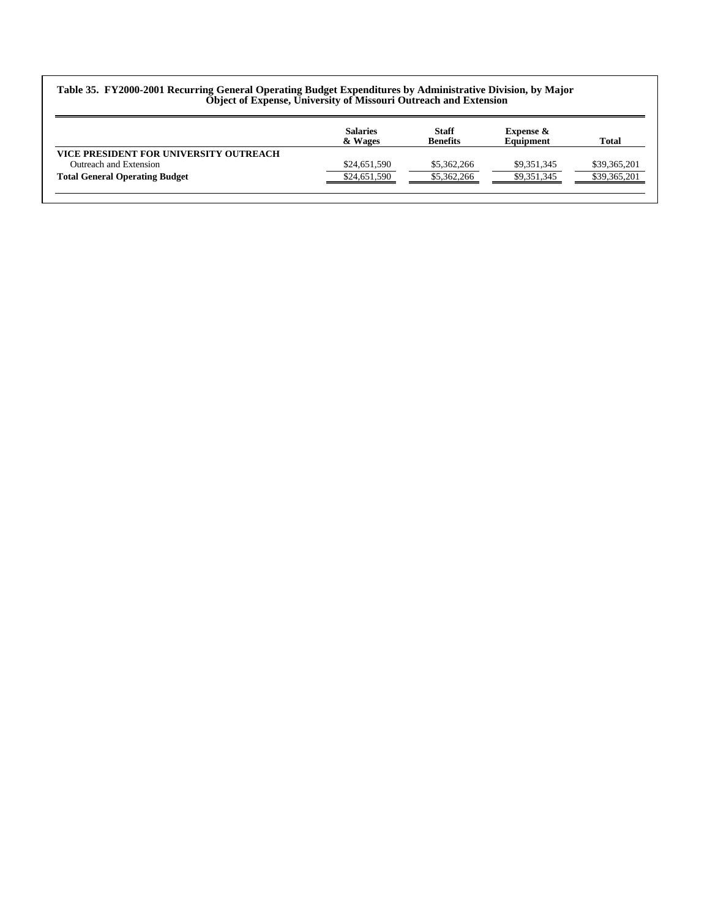**Table 35. FY2000-2001 Recurring General Operating Budget Expenditures by Administrative Division, by Major Object of Expense, University of Missouri Outreach and Extension**

| | Salaries & Wages | Staff Benefits | Expense & Equipment | Total |
|---|---|---|---|---|
| **VICE PRESIDENT FOR UNIVERSITY OUTREACH** | | | | |
| Outreach and Extension | $24,651,590 | $5,362,266 | $9,351,345 | $39,365,201 |
| **Total General Operating Budget** | $24,651,590 | $5,362,266 | $9,351,345 | $39,365,201 |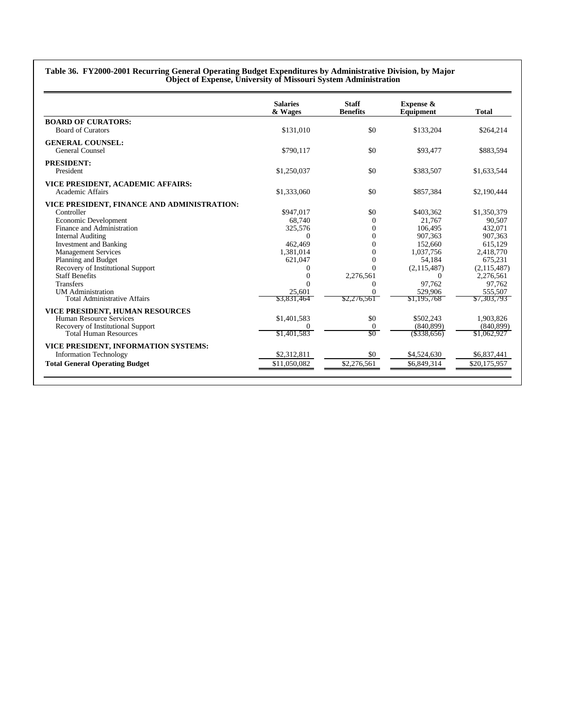**Table 36. FY2000-2001 Recurring General Operating Budget Expenditures by Administrative Division, by Major Object of Expense, University of Missouri System Administration**

| | Salaries & Wages | Staff Benefits | Expense & Equipment | Total |
|---|---|---|---|---|
| **BOARD OF CURATORS:** | | | | |
| Board of Curators | $131,010 | $0 | $133,204 | $264,214 |
| **GENERAL COUNSEL:** | | | | |
| General Counsel | $790,117 | $0 | $93,477 | $883,594 |
| **PRESIDENT:** | | | | |
| President | $1,250,037 | $0 | $383,507 | $1,633,544 |
| **VICE PRESIDENT, ACADEMIC AFFAIRS:** | | | | |
| Academic Affairs | $1,333,060 | $0 | $857,384 | $2,190,444 |
| **VICE PRESIDENT, FINANCE AND ADMINISTRATION:** | | | | |
| Controller | $947,017 | $0 | $403,362 | $1,350,379 |
| Economic Development | 68,740 | 0 | 21,767 | 90,507 |
| Finance and Administration | 325,576 | 0 | 106,495 | 432,071 |
| Internal Auditing | 0 | 0 | 907,363 | 907,363 |
| Investment and Banking | 462,469 | 0 | 152,660 | 615,129 |
| Management Services | 1,381,014 | 0 | 1,037,756 | 2,418,770 |
| Planning and Budget | 621,047 | 0 | 54,184 | 675,231 |
| Recovery of Institutional Support | 0 | 0 | (2,115,487) | (2,115,487) |
| Staff Benefits | 0 | 2,276,561 | 0 | 2,276,561 |
| Transfers | 0 | 0 | 97,762 | 97,762 |
| UM Administration | 25,601 | 0 | 529,906 | 555,507 |
| Total Administrative Affairs | $3,831,464 | $2,276,561 | $1,195,768 | $7,303,793 |
| **VICE PRESIDENT, HUMAN RESOURCES** | | | | |
| Human Resource Services | $1,401,583 | $0 | $502,243 | 1,903,826 |
| Recovery of Institutional Support | 0 | 0 | (840,899) | (840,899) |
| Total Human Resources | $1,401,583 | $0 | ($338,656) | $1,062,927 |
| **VICE PRESIDENT, INFORMATION SYSTEMS:** | | | | |
| Information Technology | $2,312,811 | $0 | $4,524,630 | $6,837,441 |
| **Total General Operating Budget** | $11,050,082 | $2,276,561 | $6,849,314 | $20,175,957 |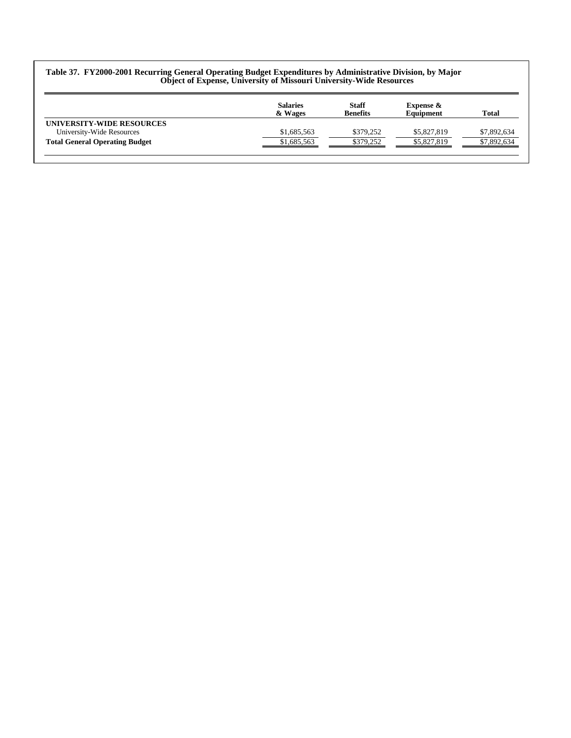**Table 37. FY2000-2001 Recurring General Operating Budget Expenditures by Administrative Division, by Major Object of Expense, University of Missouri University-Wide Resources**

| | Salaries & Wages | Staff Benefits | Expense & Equipment | Total |
|---|---|---|---|---|
| **UNIVERSITY-WIDE RESOURCES** | | | | |
| University-Wide Resources | $1,685,563 | $379,252 | $5,827,819 | $7,892,634 |
| **Total General Operating Budget** | $1,685,563 | $379,252 | $5,827,819 | $7,892,634 |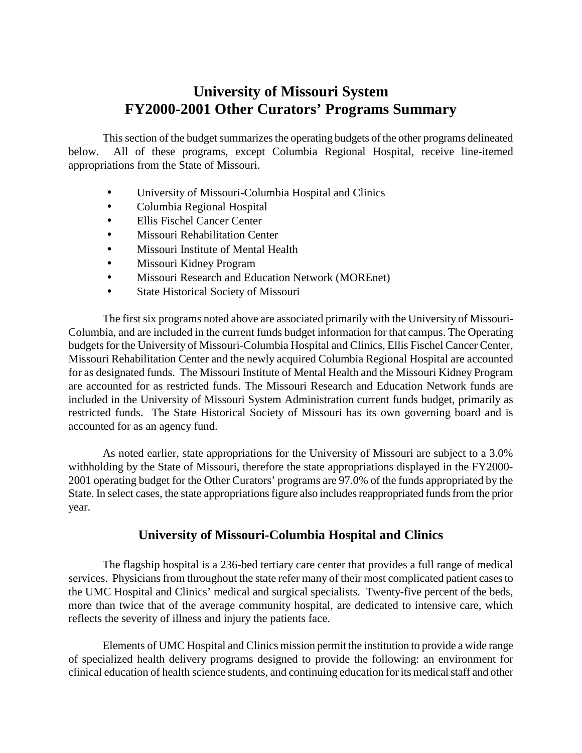# University of Missouri System
# FY2000-2001 Other Curators' Programs Summary

This section of the budget summarizes the operating budgets of the other programs delineated below. All of these programs, except Columbia Regional Hospital, receive line-itemed appropriations from the State of Missouri.

- University of Missouri-Columbia Hospital and Clinics
- Columbia Regional Hospital
- Ellis Fischel Cancer Center
- Missouri Rehabilitation Center
- Missouri Institute of Mental Health
- Missouri Kidney Program
- Missouri Research and Education Network (MOREnet)
- State Historical Society of Missouri

The first six programs noted above are associated primarily with the University of Missouri-Columbia, and are included in the current funds budget information for that campus. The Operating budgets for the University of Missouri-Columbia Hospital and Clinics, Ellis Fischel Cancer Center, Missouri Rehabilitation Center and the newly acquired Columbia Regional Hospital are accounted for as designated funds. The Missouri Institute of Mental Health and the Missouri Kidney Program are accounted for as restricted funds. The Missouri Research and Education Network funds are included in the University of Missouri System Administration current funds budget, primarily as restricted funds. The State Historical Society of Missouri has its own governing board and is accounted for as an agency fund.

As noted earlier, state appropriations for the University of Missouri are subject to a 3.0% withholding by the State of Missouri, therefore the state appropriations displayed in the FY2000-2001 operating budget for the Other Curators' programs are 97.0% of the funds appropriated by the State. In select cases, the state appropriations figure also includes reappropriated funds from the prior year.

## University of Missouri-Columbia Hospital and Clinics

The flagship hospital is a 236-bed tertiary care center that provides a full range of medical services. Physicians from throughout the state refer many of their most complicated patient cases to the UMC Hospital and Clinics' medical and surgical specialists. Twenty-five percent of the beds, more than twice that of the average community hospital, are dedicated to intensive care, which reflects the severity of illness and injury the patients face.

Elements of UMC Hospital and Clinics mission permit the institution to provide a wide range of specialized health delivery programs designed to provide the following: an environment for clinical education of health science students, and continuing education for its medical staff and other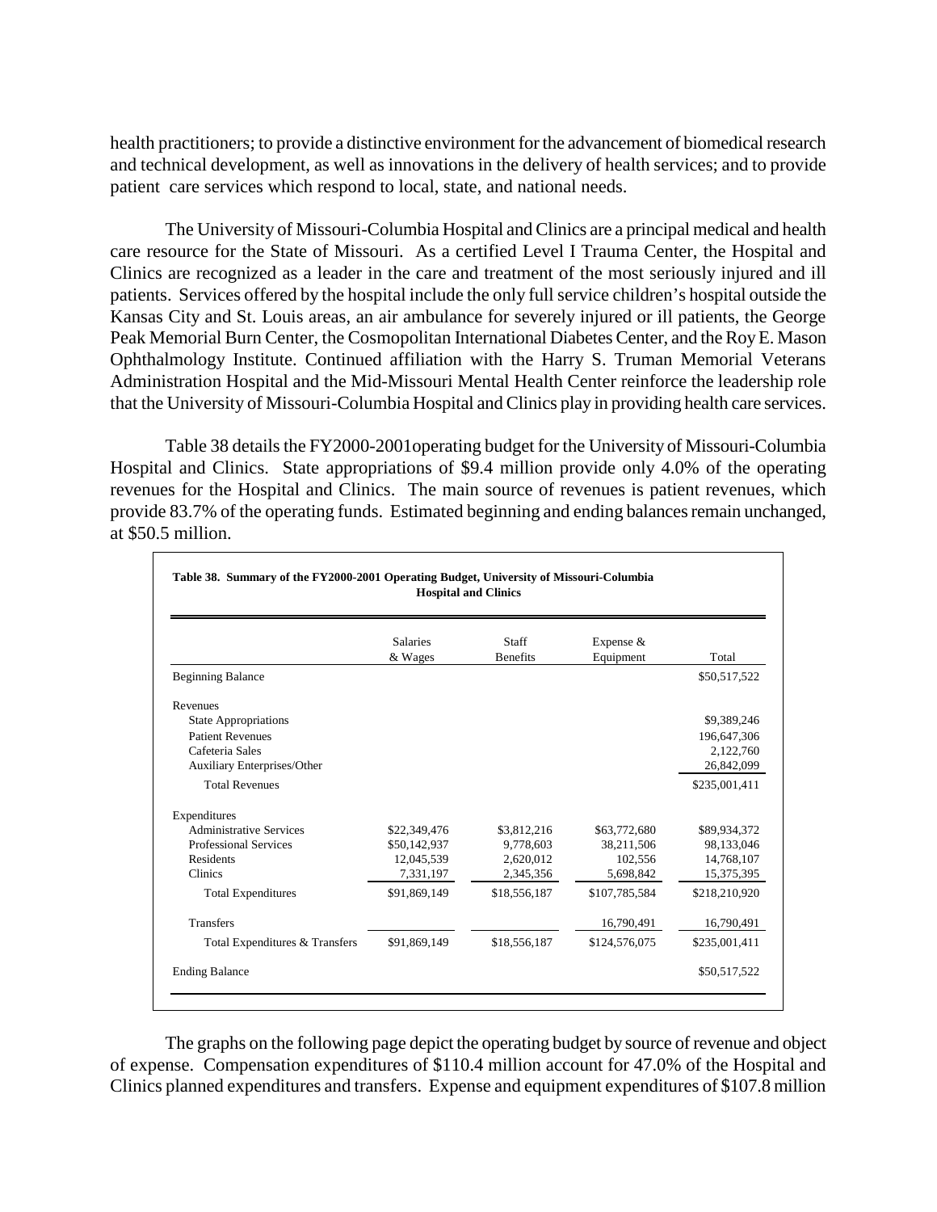health practitioners; to provide a distinctive environment for the advancement of biomedical research and technical development, as well as innovations in the delivery of health services; and to provide patient care services which respond to local, state, and national needs.

The University of Missouri-Columbia Hospital and Clinics are a principal medical and health care resource for the State of Missouri. As a certified Level I Trauma Center, the Hospital and Clinics are recognized as a leader in the care and treatment of the most seriously injured and ill patients. Services offered by the hospital include the only full service children's hospital outside the Kansas City and St. Louis areas, an air ambulance for severely injured or ill patients, the George Peak Memorial Burn Center, the Cosmopolitan International Diabetes Center, and the Roy E. Mason Ophthalmology Institute. Continued affiliation with the Harry S. Truman Memorial Veterans Administration Hospital and the Mid-Missouri Mental Health Center reinforce the leadership role that the University of Missouri-Columbia Hospital and Clinics play in providing health care services.

Table 38 details the FY2000-2001operating budget for the University of Missouri-Columbia Hospital and Clinics. State appropriations of $9.4 million provide only 4.0% of the operating revenues for the Hospital and Clinics. The main source of revenues is patient revenues, which provide 83.7% of the operating funds. Estimated beginning and ending balances remain unchanged, at $50.5 million.

**Table 38. Summary of the FY2000-2001 Operating Budget, University of Missouri-Columbia Hospital and Clinics**

| | Salaries & Wages | Staff Benefits | Expense & Equipment | Total |
|---|---|---|---|---|
| Beginning Balance | | | | $50,517,522 |
| Revenues | | | | |
| State Appropriations | | | | $9,389,246 |
| Patient Revenues | | | | 196,647,306 |
| Cafeteria Sales | | | | 2,122,760 |
| Auxiliary Enterprises/Other | | | | 26,842,099 |
| Total Revenues | | | | $235,001,411 |
| Expenditures | | | | |
| Administrative Services | $22,349,476 | $3,812,216 | $63,772,680 | $89,934,372 |
| Professional Services | $50,142,937 | 9,778,603 | 38,211,506 | 98,133,046 |
| Residents | 12,045,539 | 2,620,012 | 102,556 | 14,768,107 |
| Clinics | 7,331,197 | 2,345,356 | 5,698,842 | 15,375,395 |
| Total Expenditures | $91,869,149 | $18,556,187 | $107,785,584 | $218,210,920 |
| Transfers | | | 16,790,491 | 16,790,491 |
| Total Expenditures & Transfers | $91,869,149 | $18,556,187 | $124,576,075 | $235,001,411 |
| Ending Balance | | | | $50,517,522 |

The graphs on the following page depict the operating budget by source of revenue and object of expense. Compensation expenditures of $110.4 million account for 47.0% of the Hospital and Clinics planned expenditures and transfers. Expense and equipment expenditures of $107.8 million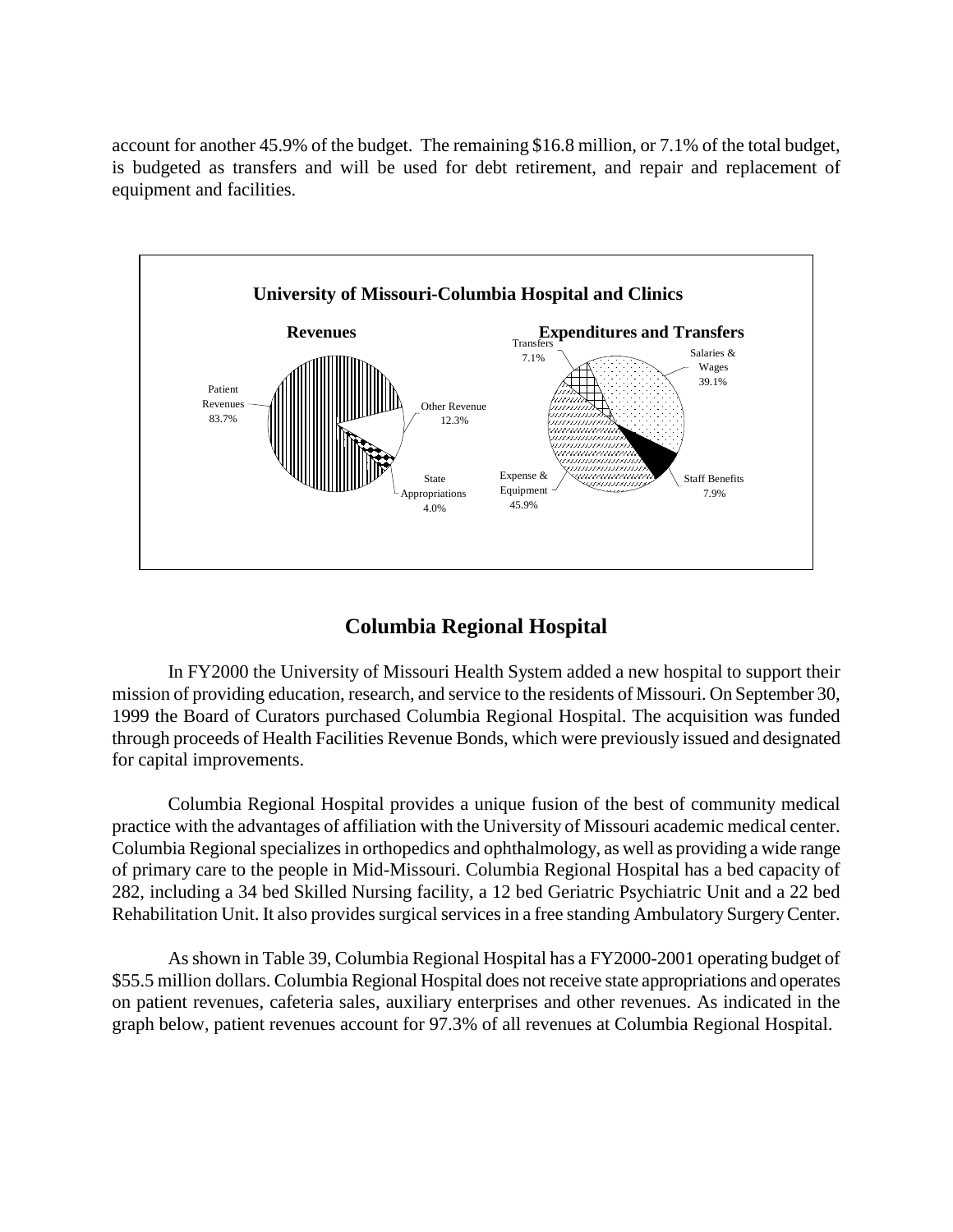account for another 45.9% of the budget. The remaining $16.8 million, or 7.1% of the total budget, is budgeted as transfers and will be used for debt retirement, and repair and replacement of equipment and facilities.

**University of Missouri-Columbia Hospital and Clinics**

**Revenues**

| Category | Percent |
| --- | --- |
| Patient Revenues | 83.7% |
| Other Revenue | 12.3% |
| State Appropriations | 4.0% |

**Expenditures and Transfers**

| Category | Percent |
| --- | --- |
| Salaries & Wages | 39.1% |
| Staff Benefits | 7.9% |
| Expense & Equipment | 45.9% |
| Transfers | 7.1% |

## Columbia Regional Hospital

In FY2000 the University of Missouri Health System added a new hospital to support their mission of providing education, research, and service to the residents of Missouri. On September 30, 1999 the Board of Curators purchased Columbia Regional Hospital. The acquisition was funded through proceeds of Health Facilities Revenue Bonds, which were previously issued and designated for capital improvements.

Columbia Regional Hospital provides a unique fusion of the best of community medical practice with the advantages of affiliation with the University of Missouri academic medical center. Columbia Regional specializes in orthopedics and ophthalmology, as well as providing a wide range of primary care to the people in Mid-Missouri. Columbia Regional Hospital has a bed capacity of 282, including a 34 bed Skilled Nursing facility, a 12 bed Geriatric Psychiatric Unit and a 22 bed Rehabilitation Unit. It also provides surgical services in a free standing Ambulatory Surgery Center.

As shown in Table 39, Columbia Regional Hospital has a FY2000-2001 operating budget of $55.5 million dollars. Columbia Regional Hospital does not receive state appropriations and operates on patient revenues, cafeteria sales, auxiliary enterprises and other revenues. As indicated in the graph below, patient revenues account for 97.3% of all revenues at Columbia Regional Hospital.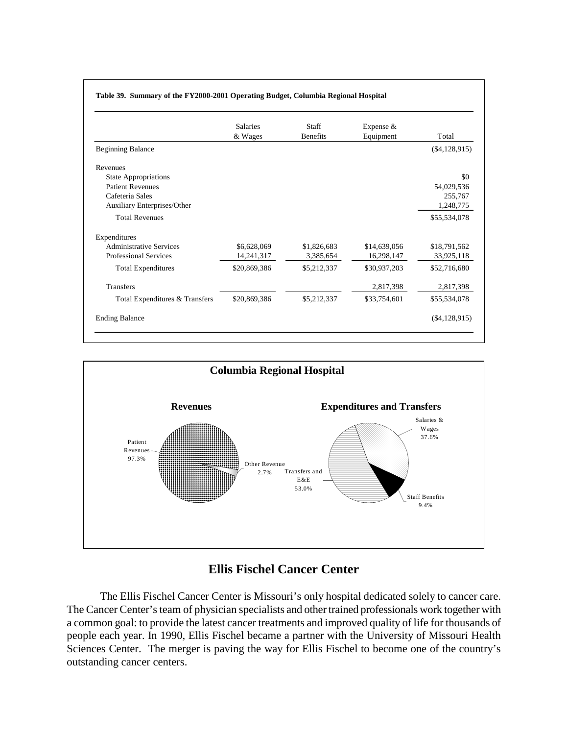**Table 39. Summary of the FY2000-2001 Operating Budget, Columbia Regional Hospital**

| | Salaries & Wages | Staff Benefits | Expense & Equipment | Total |
|---|---|---|---|---|
| Beginning Balance | | | | ($4,128,915) |
| Revenues | | | | |
| State Appropriations | | | | $0 |
| Patient Revenues | | | | 54,029,536 |
| Cafeteria Sales | | | | 255,767 |
| Auxiliary Enterprises/Other | | | | 1,248,775 |
| Total Revenues | | | | $55,534,078 |
| Expenditures | | | | |
| Administrative Services | $6,628,069 | $1,826,683 | $14,639,056 | $18,791,562 |
| Professional Services | 14,241,317 | 3,385,654 | 16,298,147 | 33,925,118 |
| Total Expenditures | $20,869,386 | $5,212,337 | $30,937,203 | $52,716,680 |
| Transfers | | | 2,817,398 | 2,817,398 |
| Total Expenditures & Transfers | $20,869,386 | $5,212,337 | $33,754,601 | $55,534,078 |
| Ending Balance | | | | ($4,128,915) |

**Columbia Regional Hospital**

**Revenues**

Patient Revenues 97.3%

Other Revenue 2.7%

**Expenditures and Transfers**

Salaries & Wages 37.6%

Staff Benefits 9.4%

Transfers and E&E 53.0%

## Ellis Fischel Cancer Center

The Ellis Fischel Cancer Center is Missouri's only hospital dedicated solely to cancer care. The Cancer Center's team of physician specialists and other trained professionals work together with a common goal: to provide the latest cancer treatments and improved quality of life for thousands of people each year. In 1990, Ellis Fischel became a partner with the University of Missouri Health Sciences Center. The merger is paving the way for Ellis Fischel to become one of the country's outstanding cancer centers.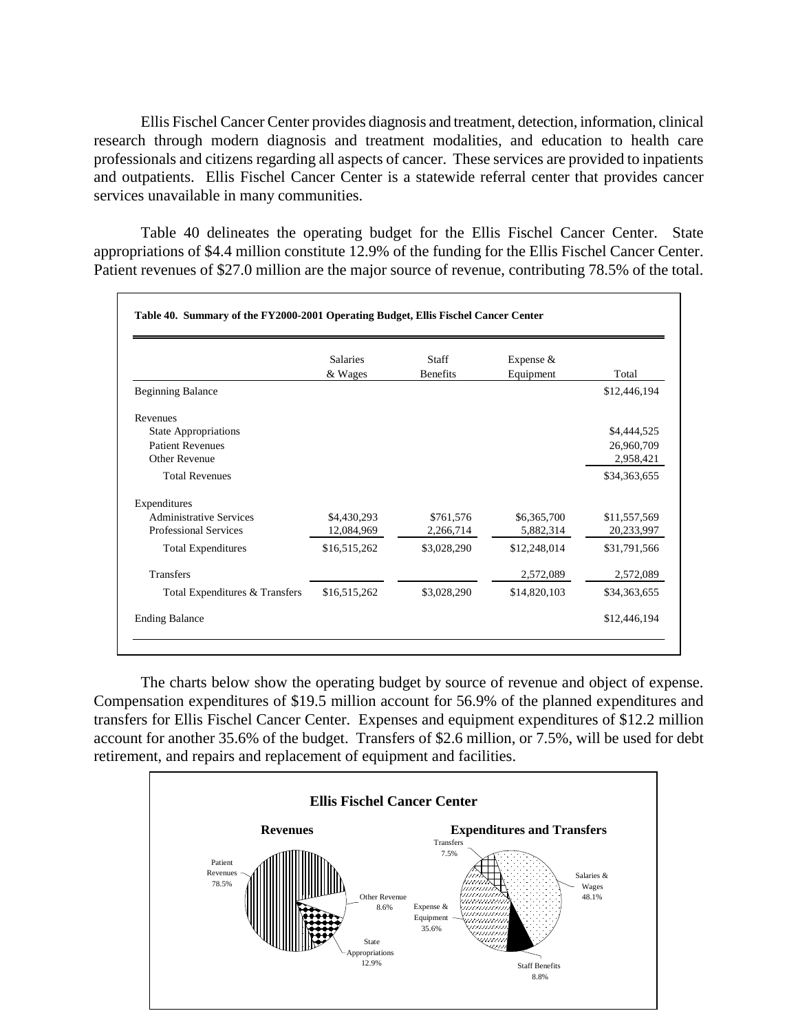Ellis Fischel Cancer Center provides diagnosis and treatment, detection, information, clinical research through modern diagnosis and treatment modalities, and education to health care professionals and citizens regarding all aspects of cancer. These services are provided to inpatients and outpatients. Ellis Fischel Cancer Center is a statewide referral center that provides cancer services unavailable in many communities.

Table 40 delineates the operating budget for the Ellis Fischel Cancer Center. State appropriations of $4.4 million constitute 12.9% of the funding for the Ellis Fischel Cancer Center. Patient revenues of $27.0 million are the major source of revenue, contributing 78.5% of the total.

**Table 40. Summary of the FY2000-2001 Operating Budget, Ellis Fischel Cancer Center**

| | Salaries & Wages | Staff Benefits | Expense & Equipment | Total |
|---|---|---|---|---|
| Beginning Balance | | | | $12,446,194 |
| Revenues | | | | |
| State Appropriations | | | | $4,444,525 |
| Patient Revenues | | | | 26,960,709 |
| Other Revenue | | | | 2,958,421 |
| Total Revenues | | | | $34,363,655 |
| Expenditures | | | | |
| Administrative Services | $4,430,293 | $761,576 | $6,365,700 | $11,557,569 |
| Professional Services | 12,084,969 | 2,266,714 | 5,882,314 | 20,233,997 |
| Total Expenditures | $16,515,262 | $3,028,290 | $12,248,014 | $31,791,566 |
| Transfers | | | 2,572,089 | 2,572,089 |
| Total Expenditures & Transfers | $16,515,262 | $3,028,290 | $14,820,103 | $34,363,655 |
| Ending Balance | | | | $12,446,194 |

The charts below show the operating budget by source of revenue and object of expense. Compensation expenditures of $19.5 million account for 56.9% of the planned expenditures and transfers for Ellis Fischel Cancer Center. Expenses and equipment expenditures of $12.2 million account for another 35.6% of the budget. Transfers of $2.6 million, or 7.5%, will be used for debt retirement, and repairs and replacement of equipment and facilities.

**Ellis Fischel Cancer Center**

**Revenues**

- Patient Revenues 78.5%
- Other Revenue 8.6%
- State Appropriations 12.9%

**Expenditures and Transfers**

- Transfers 7.5%
- Salaries & Wages 48.1%
- Staff Benefits 8.8%
- Expense & Equipment 35.6%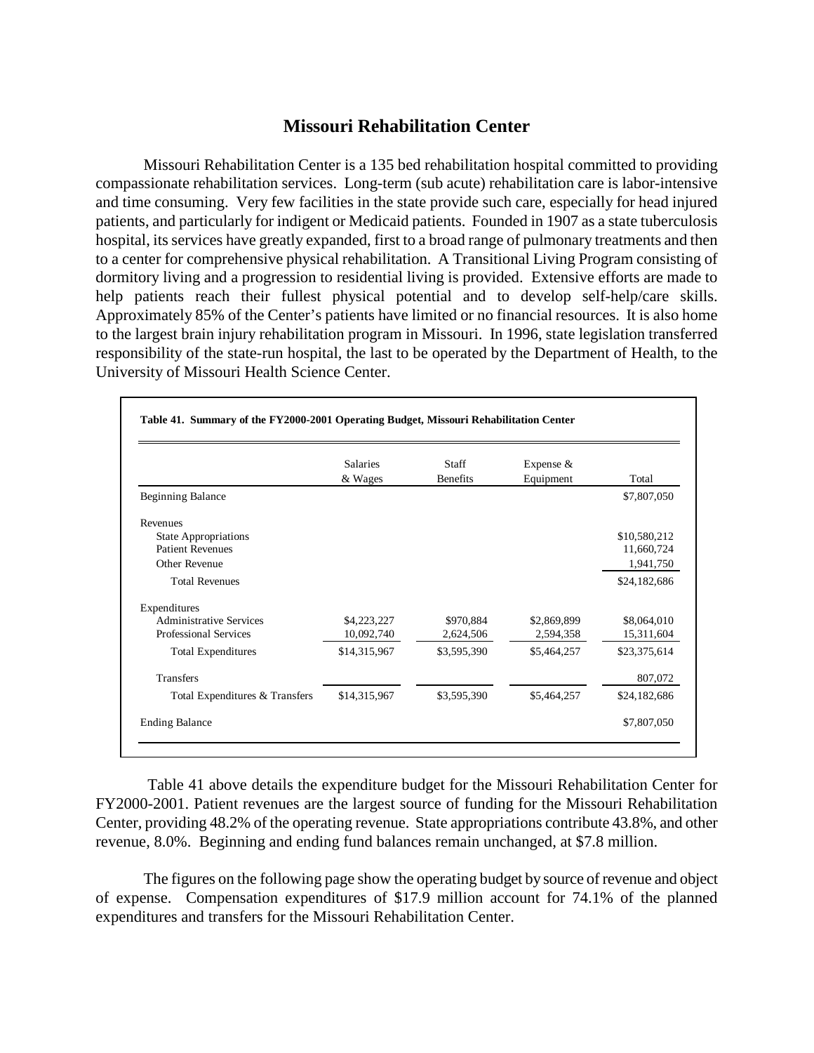# Missouri Rehabilitation Center

Missouri Rehabilitation Center is a 135 bed rehabilitation hospital committed to providing compassionate rehabilitation services. Long-term (sub acute) rehabilitation care is labor-intensive and time consuming. Very few facilities in the state provide such care, especially for head injured patients, and particularly for indigent or Medicaid patients. Founded in 1907 as a state tuberculosis hospital, its services have greatly expanded, first to a broad range of pulmonary treatments and then to a center for comprehensive physical rehabilitation. A Transitional Living Program consisting of dormitory living and a progression to residential living is provided. Extensive efforts are made to help patients reach their fullest physical potential and to develop self-help/care skills. Approximately 85% of the Center's patients have limited or no financial resources. It is also home to the largest brain injury rehabilitation program in Missouri. In 1996, state legislation transferred responsibility of the state-run hospital, the last to be operated by the Department of Health, to the University of Missouri Health Science Center.

**Table 41. Summary of the FY2000-2001 Operating Budget, Missouri Rehabilitation Center**

| | Salaries & Wages | Staff Benefits | Expense & Equipment | Total |
|---|---|---|---|---|
| Beginning Balance | | | | $7,807,050 |
| Revenues | | | | |
| State Appropriations | | | | $10,580,212 |
| Patient Revenues | | | | 11,660,724 |
| Other Revenue | | | | 1,941,750 |
| Total Revenues | | | | $24,182,686 |
| Expenditures | | | | |
| Administrative Services | $4,223,227 | $970,884 | $2,869,899 | $8,064,010 |
| Professional Services | 10,092,740 | 2,624,506 | 2,594,358 | 15,311,604 |
| Total Expenditures | $14,315,967 | $3,595,390 | $5,464,257 | $23,375,614 |
| Transfers | | | | 807,072 |
| Total Expenditures & Transfers | $14,315,967 | $3,595,390 | $5,464,257 | $24,182,686 |
| Ending Balance | | | | $7,807,050 |

Table 41 above details the expenditure budget for the Missouri Rehabilitation Center for FY2000-2001. Patient revenues are the largest source of funding for the Missouri Rehabilitation Center, providing 48.2% of the operating revenue. State appropriations contribute 43.8%, and other revenue, 8.0%. Beginning and ending fund balances remain unchanged, at $7.8 million.

The figures on the following page show the operating budget by source of revenue and object of expense. Compensation expenditures of $17.9 million account for 74.1% of the planned expenditures and transfers for the Missouri Rehabilitation Center.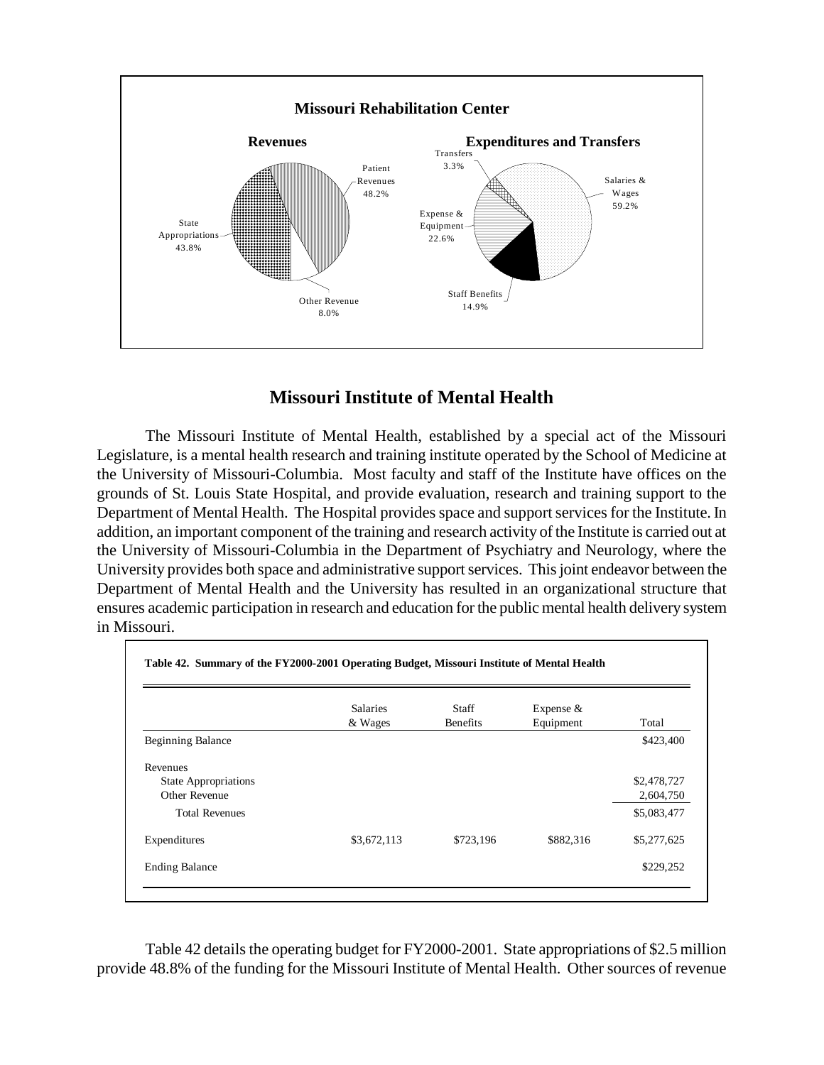**Missouri Rehabilitation Center**

**Revenues**

Patient Revenues 48.2%

State Appropriations 43.8%

Other Revenue 8.0%

**Expenditures and Transfers**

Transfers 3.3%

Salaries & Wages 59.2%

Expense & Equipment 22.6%

Staff Benefits 14.9%

## Missouri Institute of Mental Health

The Missouri Institute of Mental Health, established by a special act of the Missouri Legislature, is a mental health research and training institute operated by the School of Medicine at the University of Missouri-Columbia. Most faculty and staff of the Institute have offices on the grounds of St. Louis State Hospital, and provide evaluation, research and training support to the Department of Mental Health. The Hospital provides space and support services for the Institute. In addition, an important component of the training and research activity of the Institute is carried out at the University of Missouri-Columbia in the Department of Psychiatry and Neurology, where the University provides both space and administrative support services. This joint endeavor between the Department of Mental Health and the University has resulted in an organizational structure that ensures academic participation in research and education for the public mental health delivery system in Missouri.

**Table 42. Summary of the FY2000-2001 Operating Budget, Missouri Institute of Mental Health**

| | Salaries & Wages | Staff Benefits | Expense & Equipment | Total |
|---|---|---|---|---|
| Beginning Balance | | | | $423,400 |
| Revenues | | | | |
| State Appropriations | | | | $2,478,727 |
| Other Revenue | | | | 2,604,750 |
| Total Revenues | | | | $5,083,477 |
| Expenditures | $3,672,113 | $723,196 | $882,316 | $5,277,625 |
| Ending Balance | | | | $229,252 |

Table 42 details the operating budget for FY2000-2001. State appropriations of $2.5 million provide 48.8% of the funding for the Missouri Institute of Mental Health. Other sources of revenue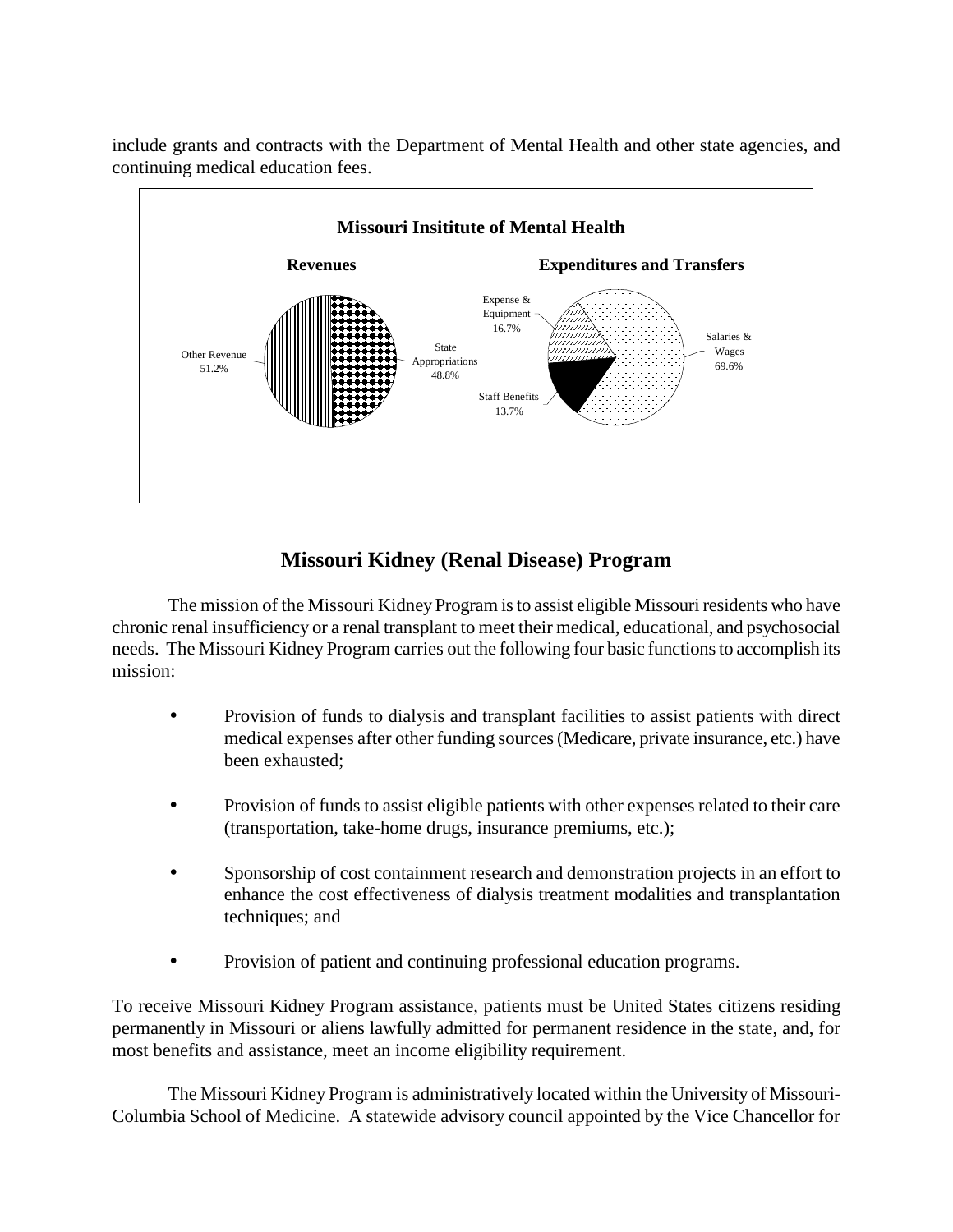include grants and contracts with the Department of Mental Health and other state agencies, and continuing medical education fees.

**Missouri Insititute of Mental Health**

**Revenues**

Other Revenue 51.2%

State Appropriations 48.8%

**Expenditures and Transfers**

Expense & Equipment 16.7%

Salaries & Wages 69.6%

Staff Benefits 13.7%

## Missouri Kidney (Renal Disease) Program

The mission of the Missouri Kidney Program is to assist eligible Missouri residents who have chronic renal insufficiency or a renal transplant to meet their medical, educational, and psychosocial needs. The Missouri Kidney Program carries out the following four basic functions to accomplish its mission:

- Provision of funds to dialysis and transplant facilities to assist patients with direct medical expenses after other funding sources (Medicare, private insurance, etc.) have been exhausted;
- Provision of funds to assist eligible patients with other expenses related to their care (transportation, take-home drugs, insurance premiums, etc.);
- Sponsorship of cost containment research and demonstration projects in an effort to enhance the cost effectiveness of dialysis treatment modalities and transplantation techniques; and
- Provision of patient and continuing professional education programs.

To receive Missouri Kidney Program assistance, patients must be United States citizens residing permanently in Missouri or aliens lawfully admitted for permanent residence in the state, and, for most benefits and assistance, meet an income eligibility requirement.

The Missouri Kidney Program is administratively located within the University of Missouri-Columbia School of Medicine. A statewide advisory council appointed by the Vice Chancellor for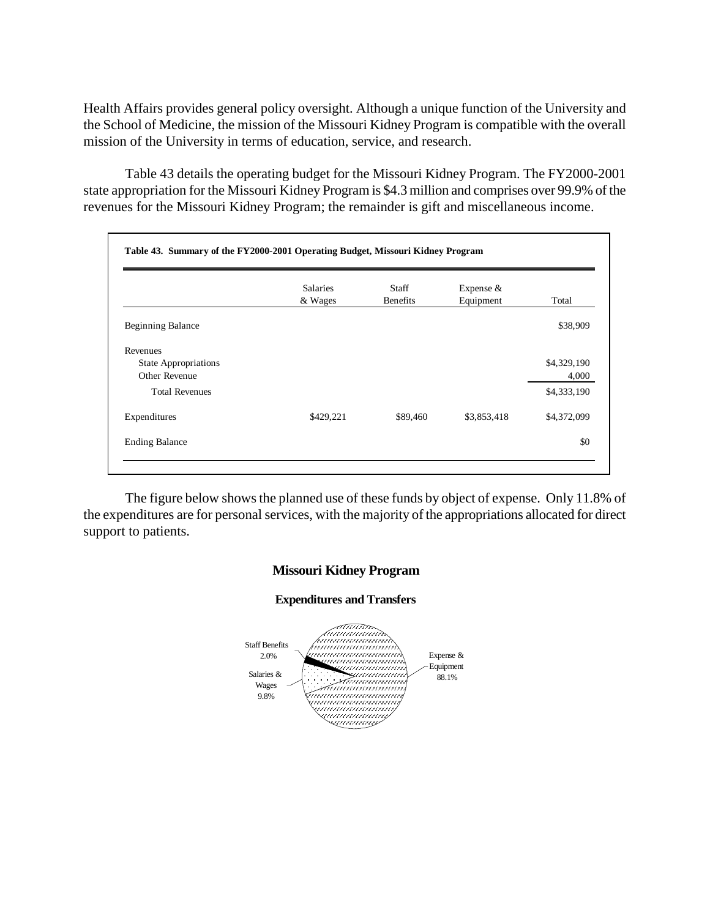Health Affairs provides general policy oversight. Although a unique function of the University and the School of Medicine, the mission of the Missouri Kidney Program is compatible with the overall mission of the University in terms of education, service, and research.

Table 43 details the operating budget for the Missouri Kidney Program. The FY2000-2001 state appropriation for the Missouri Kidney Program is $4.3 million and comprises over 99.9% of the revenues for the Missouri Kidney Program; the remainder is gift and miscellaneous income.

**Table 43. Summary of the FY2000-2001 Operating Budget, Missouri Kidney Program**

| | Salaries & Wages | Staff Benefits | Expense & Equipment | Total |
|---|---|---|---|---|
| Beginning Balance | | | | $38,909 |
| Revenues | | | | |
| State Appropriations | | | | $4,329,190 |
| Other Revenue | | | | 4,000 |
| Total Revenues | | | | $4,333,190 |
| Expenditures | $429,221 | $89,460 | $3,853,418 | $4,372,099 |
| Ending Balance | | | | $0 |

The figure below shows the planned use of these funds by object of expense. Only 11.8% of the expenditures are for personal services, with the majority of the appropriations allocated for direct support to patients.

**Missouri Kidney Program**

**Expenditures and Transfers**

Staff Benefits 2.0%

Salaries & Wages 9.8%

Expense & Equipment 88.1%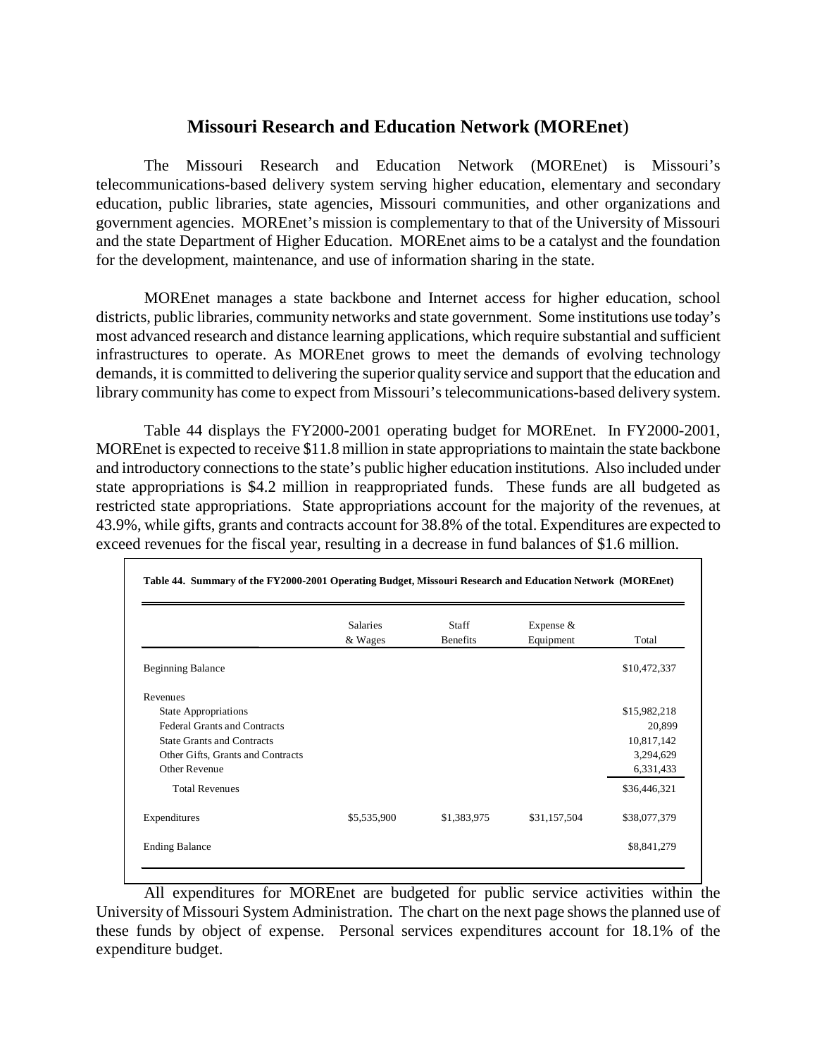## Missouri Research and Education Network (MOREnet)

The Missouri Research and Education Network (MOREnet) is Missouri's telecommunications-based delivery system serving higher education, elementary and secondary education, public libraries, state agencies, Missouri communities, and other organizations and government agencies. MOREnet's mission is complementary to that of the University of Missouri and the state Department of Higher Education. MOREnet aims to be a catalyst and the foundation for the development, maintenance, and use of information sharing in the state.

MOREnet manages a state backbone and Internet access for higher education, school districts, public libraries, community networks and state government. Some institutions use today's most advanced research and distance learning applications, which require substantial and sufficient infrastructures to operate. As MOREnet grows to meet the demands of evolving technology demands, it is committed to delivering the superior quality service and support that the education and library community has come to expect from Missouri's telecommunications-based delivery system.

Table 44 displays the FY2000-2001 operating budget for MOREnet. In FY2000-2001, MOREnet is expected to receive \$11.8 million in state appropriations to maintain the state backbone and introductory connections to the state's public higher education institutions. Also included under state appropriations is \$4.2 million in reappropriated funds. These funds are all budgeted as restricted state appropriations. State appropriations account for the majority of the revenues, at 43.9%, while gifts, grants and contracts account for 38.8% of the total. Expenditures are expected to exceed revenues for the fiscal year, resulting in a decrease in fund balances of \$1.6 million.

**Table 44. Summary of the FY2000-2001 Operating Budget, Missouri Research and Education Network (MOREnet)**

| | Salaries & Wages | Staff Benefits | Expense & Equipment | Total |
|---|---|---|---|---|
| Beginning Balance | | | | \$10,472,337 |
| Revenues | | | | |
| State Appropriations | | | | \$15,982,218 |
| Federal Grants and Contracts | | | | 20,899 |
| State Grants and Contracts | | | | 10,817,142 |
| Other Gifts, Grants and Contracts | | | | 3,294,629 |
| Other Revenue | | | | 6,331,433 |
| Total Revenues | | | | \$36,446,321 |
| Expenditures | \$5,535,900 | \$1,383,975 | \$31,157,504 | \$38,077,379 |
| Ending Balance | | | | \$8,841,279 |

All expenditures for MOREnet are budgeted for public service activities within the University of Missouri System Administration. The chart on the next page shows the planned use of these funds by object of expense. Personal services expenditures account for 18.1% of the expenditure budget.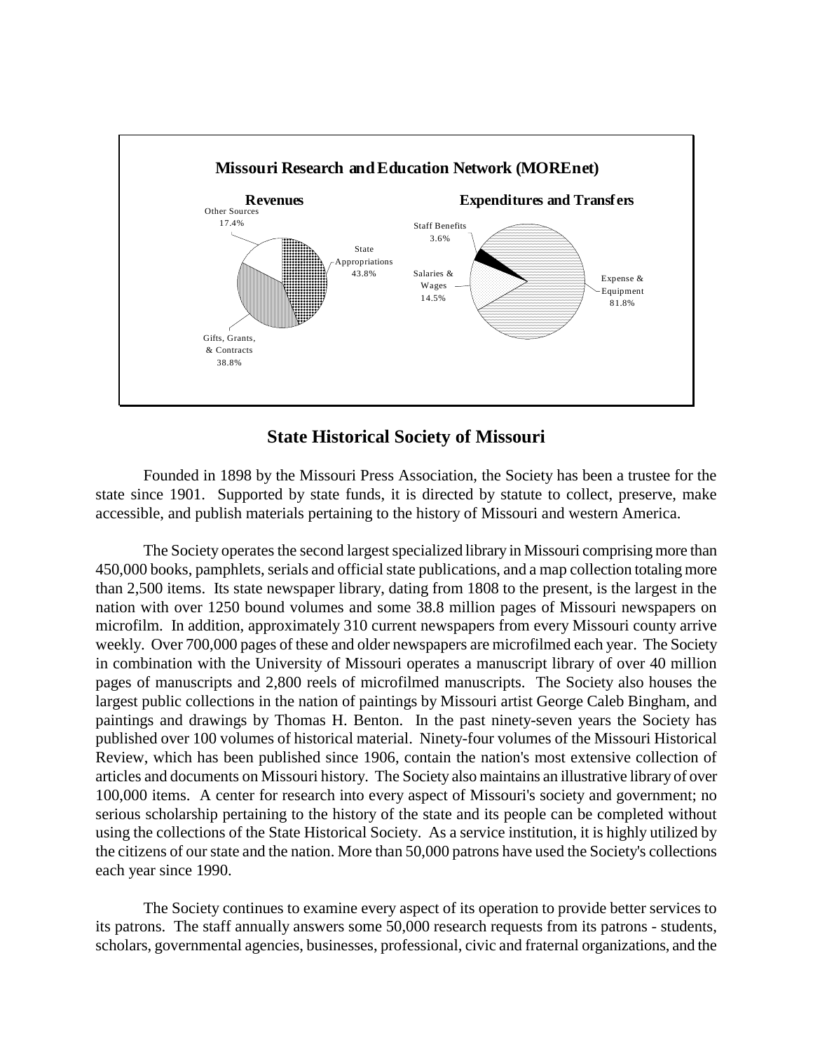**Missouri Research and Education Network (MOREnet)**

**Revenues**

- State Appropriations 43.8%
- Gifts, Grants, & Contracts 38.8%
- Other Sources 17.4%

**Expenditures and Transfers**

- Expense & Equipment 81.8%
- Salaries & Wages 14.5%
- Staff Benefits 3.6%

## State Historical Society of Missouri

Founded in 1898 by the Missouri Press Association, the Society has been a trustee for the state since 1901. Supported by state funds, it is directed by statute to collect, preserve, make accessible, and publish materials pertaining to the history of Missouri and western America.

The Society operates the second largest specialized library in Missouri comprising more than 450,000 books, pamphlets, serials and official state publications, and a map collection totaling more than 2,500 items. Its state newspaper library, dating from 1808 to the present, is the largest in the nation with over 1250 bound volumes and some 38.8 million pages of Missouri newspapers on microfilm. In addition, approximately 310 current newspapers from every Missouri county arrive weekly. Over 700,000 pages of these and older newspapers are microfilmed each year. The Society in combination with the University of Missouri operates a manuscript library of over 40 million pages of manuscripts and 2,800 reels of microfilmed manuscripts. The Society also houses the largest public collections in the nation of paintings by Missouri artist George Caleb Bingham, and paintings and drawings by Thomas H. Benton. In the past ninety-seven years the Society has published over 100 volumes of historical material. Ninety-four volumes of the Missouri Historical Review, which has been published since 1906, contain the nation's most extensive collection of articles and documents on Missouri history. The Society also maintains an illustrative library of over 100,000 items. A center for research into every aspect of Missouri's society and government; no serious scholarship pertaining to the history of the state and its people can be completed without using the collections of the State Historical Society. As a service institution, it is highly utilized by the citizens of our state and the nation. More than 50,000 patrons have used the Society's collections each year since 1990.

The Society continues to examine every aspect of its operation to provide better services to its patrons. The staff annually answers some 50,000 research requests from its patrons - students, scholars, governmental agencies, businesses, professional, civic and fraternal organizations, and the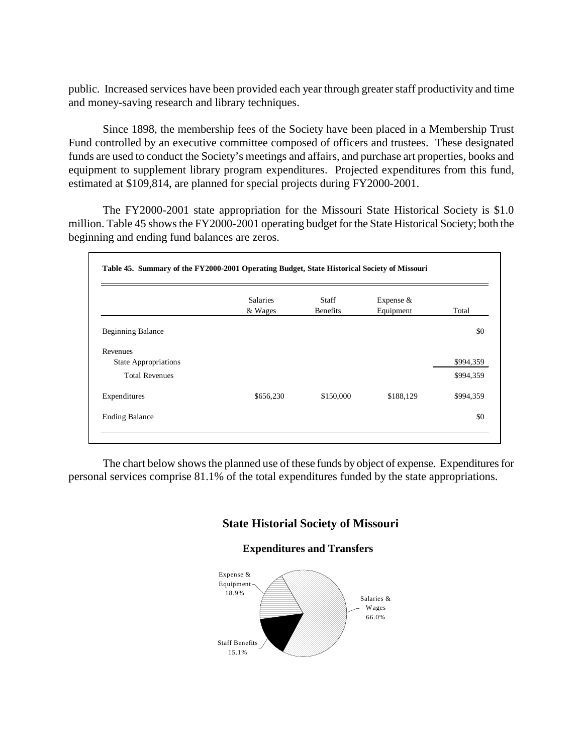public. Increased services have been provided each year through greater staff productivity and time and money-saving research and library techniques.

Since 1898, the membership fees of the Society have been placed in a Membership Trust Fund controlled by an executive committee composed of officers and trustees. These designated funds are used to conduct the Society's meetings and affairs, and purchase art properties, books and equipment to supplement library program expenditures. Projected expenditures from this fund, estimated at $109,814, are planned for special projects during FY2000-2001.

The FY2000-2001 state appropriation for the Missouri State Historical Society is $1.0 million. Table 45 shows the FY2000-2001 operating budget for the State Historical Society; both the beginning and ending fund balances are zeros.

**Table 45. Summary of the FY2000-2001 Operating Budget, State Historical Society of Missouri**

| | Salaries & Wages | Staff Benefits | Expense & Equipment | Total |
|---|---|---|---|---|
| Beginning Balance | | | | $0 |
| Revenues | | | | |
| State Appropriations | | | | $994,359 |
| Total Revenues | | | | $994,359 |
| Expenditures | $656,230 | $150,000 | $188,129 | $994,359 |
| Ending Balance | | | | $0 |

The chart below shows the planned use of these funds by object of expense. Expenditures for personal services comprise 81.1% of the total expenditures funded by the state appropriations.

**State Historical Society of Missouri**

**Expenditures and Transfers**

Expense & Equipment 18.9%

Salaries & Wages 66.0%

Staff Benefits 15.1%